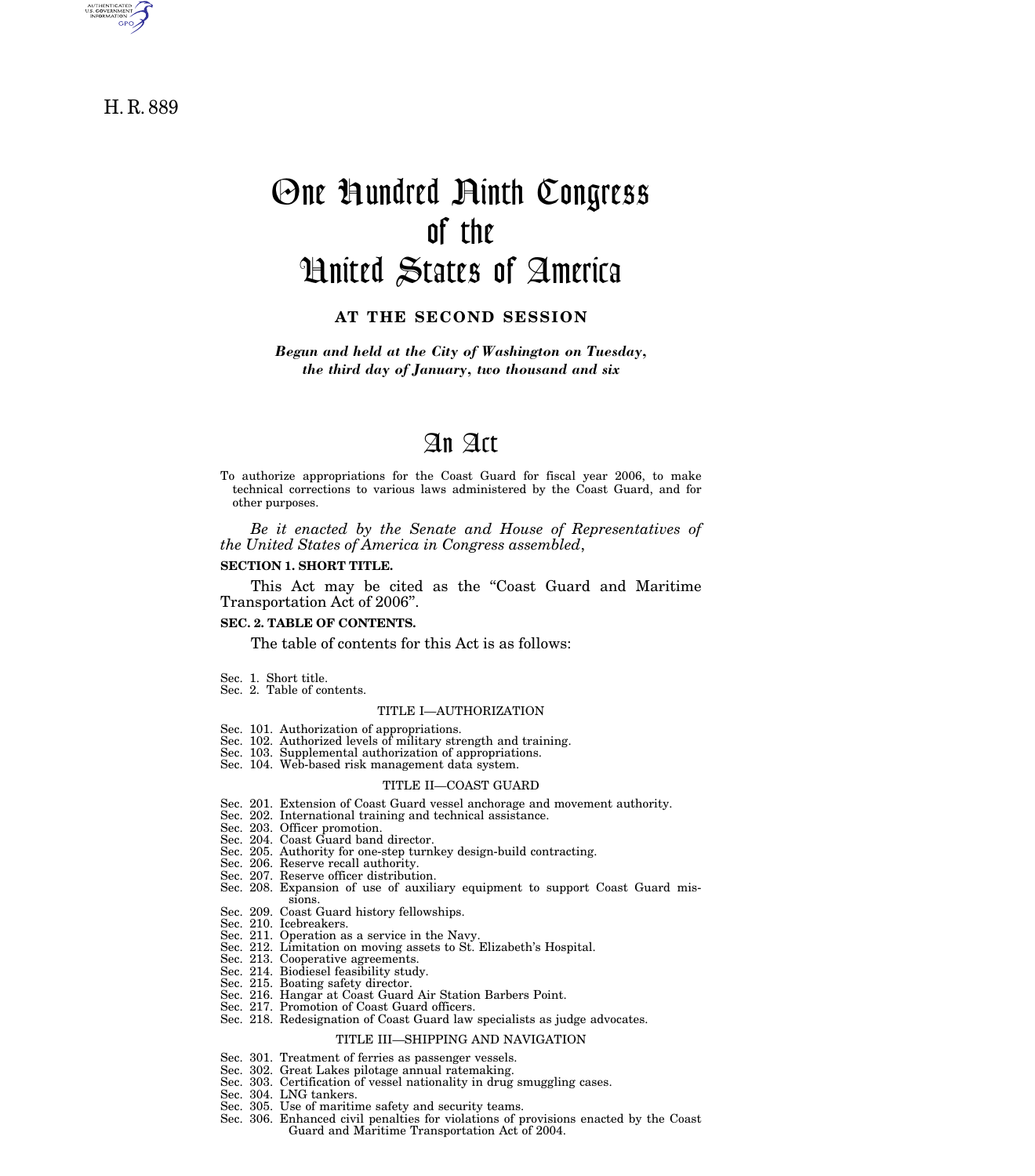H. R. 889

# One Hundred Ninth Congress of the United States of America

**AT THE SECOND SESSION**

***Begun and held at the City of Washington on Tuesday, the third day of January, two thousand and six***

# An Act

To authorize appropriations for the Coast Guard for fiscal year 2006, to make technical corrections to various laws administered by the Coast Guard, and for other purposes.

*Be it enacted by the Senate and House of Representatives of the United States of America in Congress assembled*,

**SECTION 1. SHORT TITLE.**

This Act may be cited as the "Coast Guard and Maritime Transportation Act of 2006".

**SEC. 2. TABLE OF CONTENTS.**

The table of contents for this Act is as follows:

Sec. 1. Short title.
Sec. 2. Table of contents.

TITLE I—AUTHORIZATION

Sec. 101. Authorization of appropriations.
Sec. 102. Authorized levels of military strength and training.
Sec. 103. Supplemental authorization of appropriations.
Sec. 104. Web-based risk management data system.

TITLE II—COAST GUARD

Sec. 201. Extension of Coast Guard vessel anchorage and movement authority.
Sec. 202. International training and technical assistance.
Sec. 203. Officer promotion.
Sec. 204. Coast Guard band director.
Sec. 205. Authority for one-step turnkey design-build contracting.
Sec. 206. Reserve recall authority.
Sec. 207. Reserve officer distribution.
Sec. 208. Expansion of use of auxiliary equipment to support Coast Guard missions.
Sec. 209. Coast Guard history fellowships.
Sec. 210. Icebreakers.
Sec. 211. Operation as a service in the Navy.
Sec. 212. Limitation on moving assets to St. Elizabeth's Hospital.
Sec. 213. Cooperative agreements.
Sec. 214. Biodiesel feasibility study.
Sec. 215. Boating safety director.
Sec. 216. Hangar at Coast Guard Air Station Barbers Point.
Sec. 217. Promotion of Coast Guard officers.
Sec. 218. Redesignation of Coast Guard law specialists as judge advocates.

TITLE III—SHIPPING AND NAVIGATION

Sec. 301. Treatment of ferries as passenger vessels.
Sec. 302. Great Lakes pilotage annual ratemaking.
Sec. 303. Certification of vessel nationality in drug smuggling cases.
Sec. 304. LNG tankers.
Sec. 305. Use of maritime safety and security teams.
Sec. 306. Enhanced civil penalties for violations of provisions enacted by the Coast Guard and Maritime Transportation Act of 2004.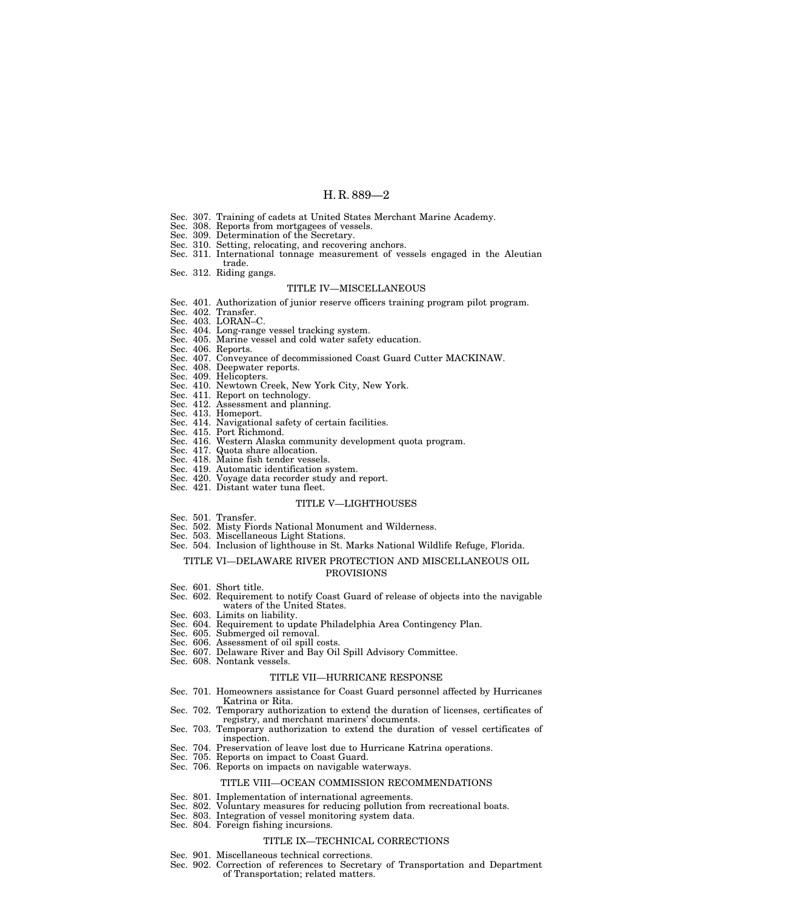Sec. 307. Training of cadets at United States Merchant Marine Academy.
Sec. 308. Reports from mortgagees of vessels.
Sec. 309. Determination of the Secretary.
Sec. 310. Setting, relocating, and recovering anchors.
Sec. 311. International tonnage measurement of vessels engaged in the Aleutian trade.
Sec. 312. Riding gangs.

TITLE IV—MISCELLANEOUS

Sec. 401. Authorization of junior reserve officers training program pilot program.
Sec. 402. Transfer.
Sec. 403. LORAN–C.
Sec. 404. Long-range vessel tracking system.
Sec. 405. Marine vessel and cold water safety education.
Sec. 406. Reports.
Sec. 407. Conveyance of decommissioned Coast Guard Cutter MACKINAW.
Sec. 408. Deepwater reports.
Sec. 409. Helicopters.
Sec. 410. Newtown Creek, New York City, New York.
Sec. 411. Report on technology.
Sec. 412. Assessment and planning.
Sec. 413. Homeport.
Sec. 414. Navigational safety of certain facilities.
Sec. 415. Port Richmond.
Sec. 416. Western Alaska community development quota program.
Sec. 417. Quota share allocation.
Sec. 418. Maine fish tender vessels.
Sec. 419. Automatic identification system.
Sec. 420. Voyage data recorder study and report.
Sec. 421. Distant water tuna fleet.

TITLE V—LIGHTHOUSES

Sec. 501. Transfer.
Sec. 502. Misty Fiords National Monument and Wilderness.
Sec. 503. Miscellaneous Light Stations.
Sec. 504. Inclusion of lighthouse in St. Marks National Wildlife Refuge, Florida.

TITLE VI—DELAWARE RIVER PROTECTION AND MISCELLANEOUS OIL PROVISIONS

Sec. 601. Short title.
Sec. 602. Requirement to notify Coast Guard of release of objects into the navigable waters of the United States.
Sec. 603. Limits on liability.
Sec. 604. Requirement to update Philadelphia Area Contingency Plan.
Sec. 605. Submerged oil removal.
Sec. 606. Assessment of oil spill costs.
Sec. 607. Delaware River and Bay Oil Spill Advisory Committee.
Sec. 608. Nontank vessels.

TITLE VII—HURRICANE RESPONSE

Sec. 701. Homeowners assistance for Coast Guard personnel affected by Hurricanes Katrina or Rita.
Sec. 702. Temporary authorization to extend the duration of licenses, certificates of registry, and merchant mariners' documents.
Sec. 703. Temporary authorization to extend the duration of vessel certificates of inspection.
Sec. 704. Preservation of leave lost due to Hurricane Katrina operations.
Sec. 705. Reports on impact to Coast Guard.
Sec. 706. Reports on impacts on navigable waterways.

TITLE VIII—OCEAN COMMISSION RECOMMENDATIONS

Sec. 801. Implementation of international agreements.
Sec. 802. Voluntary measures for reducing pollution from recreational boats.
Sec. 803. Integration of vessel monitoring system data.
Sec. 804. Foreign fishing incursions.

TITLE IX—TECHNICAL CORRECTIONS

Sec. 901. Miscellaneous technical corrections.
Sec. 902. Correction of references to Secretary of Transportation and Department of Transportation; related matters.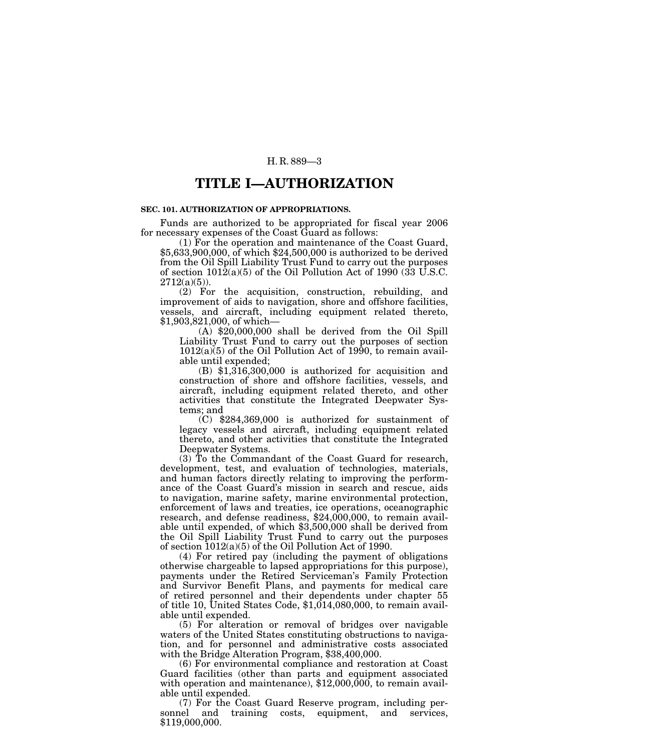# TITLE I—AUTHORIZATION

**SEC. 101. AUTHORIZATION OF APPROPRIATIONS.**

Funds are authorized to be appropriated for fiscal year 2006 for necessary expenses of the Coast Guard as follows:

(1) For the operation and maintenance of the Coast Guard, $5,633,900,000, of which $24,500,000 is authorized to be derived from the Oil Spill Liability Trust Fund to carry out the purposes of section 1012(a)(5) of the Oil Pollution Act of 1990 (33 U.S.C. 2712(a)(5)).

(2) For the acquisition, construction, rebuilding, and improvement of aids to navigation, shore and offshore facilities, vessels, and aircraft, including equipment related thereto, $1,903,821,000, of which—

(A) $20,000,000 shall be derived from the Oil Spill Liability Trust Fund to carry out the purposes of section 1012(a)(5) of the Oil Pollution Act of 1990, to remain available until expended;

(B) $1,316,300,000 is authorized for acquisition and construction of shore and offshore facilities, vessels, and aircraft, including equipment related thereto, and other activities that constitute the Integrated Deepwater Systems; and

(C) $284,369,000 is authorized for sustainment of legacy vessels and aircraft, including equipment related thereto, and other activities that constitute the Integrated Deepwater Systems.

(3) To the Commandant of the Coast Guard for research, development, test, and evaluation of technologies, materials, and human factors directly relating to improving the performance of the Coast Guard's mission in search and rescue, aids to navigation, marine safety, marine environmental protection, enforcement of laws and treaties, ice operations, oceanographic research, and defense readiness, $24,000,000, to remain available until expended, of which $3,500,000 shall be derived from the Oil Spill Liability Trust Fund to carry out the purposes of section 1012(a)(5) of the Oil Pollution Act of 1990.

(4) For retired pay (including the payment of obligations otherwise chargeable to lapsed appropriations for this purpose), payments under the Retired Serviceman's Family Protection and Survivor Benefit Plans, and payments for medical care of retired personnel and their dependents under chapter 55 of title 10, United States Code, $1,014,080,000, to remain available until expended.

(5) For alteration or removal of bridges over navigable waters of the United States constituting obstructions to navigation, and for personnel and administrative costs associated with the Bridge Alteration Program, $38,400,000.

(6) For environmental compliance and restoration at Coast Guard facilities (other than parts and equipment associated with operation and maintenance), $12,000,000, to remain available until expended.

(7) For the Coast Guard Reserve program, including personnel and training costs, equipment, and services, $119,000,000.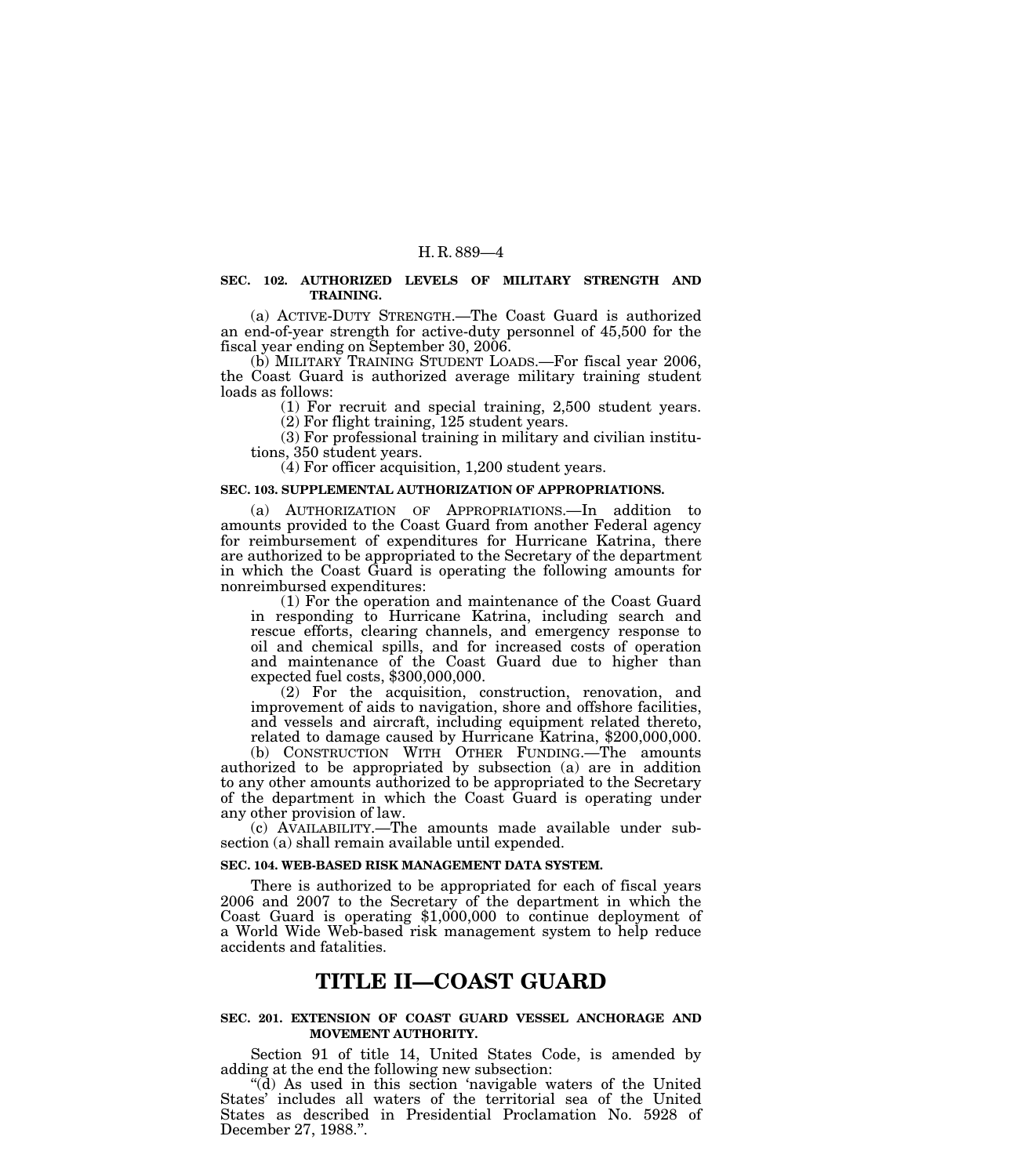**SEC. 102. AUTHORIZED LEVELS OF MILITARY STRENGTH AND TRAINING.**

(a) ACTIVE-DUTY STRENGTH.—The Coast Guard is authorized an end-of-year strength for active-duty personnel of 45,500 for the fiscal year ending on September 30, 2006.

(b) MILITARY TRAINING STUDENT LOADS.—For fiscal year 2006, the Coast Guard is authorized average military training student loads as follows:

(1) For recruit and special training, 2,500 student years.

(2) For flight training, 125 student years.

(3) For professional training in military and civilian institutions, 350 student years.

(4) For officer acquisition, 1,200 student years.

**SEC. 103. SUPPLEMENTAL AUTHORIZATION OF APPROPRIATIONS.**

(a) AUTHORIZATION OF APPROPRIATIONS.—In addition to amounts provided to the Coast Guard from another Federal agency for reimbursement of expenditures for Hurricane Katrina, there are authorized to be appropriated to the Secretary of the department in which the Coast Guard is operating the following amounts for nonreimbursed expenditures:

(1) For the operation and maintenance of the Coast Guard in responding to Hurricane Katrina, including search and rescue efforts, clearing channels, and emergency response to oil and chemical spills, and for increased costs of operation and maintenance of the Coast Guard due to higher than expected fuel costs, $300,000,000.

(2) For the acquisition, construction, renovation, and improvement of aids to navigation, shore and offshore facilities, and vessels and aircraft, including equipment related thereto, related to damage caused by Hurricane Katrina, $200,000,000.

(b) CONSTRUCTION WITH OTHER FUNDING.—The amounts authorized to be appropriated by subsection (a) are in addition to any other amounts authorized to be appropriated to the Secretary of the department in which the Coast Guard is operating under any other provision of law.

(c) AVAILABILITY.—The amounts made available under subsection (a) shall remain available until expended.

**SEC. 104. WEB-BASED RISK MANAGEMENT DATA SYSTEM.**

There is authorized to be appropriated for each of fiscal years 2006 and 2007 to the Secretary of the department in which the Coast Guard is operating $1,000,000 to continue deployment of a World Wide Web-based risk management system to help reduce accidents and fatalities.

# TITLE II—COAST GUARD

**SEC. 201. EXTENSION OF COAST GUARD VESSEL ANCHORAGE AND MOVEMENT AUTHORITY.**

Section 91 of title 14, United States Code, is amended by adding at the end the following new subsection:

"(d) As used in this section 'navigable waters of the United States' includes all waters of the territorial sea of the United States as described in Presidential Proclamation No. 5928 of December 27, 1988.".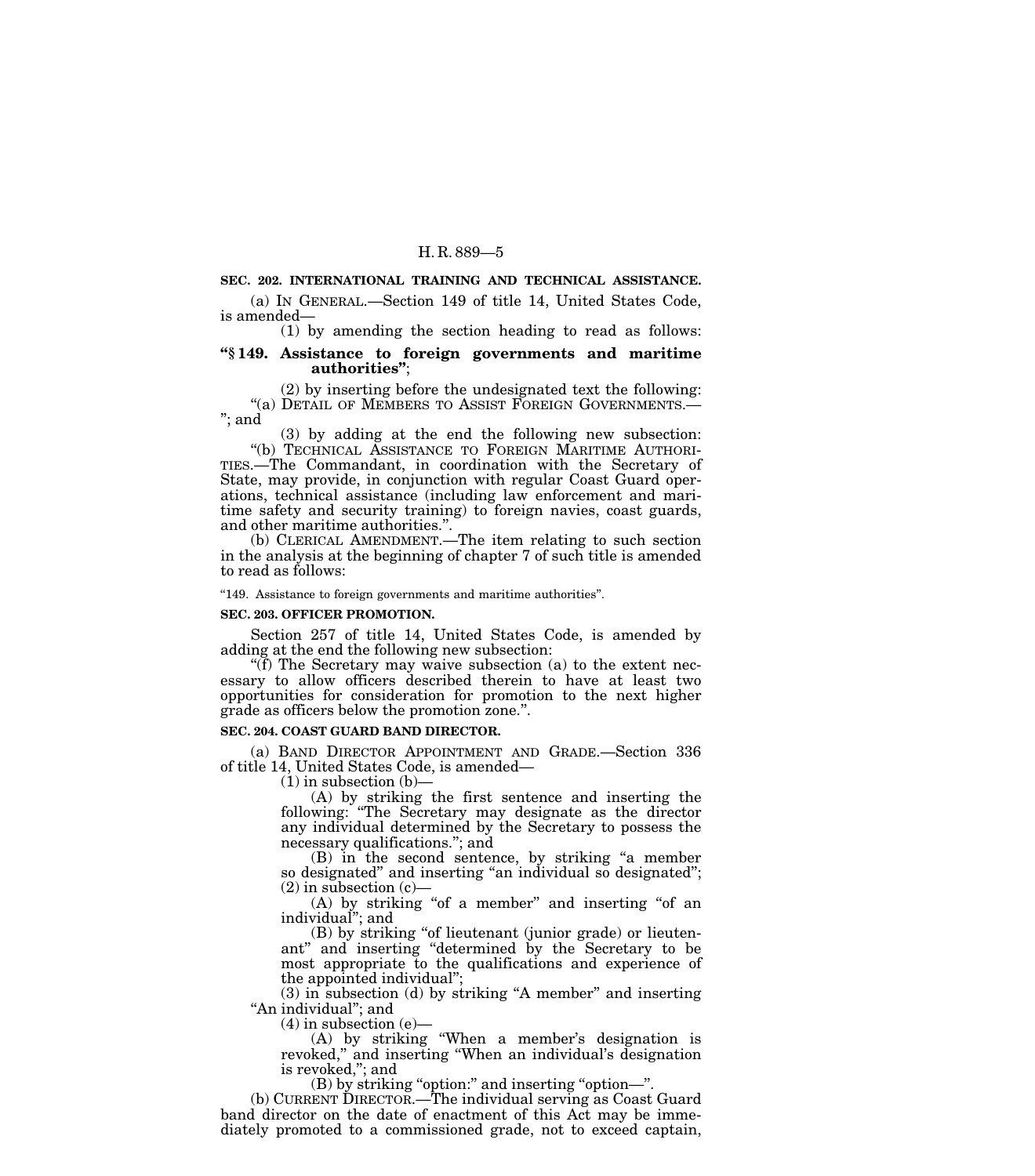### SEC. 202. INTERNATIONAL TRAINING AND TECHNICAL ASSISTANCE.

(a) IN GENERAL.—Section 149 of title 14, United States Code, is amended—

(1) by amending the section heading to read as follows:

**"§ 149. Assistance to foreign governments and maritime authorities"**;

(2) by inserting before the undesignated text the following:

"(a) DETAIL OF MEMBERS TO ASSIST FOREIGN GOVERNMENTS.— "; and

(3) by adding at the end the following new subsection:

"(b) TECHNICAL ASSISTANCE TO FOREIGN MARITIME AUTHORITIES.—The Commandant, in coordination with the Secretary of State, may provide, in conjunction with regular Coast Guard operations, technical assistance (including law enforcement and maritime safety and security training) to foreign navies, coast guards, and other maritime authorities.".

(b) CLERICAL AMENDMENT.—The item relating to such section in the analysis at the beginning of chapter 7 of such title is amended to read as follows:

"149. Assistance to foreign governments and maritime authorities".

### SEC. 203. OFFICER PROMOTION.

Section 257 of title 14, United States Code, is amended by adding at the end the following new subsection:

"(f) The Secretary may waive subsection (a) to the extent necessary to allow officers described therein to have at least two opportunities for consideration for promotion to the next higher grade as officers below the promotion zone.".

### SEC. 204. COAST GUARD BAND DIRECTOR.

(a) BAND DIRECTOR APPOINTMENT AND GRADE.—Section 336 of title 14, United States Code, is amended—

(1) in subsection (b)—

(A) by striking the first sentence and inserting the following: "The Secretary may designate as the director any individual determined by the Secretary to possess the necessary qualifications."; and

(B) in the second sentence, by striking "a member so designated" and inserting "an individual so designated";

(2) in subsection (c)—

(A) by striking "of a member" and inserting "of an individual"; and

(B) by striking "of lieutenant (junior grade) or lieutenant" and inserting "determined by the Secretary to be most appropriate to the qualifications and experience of the appointed individual";

(3) in subsection (d) by striking "A member" and inserting "An individual"; and

(4) in subsection (e)—

(A) by striking "When a member's designation is revoked," and inserting "When an individual's designation is revoked,"; and

(B) by striking "option:" and inserting "option—".

(b) CURRENT DIRECTOR.—The individual serving as Coast Guard band director on the date of enactment of this Act may be immediately promoted to a commissioned grade, not to exceed captain,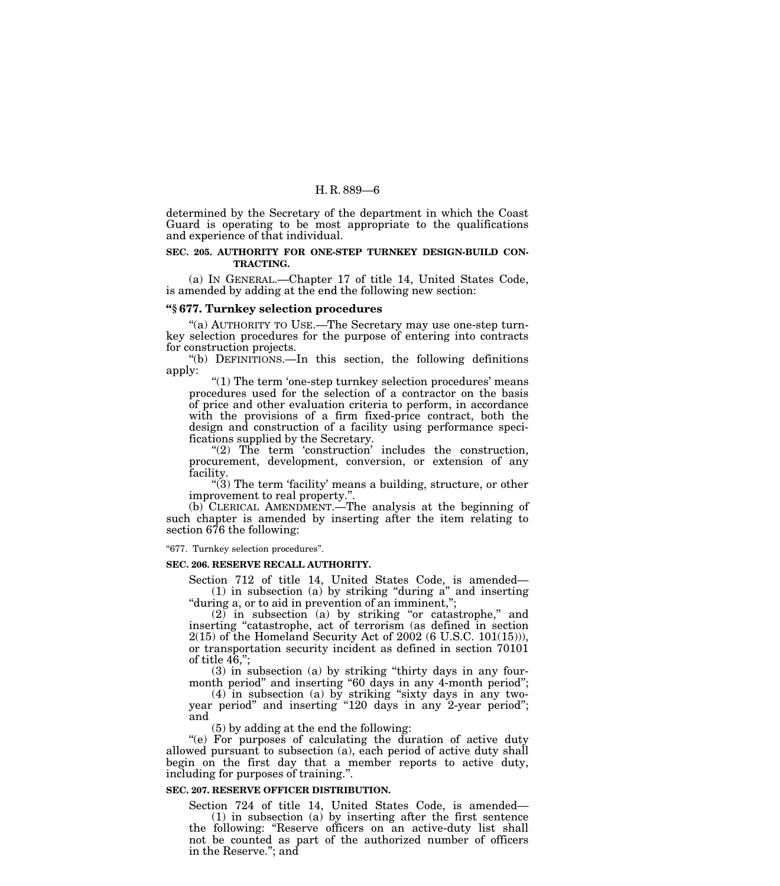determined by the Secretary of the department in which the Coast Guard is operating to be most appropriate to the qualifications and experience of that individual.

**SEC. 205. AUTHORITY FOR ONE-STEP TURNKEY DESIGN-BUILD CONTRACTING.**

(a) IN GENERAL.—Chapter 17 of title 14, United States Code, is amended by adding at the end the following new section:

**"§ 677. Turnkey selection procedures**

"(a) AUTHORITY TO USE.—The Secretary may use one-step turnkey selection procedures for the purpose of entering into contracts for construction projects.

"(b) DEFINITIONS.—In this section, the following definitions apply:

"(1) The term 'one-step turnkey selection procedures' means procedures used for the selection of a contractor on the basis of price and other evaluation criteria to perform, in accordance with the provisions of a firm fixed-price contract, both the design and construction of a facility using performance specifications supplied by the Secretary.

"(2) The term 'construction' includes the construction, procurement, development, conversion, or extension of any facility.

"(3) The term 'facility' means a building, structure, or other improvement to real property.".

(b) CLERICAL AMENDMENT.—The analysis at the beginning of such chapter is amended by inserting after the item relating to section 676 the following:

"677. Turnkey selection procedures".

**SEC. 206. RESERVE RECALL AUTHORITY.**

Section 712 of title 14, United States Code, is amended—

(1) in subsection (a) by striking "during a" and inserting "during a, or to aid in prevention of an imminent,";

(2) in subsection (a) by striking "or catastrophe," and inserting "catastrophe, act of terrorism (as defined in section 2(15) of the Homeland Security Act of 2002 (6 U.S.C. 101(15))), or transportation security incident as defined in section 70101 of title 46,";

(3) in subsection (a) by striking "thirty days in any four-month period" and inserting "60 days in any 4-month period";

(4) in subsection (a) by striking "sixty days in any two-year period" and inserting "120 days in any 2-year period"; and

(5) by adding at the end the following:

"(e) For purposes of calculating the duration of active duty allowed pursuant to subsection (a), each period of active duty shall begin on the first day that a member reports to active duty, including for purposes of training.".

**SEC. 207. RESERVE OFFICER DISTRIBUTION.**

Section 724 of title 14, United States Code, is amended—

(1) in subsection (a) by inserting after the first sentence the following: "Reserve officers on an active-duty list shall not be counted as part of the authorized number of officers in the Reserve."; and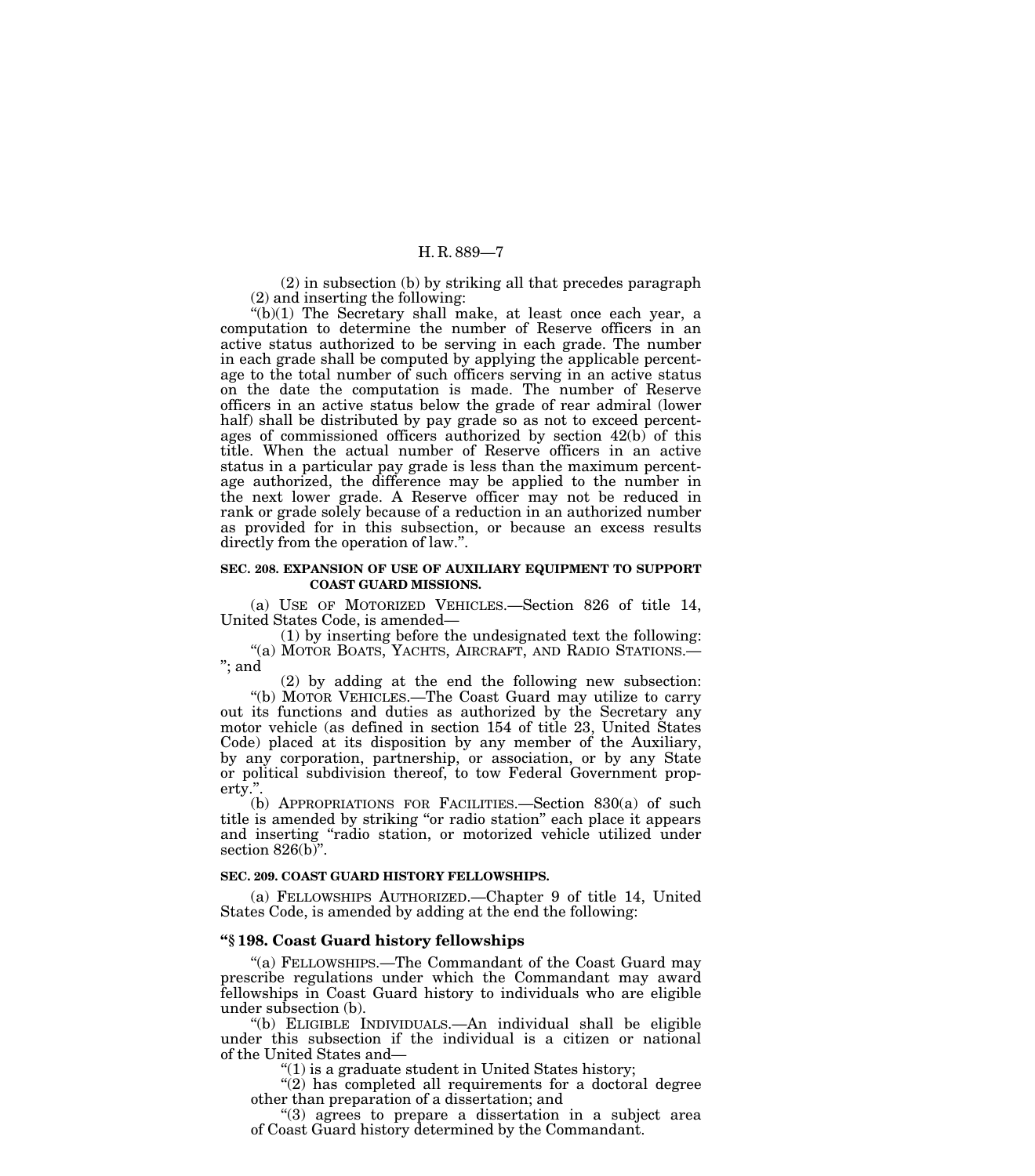(2) in subsection (b) by striking all that precedes paragraph (2) and inserting the following:

"(b)(1) The Secretary shall make, at least once each year, a computation to determine the number of Reserve officers in an active status authorized to be serving in each grade. The number in each grade shall be computed by applying the applicable percentage to the total number of such officers serving in an active status on the date the computation is made. The number of Reserve officers in an active status below the grade of rear admiral (lower half) shall be distributed by pay grade so as not to exceed percentages of commissioned officers authorized by section 42(b) of this title. When the actual number of Reserve officers in an active status in a particular pay grade is less than the maximum percentage authorized, the difference may be applied to the number in the next lower grade. A Reserve officer may not be reduced in rank or grade solely because of a reduction in an authorized number as provided for in this subsection, or because an excess results directly from the operation of law.".

**SEC. 208. EXPANSION OF USE OF AUXILIARY EQUIPMENT TO SUPPORT COAST GUARD MISSIONS.**

(a) USE OF MOTORIZED VEHICLES.—Section 826 of title 14, United States Code, is amended—

(1) by inserting before the undesignated text the following: "(a) MOTOR BOATS, YACHTS, AIRCRAFT, AND RADIO STATIONS.— "; and

(2) by adding at the end the following new subsection:

"(b) MOTOR VEHICLES.—The Coast Guard may utilize to carry out its functions and duties as authorized by the Secretary any motor vehicle (as defined in section 154 of title 23, United States Code) placed at its disposition by any member of the Auxiliary, by any corporation, partnership, or association, or by any State or political subdivision thereof, to tow Federal Government property.".

(b) APPROPRIATIONS FOR FACILITIES.—Section 830(a) of such title is amended by striking "or radio station" each place it appears and inserting "radio station, or motorized vehicle utilized under section 826(b)".

**SEC. 209. COAST GUARD HISTORY FELLOWSHIPS.**

(a) FELLOWSHIPS AUTHORIZED.—Chapter 9 of title 14, United States Code, is amended by adding at the end the following:

**"§ 198. Coast Guard history fellowships**

"(a) FELLOWSHIPS.—The Commandant of the Coast Guard may prescribe regulations under which the Commandant may award fellowships in Coast Guard history to individuals who are eligible under subsection (b).

"(b) ELIGIBLE INDIVIDUALS.—An individual shall be eligible under this subsection if the individual is a citizen or national of the United States and—

"(1) is a graduate student in United States history;

"(2) has completed all requirements for a doctoral degree other than preparation of a dissertation; and

"(3) agrees to prepare a dissertation in a subject area of Coast Guard history determined by the Commandant.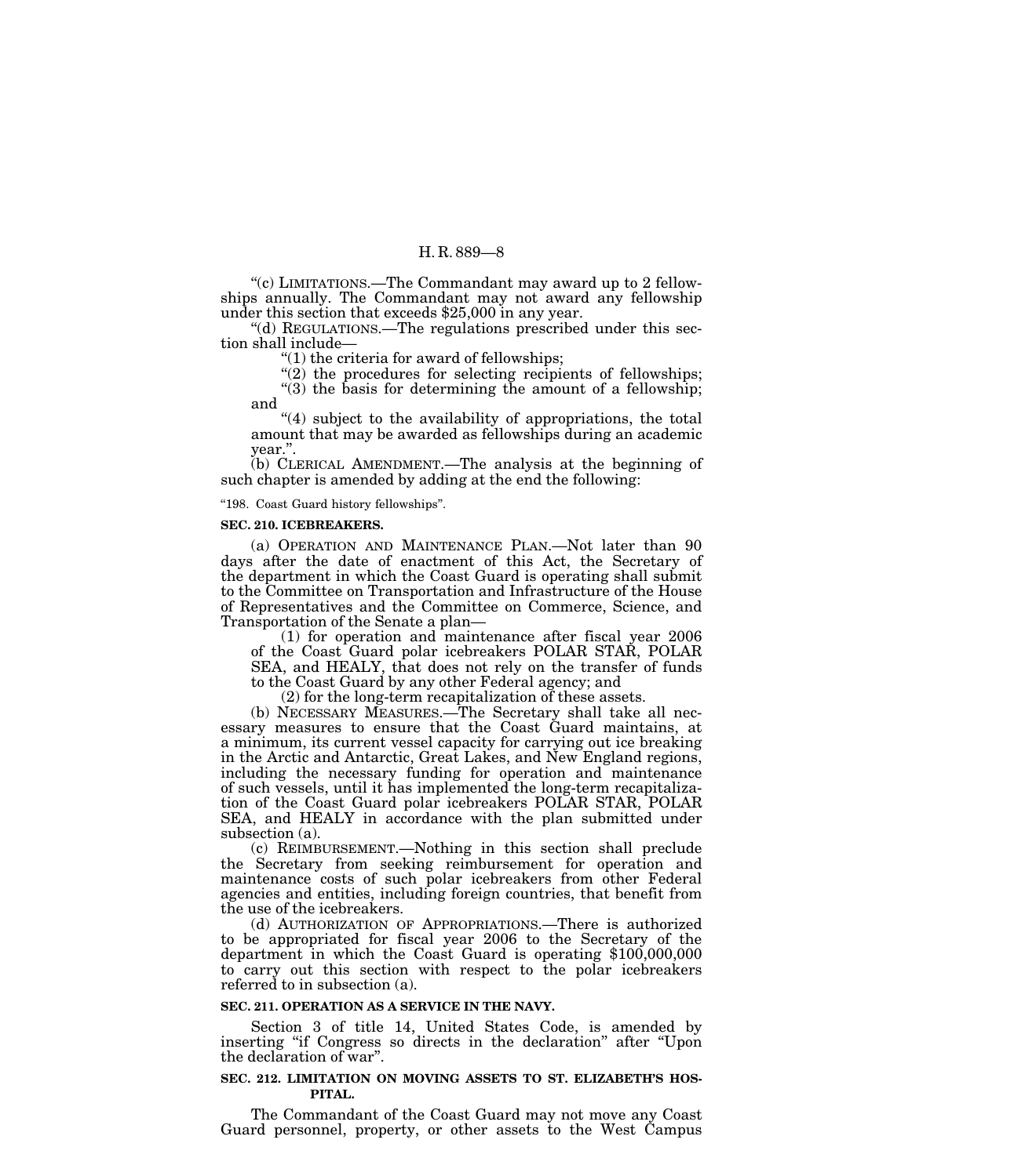"(c) LIMITATIONS.—The Commandant may award up to 2 fellowships annually. The Commandant may not award any fellowship under this section that exceeds $25,000 in any year.

"(d) REGULATIONS.—The regulations prescribed under this section shall include—

"(1) the criteria for award of fellowships;

"(2) the procedures for selecting recipients of fellowships;

"(3) the basis for determining the amount of a fellowship; and

"(4) subject to the availability of appropriations, the total amount that may be awarded as fellowships during an academic year.".

(b) CLERICAL AMENDMENT.—The analysis at the beginning of such chapter is amended by adding at the end the following:

"198. Coast Guard history fellowships".

**SEC. 210. ICEBREAKERS.**

(a) OPERATION AND MAINTENANCE PLAN.—Not later than 90 days after the date of enactment of this Act, the Secretary of the department in which the Coast Guard is operating shall submit to the Committee on Transportation and Infrastructure of the House of Representatives and the Committee on Commerce, Science, and Transportation of the Senate a plan—

(1) for operation and maintenance after fiscal year 2006 of the Coast Guard polar icebreakers POLAR STAR, POLAR SEA, and HEALY, that does not rely on the transfer of funds to the Coast Guard by any other Federal agency; and

(2) for the long-term recapitalization of these assets.

(b) NECESSARY MEASURES.—The Secretary shall take all necessary measures to ensure that the Coast Guard maintains, at a minimum, its current vessel capacity for carrying out ice breaking in the Arctic and Antarctic, Great Lakes, and New England regions, including the necessary funding for operation and maintenance of such vessels, until it has implemented the long-term recapitalization of the Coast Guard polar icebreakers POLAR STAR, POLAR SEA, and HEALY in accordance with the plan submitted under subsection (a).

(c) REIMBURSEMENT.—Nothing in this section shall preclude the Secretary from seeking reimbursement for operation and maintenance costs of such polar icebreakers from other Federal agencies and entities, including foreign countries, that benefit from the use of the icebreakers.

(d) AUTHORIZATION OF APPROPRIATIONS.—There is authorized to be appropriated for fiscal year 2006 to the Secretary of the department in which the Coast Guard is operating $100,000,000 to carry out this section with respect to the polar icebreakers referred to in subsection (a).

**SEC. 211. OPERATION AS A SERVICE IN THE NAVY.**

Section 3 of title 14, United States Code, is amended by inserting "if Congress so directs in the declaration" after "Upon the declaration of war".

**SEC. 212. LIMITATION ON MOVING ASSETS TO ST. ELIZABETH'S HOSPITAL.**

The Commandant of the Coast Guard may not move any Coast Guard personnel, property, or other assets to the West Campus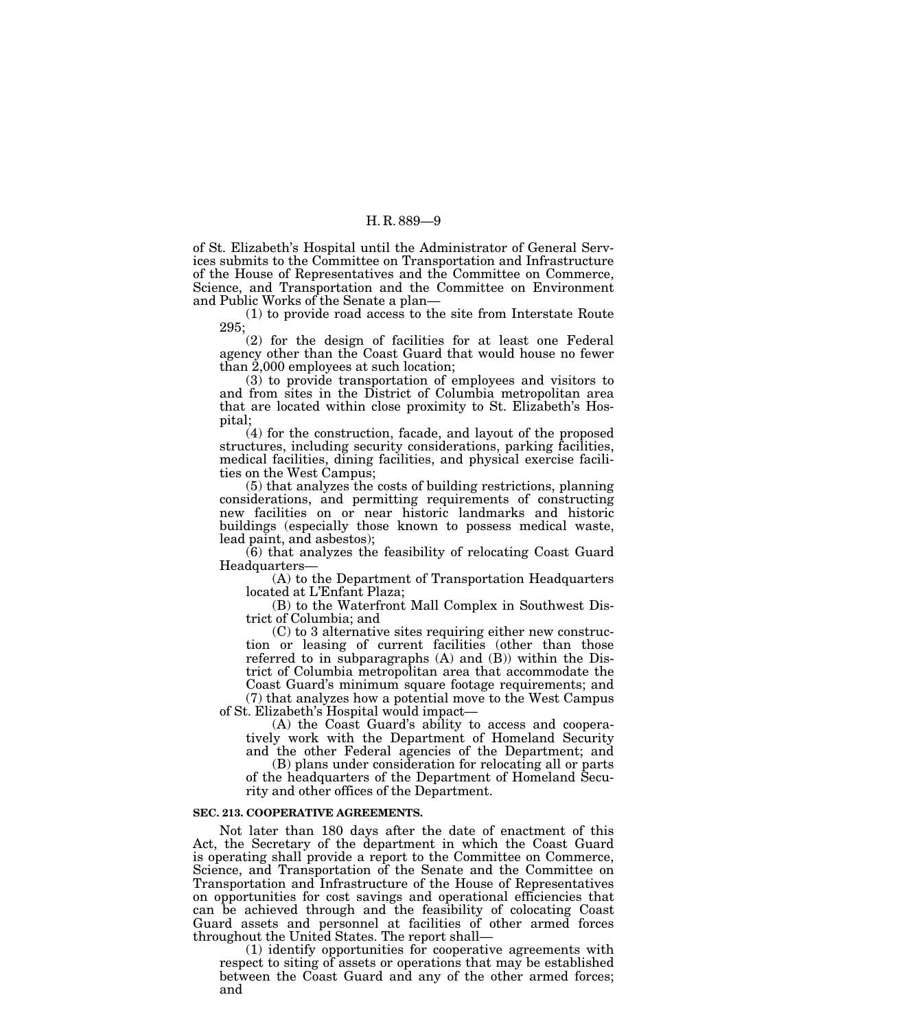of St. Elizabeth's Hospital until the Administrator of General Services submits to the Committee on Transportation and Infrastructure of the House of Representatives and the Committee on Commerce, Science, and Transportation and the Committee on Environment and Public Works of the Senate a plan—

(1) to provide road access to the site from Interstate Route 295;

(2) for the design of facilities for at least one Federal agency other than the Coast Guard that would house no fewer than 2,000 employees at such location;

(3) to provide transportation of employees and visitors to and from sites in the District of Columbia metropolitan area that are located within close proximity to St. Elizabeth's Hospital;

(4) for the construction, facade, and layout of the proposed structures, including security considerations, parking facilities, medical facilities, dining facilities, and physical exercise facilities on the West Campus;

(5) that analyzes the costs of building restrictions, planning considerations, and permitting requirements of constructing new facilities on or near historic landmarks and historic buildings (especially those known to possess medical waste, lead paint, and asbestos);

(6) that analyzes the feasibility of relocating Coast Guard Headquarters—

(A) to the Department of Transportation Headquarters located at L'Enfant Plaza;

(B) to the Waterfront Mall Complex in Southwest District of Columbia; and

(C) to 3 alternative sites requiring either new construction or leasing of current facilities (other than those referred to in subparagraphs (A) and (B)) within the District of Columbia metropolitan area that accommodate the Coast Guard's minimum square footage requirements; and

(7) that analyzes how a potential move to the West Campus of St. Elizabeth's Hospital would impact—

(A) the Coast Guard's ability to access and cooperatively work with the Department of Homeland Security and the other Federal agencies of the Department; and

(B) plans under consideration for relocating all or parts of the headquarters of the Department of Homeland Security and other offices of the Department.

**SEC. 213. COOPERATIVE AGREEMENTS.**

Not later than 180 days after the date of enactment of this Act, the Secretary of the department in which the Coast Guard is operating shall provide a report to the Committee on Commerce, Science, and Transportation of the Senate and the Committee on Transportation and Infrastructure of the House of Representatives on opportunities for cost savings and operational efficiencies that can be achieved through and the feasibility of colocating Coast Guard assets and personnel at facilities of other armed forces throughout the United States. The report shall—

(1) identify opportunities for cooperative agreements with respect to siting of assets or operations that may be established between the Coast Guard and any of the other armed forces; and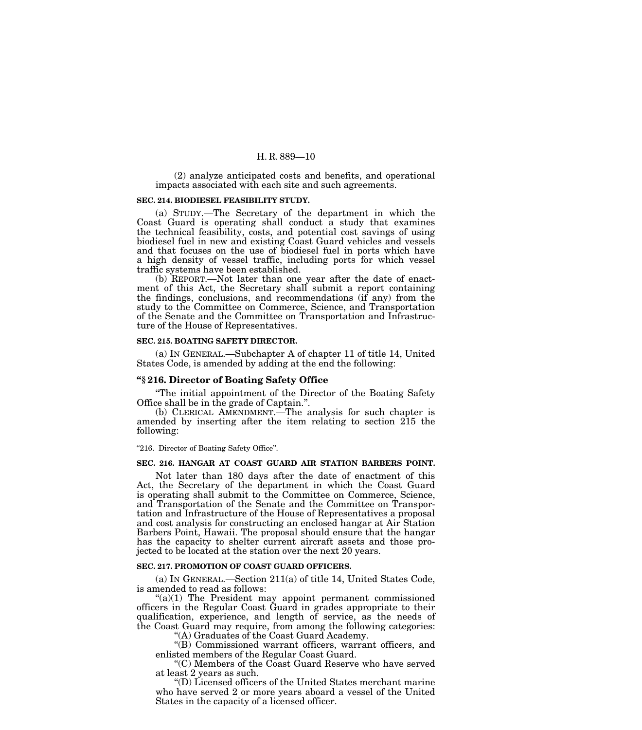(2) analyze anticipated costs and benefits, and operational impacts associated with each site and such agreements.

**SEC. 214. BIODIESEL FEASIBILITY STUDY.**

(a) STUDY.—The Secretary of the department in which the Coast Guard is operating shall conduct a study that examines the technical feasibility, costs, and potential cost savings of using biodiesel fuel in new and existing Coast Guard vehicles and vessels and that focuses on the use of biodiesel fuel in ports which have a high density of vessel traffic, including ports for which vessel traffic systems have been established.

(b) REPORT.—Not later than one year after the date of enactment of this Act, the Secretary shall submit a report containing the findings, conclusions, and recommendations (if any) from the study to the Committee on Commerce, Science, and Transportation of the Senate and the Committee on Transportation and Infrastructure of the House of Representatives.

**SEC. 215. BOATING SAFETY DIRECTOR.**

(a) IN GENERAL.—Subchapter A of chapter 11 of title 14, United States Code, is amended by adding at the end the following:

**"§ 216. Director of Boating Safety Office**

"The initial appointment of the Director of the Boating Safety Office shall be in the grade of Captain.".

(b) CLERICAL AMENDMENT.—The analysis for such chapter is amended by inserting after the item relating to section 215 the following:

"216. Director of Boating Safety Office".

**SEC. 216. HANGAR AT COAST GUARD AIR STATION BARBERS POINT.**

Not later than 180 days after the date of enactment of this Act, the Secretary of the department in which the Coast Guard is operating shall submit to the Committee on Commerce, Science, and Transportation of the Senate and the Committee on Transportation and Infrastructure of the House of Representatives a proposal and cost analysis for constructing an enclosed hangar at Air Station Barbers Point, Hawaii. The proposal should ensure that the hangar has the capacity to shelter current aircraft assets and those projected to be located at the station over the next 20 years.

**SEC. 217. PROMOTION OF COAST GUARD OFFICERS.**

(a) IN GENERAL.—Section 211(a) of title 14, United States Code, is amended to read as follows:

"(a)(1) The President may appoint permanent commissioned officers in the Regular Coast Guard in grades appropriate to their qualification, experience, and length of service, as the needs of the Coast Guard may require, from among the following categories:

"(A) Graduates of the Coast Guard Academy.

"(B) Commissioned warrant officers, warrant officers, and enlisted members of the Regular Coast Guard.

"(C) Members of the Coast Guard Reserve who have served at least 2 years as such.

"(D) Licensed officers of the United States merchant marine who have served 2 or more years aboard a vessel of the United States in the capacity of a licensed officer.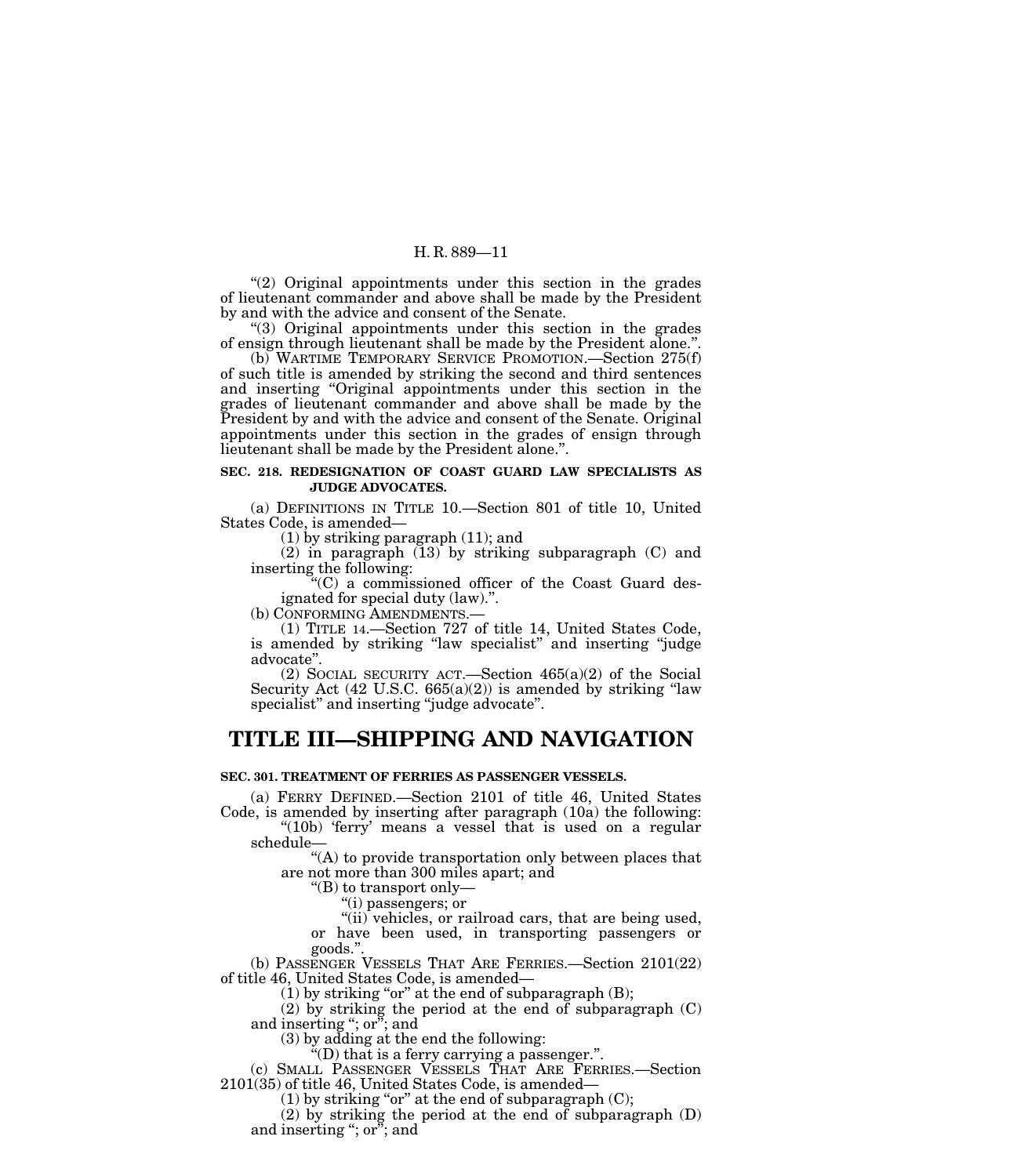"(2) Original appointments under this section in the grades of lieutenant commander and above shall be made by the President by and with the advice and consent of the Senate.

"(3) Original appointments under this section in the grades of ensign through lieutenant shall be made by the President alone.".

(b) WARTIME TEMPORARY SERVICE PROMOTION.—Section 275(f) of such title is amended by striking the second and third sentences and inserting "Original appointments under this section in the grades of lieutenant commander and above shall be made by the President by and with the advice and consent of the Senate. Original appointments under this section in the grades of ensign through lieutenant shall be made by the President alone.".

**SEC. 218. REDESIGNATION OF COAST GUARD LAW SPECIALISTS AS JUDGE ADVOCATES.**

(a) DEFINITIONS IN TITLE 10.—Section 801 of title 10, United States Code, is amended—

(1) by striking paragraph (11); and

(2) in paragraph (13) by striking subparagraph (C) and inserting the following:

"(C) a commissioned officer of the Coast Guard designated for special duty (law).".

(b) CONFORMING AMENDMENTS.—

(1) TITLE 14.—Section 727 of title 14, United States Code, is amended by striking "law specialist" and inserting "judge advocate".

(2) SOCIAL SECURITY ACT.—Section 465(a)(2) of the Social Security Act (42 U.S.C. 665(a)(2)) is amended by striking "law specialist" and inserting "judge advocate".

# TITLE III—SHIPPING AND NAVIGATION

**SEC. 301. TREATMENT OF FERRIES AS PASSENGER VESSELS.**

(a) FERRY DEFINED.—Section 2101 of title 46, United States Code, is amended by inserting after paragraph (10a) the following:

"(10b) 'ferry' means a vessel that is used on a regular schedule—

"(A) to provide transportation only between places that are not more than 300 miles apart; and

"(B) to transport only—

"(i) passengers; or

"(ii) vehicles, or railroad cars, that are being used, or have been used, in transporting passengers or goods.".

(b) PASSENGER VESSELS THAT ARE FERRIES.—Section 2101(22) of title 46, United States Code, is amended—

(1) by striking "or" at the end of subparagraph (B);

(2) by striking the period at the end of subparagraph (C) and inserting "; or"; and

(3) by adding at the end the following:

"(D) that is a ferry carrying a passenger.".

(c) SMALL PASSENGER VESSELS THAT ARE FERRIES.—Section 2101(35) of title 46, United States Code, is amended—

(1) by striking "or" at the end of subparagraph (C);

(2) by striking the period at the end of subparagraph (D) and inserting "; or"; and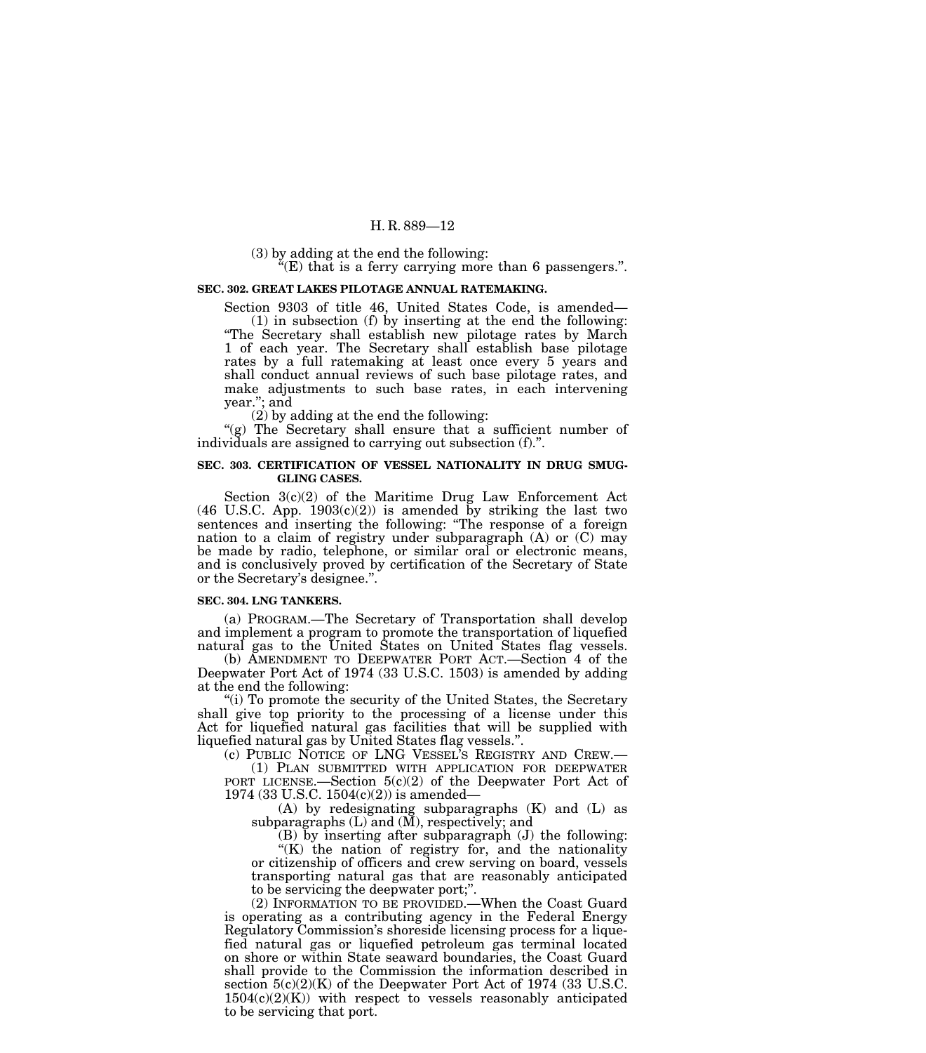(3) by adding at the end the following:

"(E) that is a ferry carrying more than 6 passengers.".

**SEC. 302. GREAT LAKES PILOTAGE ANNUAL RATEMAKING.**

Section 9303 of title 46, United States Code, is amended—

(1) in subsection (f) by inserting at the end the following: "The Secretary shall establish new pilotage rates by March 1 of each year. The Secretary shall establish base pilotage rates by a full ratemaking at least once every 5 years and shall conduct annual reviews of such base pilotage rates, and make adjustments to such base rates, in each intervening year."; and

(2) by adding at the end the following:

"(g) The Secretary shall ensure that a sufficient number of individuals are assigned to carrying out subsection (f).".

**SEC. 303. CERTIFICATION OF VESSEL NATIONALITY IN DRUG SMUGGLING CASES.**

Section 3(c)(2) of the Maritime Drug Law Enforcement Act (46 U.S.C. App. 1903(c)(2)) is amended by striking the last two sentences and inserting the following: "The response of a foreign nation to a claim of registry under subparagraph (A) or (C) may be made by radio, telephone, or similar oral or electronic means, and is conclusively proved by certification of the Secretary of State or the Secretary's designee.".

**SEC. 304. LNG TANKERS.**

(a) PROGRAM.—The Secretary of Transportation shall develop and implement a program to promote the transportation of liquefied natural gas to the United States on United States flag vessels.

(b) AMENDMENT TO DEEPWATER PORT ACT.—Section 4 of the Deepwater Port Act of 1974 (33 U.S.C. 1503) is amended by adding at the end the following:

"(i) To promote the security of the United States, the Secretary shall give top priority to the processing of a license under this Act for liquefied natural gas facilities that will be supplied with liquefied natural gas by United States flag vessels.".

(c) PUBLIC NOTICE OF LNG VESSEL'S REGISTRY AND CREW.—

(1) PLAN SUBMITTED WITH APPLICATION FOR DEEPWATER PORT LICENSE.—Section 5(c)(2) of the Deepwater Port Act of 1974 (33 U.S.C. 1504(c)(2)) is amended—

(A) by redesignating subparagraphs (K) and (L) as subparagraphs (L) and (M), respectively; and

(B) by inserting after subparagraph (J) the following:

"(K) the nation of registry for, and the nationality or citizenship of officers and crew serving on board, vessels transporting natural gas that are reasonably anticipated to be servicing the deepwater port;".

(2) INFORMATION TO BE PROVIDED.—When the Coast Guard is operating as a contributing agency in the Federal Energy Regulatory Commission's shoreside licensing process for a liquefied natural gas or liquefied petroleum gas terminal located on shore or within State seaward boundaries, the Coast Guard shall provide to the Commission the information described in section 5(c)(2)(K) of the Deepwater Port Act of 1974 (33 U.S.C. 1504(c)(2)(K)) with respect to vessels reasonably anticipated to be servicing that port.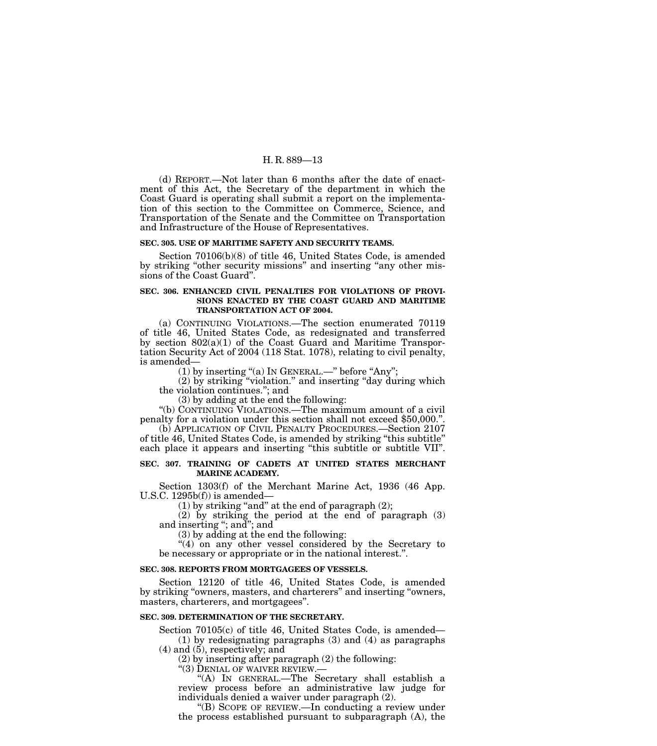(d) REPORT.—Not later than 6 months after the date of enactment of this Act, the Secretary of the department in which the Coast Guard is operating shall submit a report on the implementation of this section to the Committee on Commerce, Science, and Transportation of the Senate and the Committee on Transportation and Infrastructure of the House of Representatives.

**SEC. 305. USE OF MARITIME SAFETY AND SECURITY TEAMS.**

Section 70106(b)(8) of title 46, United States Code, is amended by striking "other security missions" and inserting "any other missions of the Coast Guard".

**SEC. 306. ENHANCED CIVIL PENALTIES FOR VIOLATIONS OF PROVISIONS ENACTED BY THE COAST GUARD AND MARITIME TRANSPORTATION ACT OF 2004.**

(a) CONTINUING VIOLATIONS.—The section enumerated 70119 of title 46, United States Code, as redesignated and transferred by section 802(a)(1) of the Coast Guard and Maritime Transportation Security Act of 2004 (118 Stat. 1078), relating to civil penalty, is amended—

(1) by inserting "(a) IN GENERAL.—" before "Any";

(2) by striking "violation." and inserting "day during which the violation continues."; and

(3) by adding at the end the following:

"(b) CONTINUING VIOLATIONS.—The maximum amount of a civil penalty for a violation under this section shall not exceed $50,000.".

(b) APPLICATION OF CIVIL PENALTY PROCEDURES.—Section 2107 of title 46, United States Code, is amended by striking "this subtitle" each place it appears and inserting "this subtitle or subtitle VII".

**SEC. 307. TRAINING OF CADETS AT UNITED STATES MERCHANT MARINE ACADEMY.**

Section 1303(f) of the Merchant Marine Act, 1936 (46 App. U.S.C. 1295b(f)) is amended—

(1) by striking "and" at the end of paragraph (2);

(2) by striking the period at the end of paragraph (3) and inserting "; and"; and

(3) by adding at the end the following:

"(4) on any other vessel considered by the Secretary to be necessary or appropriate or in the national interest.".

**SEC. 308. REPORTS FROM MORTGAGEES OF VESSELS.**

Section 12120 of title 46, United States Code, is amended by striking "owners, masters, and charterers" and inserting "owners, masters, charterers, and mortgagees".

**SEC. 309. DETERMINATION OF THE SECRETARY.**

Section 70105(c) of title 46, United States Code, is amended—

(1) by redesignating paragraphs (3) and (4) as paragraphs (4) and (5), respectively; and

(2) by inserting after paragraph (2) the following:

"(3) DENIAL OF WAIVER REVIEW.—

"(A) IN GENERAL.—The Secretary shall establish a review process before an administrative law judge for individuals denied a waiver under paragraph (2).

"(B) SCOPE OF REVIEW.—In conducting a review under the process established pursuant to subparagraph (A), the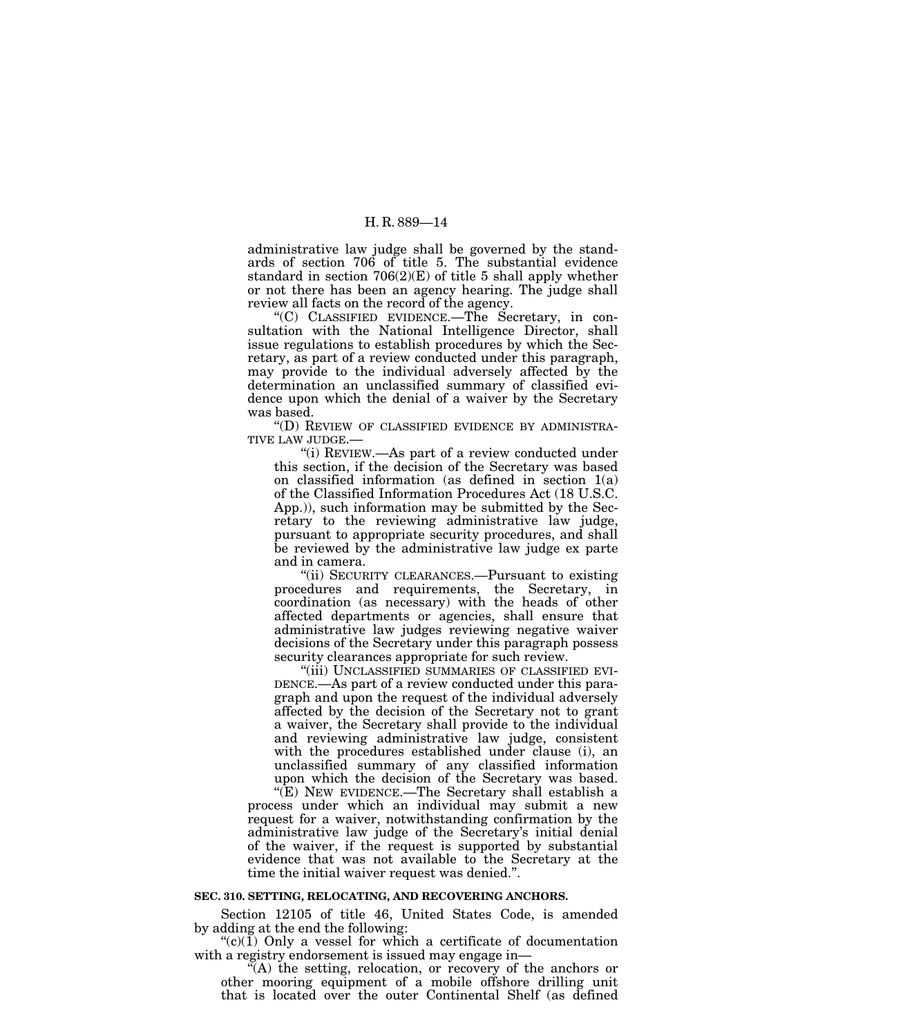administrative law judge shall be governed by the standards of section 706 of title 5. The substantial evidence standard in section 706(2)(E) of title 5 shall apply whether or not there has been an agency hearing. The judge shall review all facts on the record of the agency.

"(C) CLASSIFIED EVIDENCE.—The Secretary, in consultation with the National Intelligence Director, shall issue regulations to establish procedures by which the Secretary, as part of a review conducted under this paragraph, may provide to the individual adversely affected by the determination an unclassified summary of classified evidence upon which the denial of a waiver by the Secretary was based.

"(D) REVIEW OF CLASSIFIED EVIDENCE BY ADMINISTRATIVE LAW JUDGE.—

"(i) REVIEW.—As part of a review conducted under this section, if the decision of the Secretary was based on classified information (as defined in section 1(a) of the Classified Information Procedures Act (18 U.S.C. App.)), such information may be submitted by the Secretary to the reviewing administrative law judge, pursuant to appropriate security procedures, and shall be reviewed by the administrative law judge ex parte and in camera.

"(ii) SECURITY CLEARANCES.—Pursuant to existing procedures and requirements, the Secretary, in coordination (as necessary) with the heads of other affected departments or agencies, shall ensure that administrative law judges reviewing negative waiver decisions of the Secretary under this paragraph possess security clearances appropriate for such review.

"(iii) UNCLASSIFIED SUMMARIES OF CLASSIFIED EVIDENCE.—As part of a review conducted under this paragraph and upon the request of the individual adversely affected by the decision of the Secretary not to grant a waiver, the Secretary shall provide to the individual and reviewing administrative law judge, consistent with the procedures established under clause (i), an unclassified summary of any classified information upon which the decision of the Secretary was based.

"(E) NEW EVIDENCE.—The Secretary shall establish a process under which an individual may submit a new request for a waiver, notwithstanding confirmation by the administrative law judge of the Secretary's initial denial of the waiver, if the request is supported by substantial evidence that was not available to the Secretary at the time the initial waiver request was denied.".

**SEC. 310. SETTING, RELOCATING, AND RECOVERING ANCHORS.**

Section 12105 of title 46, United States Code, is amended by adding at the end the following:

"(c)(1) Only a vessel for which a certificate of documentation with a registry endorsement is issued may engage in—

"(A) the setting, relocation, or recovery of the anchors or other mooring equipment of a mobile offshore drilling unit that is located over the outer Continental Shelf (as defined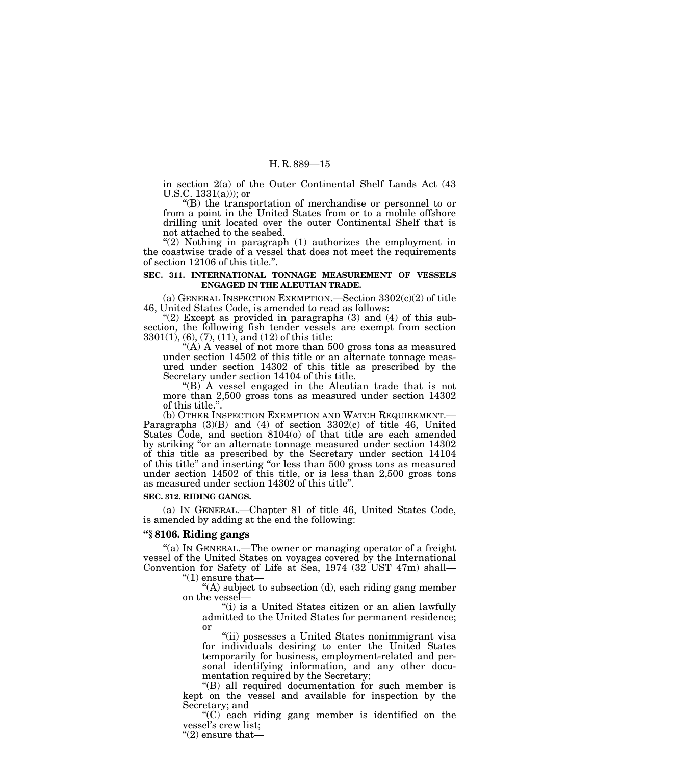in section 2(a) of the Outer Continental Shelf Lands Act (43 U.S.C. 1331(a))); or

"(B) the transportation of merchandise or personnel to or from a point in the United States from or to a mobile offshore drilling unit located over the outer Continental Shelf that is not attached to the seabed.

"(2) Nothing in paragraph (1) authorizes the employment in the coastwise trade of a vessel that does not meet the requirements of section 12106 of this title.".

**SEC. 311. INTERNATIONAL TONNAGE MEASUREMENT OF VESSELS ENGAGED IN THE ALEUTIAN TRADE.**

(a) GENERAL INSPECTION EXEMPTION.—Section 3302(c)(2) of title 46, United States Code, is amended to read as follows:

"(2) Except as provided in paragraphs (3) and (4) of this subsection, the following fish tender vessels are exempt from section 3301(1), (6), (7), (11), and (12) of this title:

"(A) A vessel of not more than 500 gross tons as measured under section 14502 of this title or an alternate tonnage measured under section 14302 of this title as prescribed by the Secretary under section 14104 of this title.

"(B) A vessel engaged in the Aleutian trade that is not more than 2,500 gross tons as measured under section 14302 of this title.".

(b) OTHER INSPECTION EXEMPTION AND WATCH REQUIREMENT.—Paragraphs (3)(B) and (4) of section 3302(c) of title 46, United States Code, and section 8104(o) of that title are each amended by striking "or an alternate tonnage measured under section 14302 of this title as prescribed by the Secretary under section 14104 of this title" and inserting "or less than 500 gross tons as measured under section 14502 of this title, or is less than 2,500 gross tons as measured under section 14302 of this title".

**SEC. 312. RIDING GANGS.**

(a) IN GENERAL.—Chapter 81 of title 46, United States Code, is amended by adding at the end the following:

**"§ 8106. Riding gangs**

"(a) IN GENERAL.—The owner or managing operator of a freight vessel of the United States on voyages covered by the International Convention for Safety of Life at Sea, 1974 (32 UST 47m) shall—

"(1) ensure that—

"(A) subject to subsection (d), each riding gang member on the vessel—

"(i) is a United States citizen or an alien lawfully admitted to the United States for permanent residence; or

"(ii) possesses a United States nonimmigrant visa for individuals desiring to enter the United States temporarily for business, employment-related and personal identifying information, and any other documentation required by the Secretary;

"(B) all required documentation for such member is kept on the vessel and available for inspection by the Secretary; and

"(C) each riding gang member is identified on the vessel's crew list;

"(2) ensure that—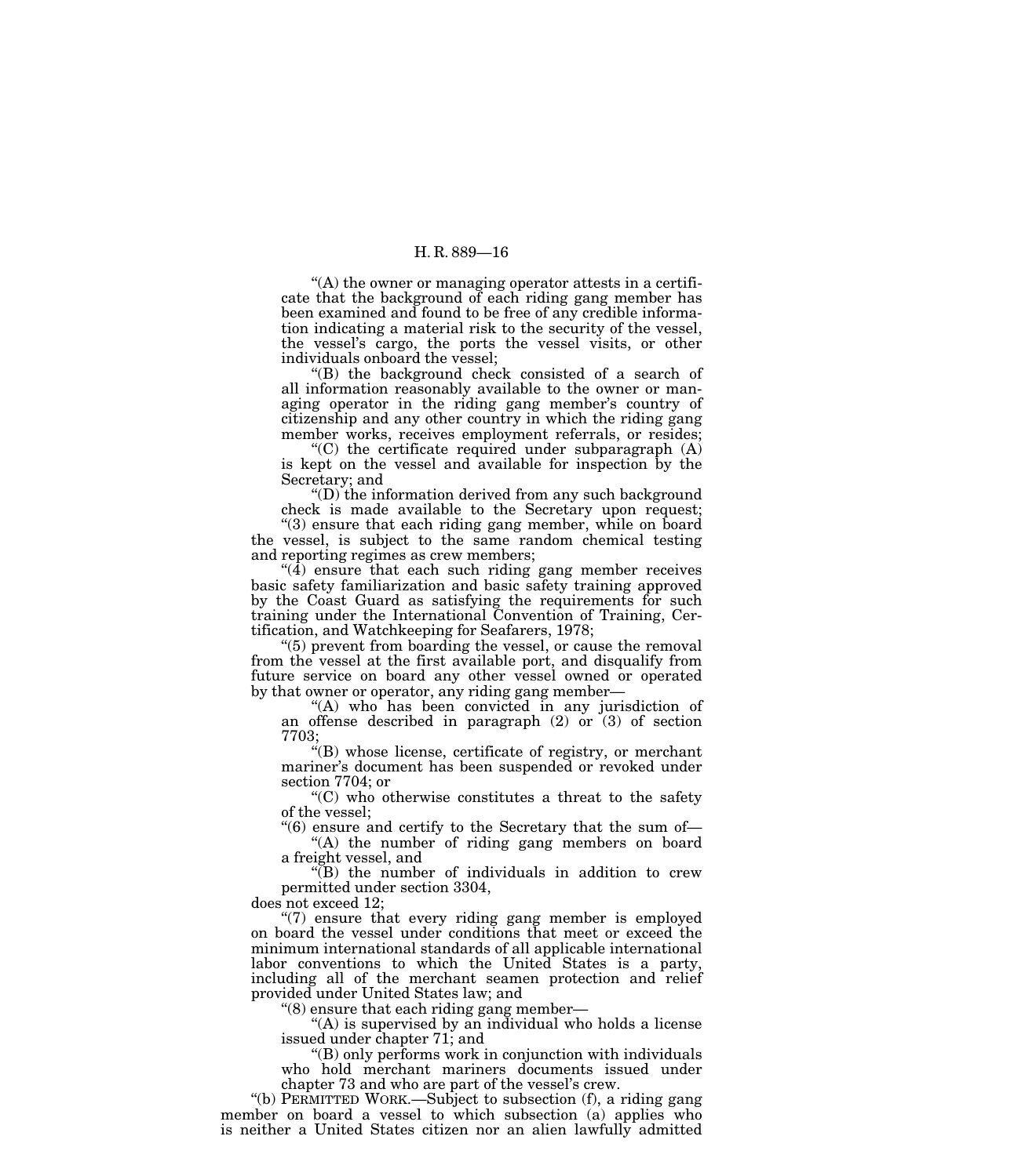"(A) the owner or managing operator attests in a certificate that the background of each riding gang member has been examined and found to be free of any credible information indicating a material risk to the security of the vessel, the vessel's cargo, the ports the vessel visits, or other individuals onboard the vessel;

"(B) the background check consisted of a search of all information reasonably available to the owner or managing operator in the riding gang member's country of citizenship and any other country in which the riding gang member works, receives employment referrals, or resides;

"(C) the certificate required under subparagraph (A) is kept on the vessel and available for inspection by the Secretary; and

"(D) the information derived from any such background check is made available to the Secretary upon request;

"(3) ensure that each riding gang member, while on board the vessel, is subject to the same random chemical testing and reporting regimes as crew members;

"(4) ensure that each such riding gang member receives basic safety familiarization and basic safety training approved by the Coast Guard as satisfying the requirements for such training under the International Convention of Training, Certification, and Watchkeeping for Seafarers, 1978;

"(5) prevent from boarding the vessel, or cause the removal from the vessel at the first available port, and disqualify from future service on board any other vessel owned or operated by that owner or operator, any riding gang member—

"(A) who has been convicted in any jurisdiction of an offense described in paragraph (2) or (3) of section 7703;

"(B) whose license, certificate of registry, or merchant mariner's document has been suspended or revoked under section 7704; or

"(C) who otherwise constitutes a threat to the safety of the vessel;

"(6) ensure and certify to the Secretary that the sum of—

"(A) the number of riding gang members on board a freight vessel, and

"(B) the number of individuals in addition to crew permitted under section 3304,

does not exceed 12;

"(7) ensure that every riding gang member is employed on board the vessel under conditions that meet or exceed the minimum international standards of all applicable international labor conventions to which the United States is a party, including all of the merchant seamen protection and relief provided under United States law; and

"(8) ensure that each riding gang member—

"(A) is supervised by an individual who holds a license issued under chapter 71; and

"(B) only performs work in conjunction with individuals who hold merchant mariners documents issued under chapter 73 and who are part of the vessel's crew.

"(b) PERMITTED WORK.—Subject to subsection (f), a riding gang member on board a vessel to which subsection (a) applies who is neither a United States citizen nor an alien lawfully admitted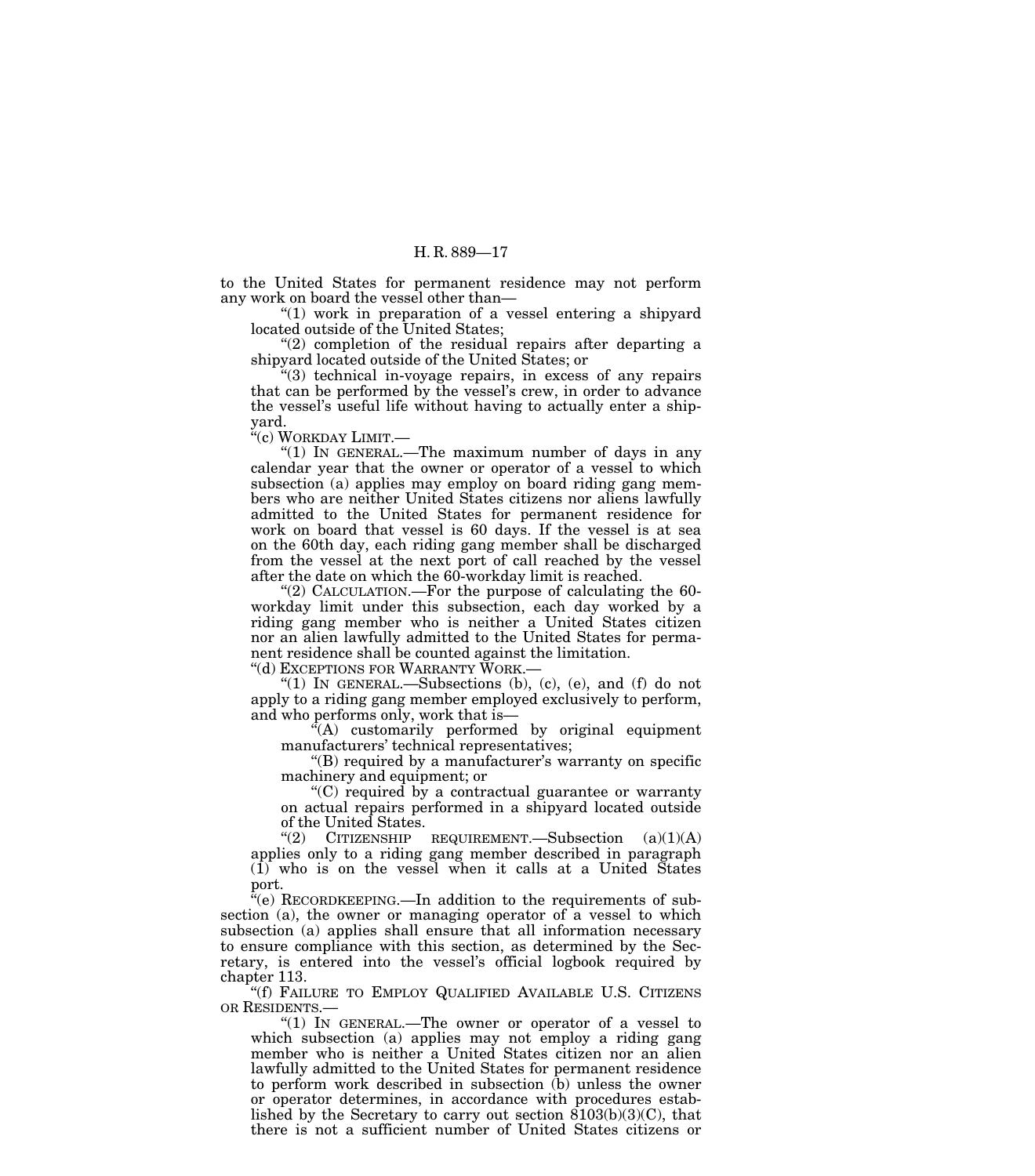to the United States for permanent residence may not perform any work on board the vessel other than—

"(1) work in preparation of a vessel entering a shipyard located outside of the United States;

"(2) completion of the residual repairs after departing a shipyard located outside of the United States; or

"(3) technical in-voyage repairs, in excess of any repairs that can be performed by the vessel's crew, in order to advance the vessel's useful life without having to actually enter a shipyard.

"(c) WORKDAY LIMIT.—

"(1) IN GENERAL.—The maximum number of days in any calendar year that the owner or operator of a vessel to which subsection (a) applies may employ on board riding gang members who are neither United States citizens nor aliens lawfully admitted to the United States for permanent residence for work on board that vessel is 60 days. If the vessel is at sea on the 60th day, each riding gang member shall be discharged from the vessel at the next port of call reached by the vessel after the date on which the 60-workday limit is reached.

"(2) CALCULATION.—For the purpose of calculating the 60-workday limit under this subsection, each day worked by a riding gang member who is neither a United States citizen nor an alien lawfully admitted to the United States for permanent residence shall be counted against the limitation.

"(d) EXCEPTIONS FOR WARRANTY WORK.—

"(1) IN GENERAL.—Subsections (b), (c), (e), and (f) do not apply to a riding gang member employed exclusively to perform, and who performs only, work that is—

"(A) customarily performed by original equipment manufacturers' technical representatives;

"(B) required by a manufacturer's warranty on specific machinery and equipment; or

"(C) required by a contractual guarantee or warranty on actual repairs performed in a shipyard located outside of the United States.

"(2) CITIZENSHIP REQUIREMENT.—Subsection (a)(1)(A) applies only to a riding gang member described in paragraph (1) who is on the vessel when it calls at a United States port.

"(e) RECORDKEEPING.—In addition to the requirements of subsection (a), the owner or managing operator of a vessel to which subsection (a) applies shall ensure that all information necessary to ensure compliance with this section, as determined by the Secretary, is entered into the vessel's official logbook required by chapter 113.

"(f) FAILURE TO EMPLOY QUALIFIED AVAILABLE U.S. CITIZENS OR RESIDENTS.—

"(1) IN GENERAL.—The owner or operator of a vessel to which subsection (a) applies may not employ a riding gang member who is neither a United States citizen nor an alien lawfully admitted to the United States for permanent residence to perform work described in subsection (b) unless the owner or operator determines, in accordance with procedures established by the Secretary to carry out section 8103(b)(3)(C), that there is not a sufficient number of United States citizens or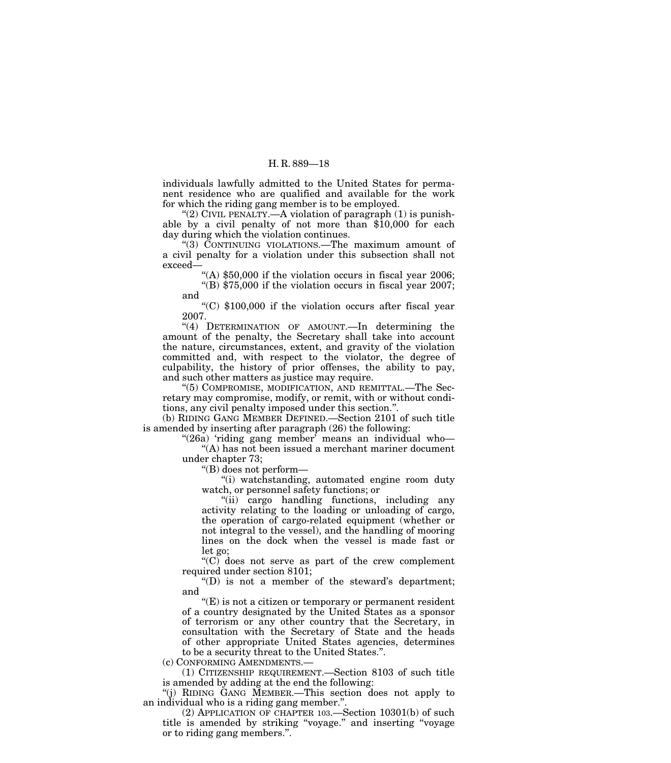individuals lawfully admitted to the United States for permanent residence who are qualified and available for the work for which the riding gang member is to be employed.

"(2) CIVIL PENALTY.—A violation of paragraph (1) is punishable by a civil penalty of not more than $10,000 for each day during which the violation continues.

"(3) CONTINUING VIOLATIONS.—The maximum amount of a civil penalty for a violation under this subsection shall not exceed—

"(A) $50,000 if the violation occurs in fiscal year 2006;

"(B) $75,000 if the violation occurs in fiscal year 2007; and

"(C) $100,000 if the violation occurs after fiscal year 2007.

"(4) DETERMINATION OF AMOUNT.—In determining the amount of the penalty, the Secretary shall take into account the nature, circumstances, extent, and gravity of the violation committed and, with respect to the violator, the degree of culpability, the history of prior offenses, the ability to pay, and such other matters as justice may require.

"(5) COMPROMISE, MODIFICATION, AND REMITTAL.—The Secretary may compromise, modify, or remit, with or without conditions, any civil penalty imposed under this section.".

(b) RIDING GANG MEMBER DEFINED.—Section 2101 of such title is amended by inserting after paragraph (26) the following:

"(26a) 'riding gang member' means an individual who—

"(A) has not been issued a merchant mariner document under chapter 73;

"(B) does not perform—

"(i) watchstanding, automated engine room duty watch, or personnel safety functions; or

"(ii) cargo handling functions, including any activity relating to the loading or unloading of cargo, the operation of cargo-related equipment (whether or not integral to the vessel), and the handling of mooring lines on the dock when the vessel is made fast or let go;

"(C) does not serve as part of the crew complement required under section 8101;

"(D) is not a member of the steward's department; and

"(E) is not a citizen or temporary or permanent resident of a country designated by the United States as a sponsor of terrorism or any other country that the Secretary, in consultation with the Secretary of State and the heads of other appropriate United States agencies, determines to be a security threat to the United States.".

(c) CONFORMING AMENDMENTS.—

(1) CITIZENSHIP REQUIREMENT.—Section 8103 of such title is amended by adding at the end the following:

"(j) RIDING GANG MEMBER.—This section does not apply to an individual who is a riding gang member.".

(2) APPLICATION OF CHAPTER 103.—Section 10301(b) of such title is amended by striking "voyage." and inserting "voyage or to riding gang members.".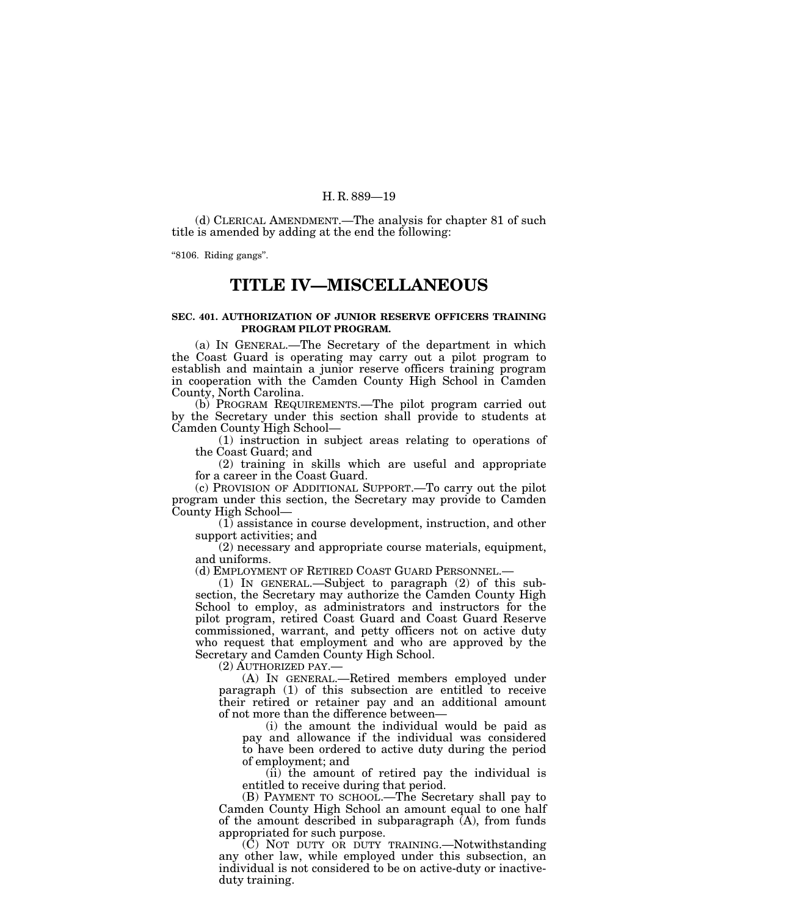(d) CLERICAL AMENDMENT.—The analysis for chapter 81 of such title is amended by adding at the end the following:

"8106. Riding gangs".

# TITLE IV—MISCELLANEOUS

### SEC. 401. AUTHORIZATION OF JUNIOR RESERVE OFFICERS TRAINING PROGRAM PILOT PROGRAM.

(a) IN GENERAL.—The Secretary of the department in which the Coast Guard is operating may carry out a pilot program to establish and maintain a junior reserve officers training program in cooperation with the Camden County High School in Camden County, North Carolina.

(b) PROGRAM REQUIREMENTS.—The pilot program carried out by the Secretary under this section shall provide to students at Camden County High School—

(1) instruction in subject areas relating to operations of the Coast Guard; and

(2) training in skills which are useful and appropriate for a career in the Coast Guard.

(c) PROVISION OF ADDITIONAL SUPPORT.—To carry out the pilot program under this section, the Secretary may provide to Camden County High School—

(1) assistance in course development, instruction, and other support activities; and

(2) necessary and appropriate course materials, equipment, and uniforms.

(d) EMPLOYMENT OF RETIRED COAST GUARD PERSONNEL.—

(1) IN GENERAL.—Subject to paragraph (2) of this subsection, the Secretary may authorize the Camden County High School to employ, as administrators and instructors for the pilot program, retired Coast Guard and Coast Guard Reserve commissioned, warrant, and petty officers not on active duty who request that employment and who are approved by the Secretary and Camden County High School.

(2) AUTHORIZED PAY.—

(A) IN GENERAL.—Retired members employed under paragraph (1) of this subsection are entitled to receive their retired or retainer pay and an additional amount of not more than the difference between—

(i) the amount the individual would be paid as pay and allowance if the individual was considered to have been ordered to active duty during the period of employment; and

(ii) the amount of retired pay the individual is entitled to receive during that period.

(B) PAYMENT TO SCHOOL.—The Secretary shall pay to Camden County High School an amount equal to one half of the amount described in subparagraph (A), from funds appropriated for such purpose.

(C) NOT DUTY OR DUTY TRAINING.—Notwithstanding any other law, while employed under this subsection, an individual is not considered to be on active-duty or inactive-duty training.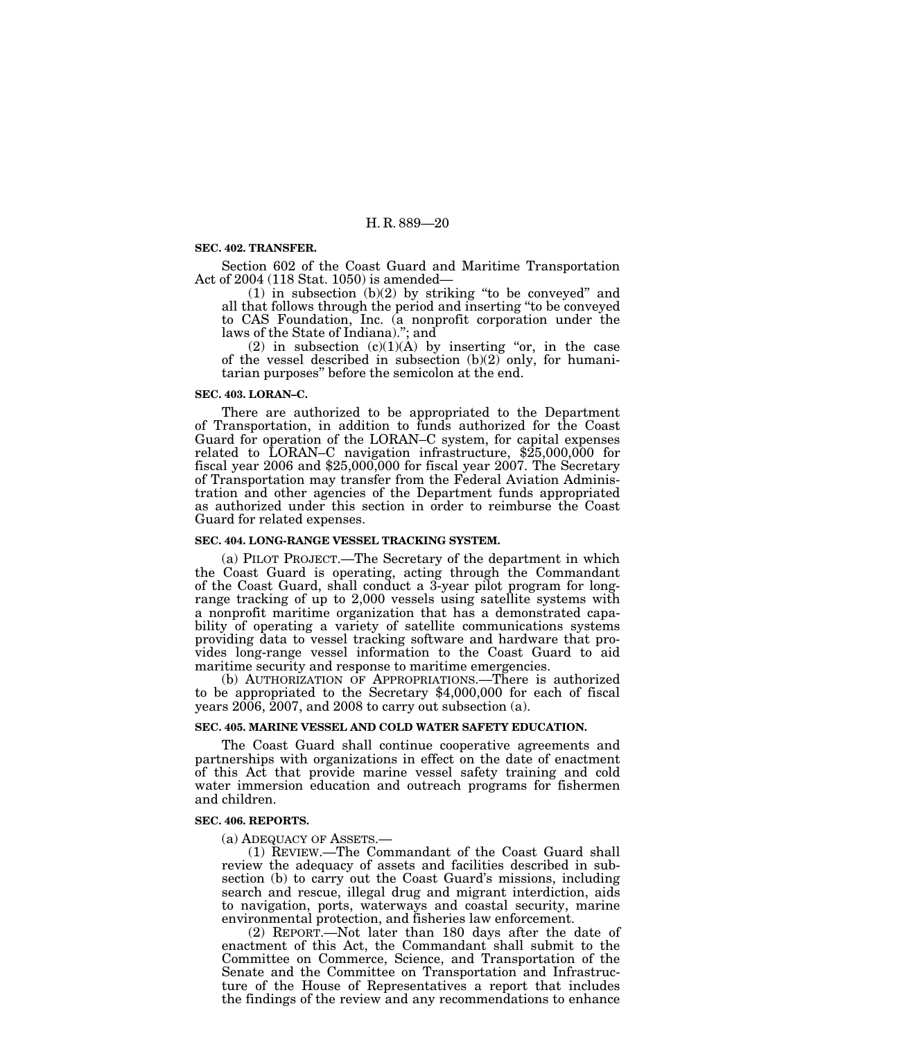**SEC. 402. TRANSFER.**

Section 602 of the Coast Guard and Maritime Transportation Act of 2004 (118 Stat. 1050) is amended—

(1) in subsection (b)(2) by striking "to be conveyed" and all that follows through the period and inserting "to be conveyed to CAS Foundation, Inc. (a nonprofit corporation under the laws of the State of Indiana)."; and

(2) in subsection (c)(1)(A) by inserting "or, in the case of the vessel described in subsection (b)(2) only, for humanitarian purposes" before the semicolon at the end.

**SEC. 403. LORAN–C.**

There are authorized to be appropriated to the Department of Transportation, in addition to funds authorized for the Coast Guard for operation of the LORAN–C system, for capital expenses related to LORAN–C navigation infrastructure, $25,000,000 for fiscal year 2006 and $25,000,000 for fiscal year 2007. The Secretary of Transportation may transfer from the Federal Aviation Administration and other agencies of the Department funds appropriated as authorized under this section in order to reimburse the Coast Guard for related expenses.

**SEC. 404. LONG-RANGE VESSEL TRACKING SYSTEM.**

(a) PILOT PROJECT.—The Secretary of the department in which the Coast Guard is operating, acting through the Commandant of the Coast Guard, shall conduct a 3-year pilot program for long-range tracking of up to 2,000 vessels using satellite systems with a nonprofit maritime organization that has a demonstrated capability of operating a variety of satellite communications systems providing data to vessel tracking software and hardware that provides long-range vessel information to the Coast Guard to aid maritime security and response to maritime emergencies.

(b) AUTHORIZATION OF APPROPRIATIONS.—There is authorized to be appropriated to the Secretary $4,000,000 for each of fiscal years 2006, 2007, and 2008 to carry out subsection (a).

**SEC. 405. MARINE VESSEL AND COLD WATER SAFETY EDUCATION.**

The Coast Guard shall continue cooperative agreements and partnerships with organizations in effect on the date of enactment of this Act that provide marine vessel safety training and cold water immersion education and outreach programs for fishermen and children.

**SEC. 406. REPORTS.**

(a) ADEQUACY OF ASSETS.—

(1) REVIEW.—The Commandant of the Coast Guard shall review the adequacy of assets and facilities described in subsection (b) to carry out the Coast Guard's missions, including search and rescue, illegal drug and migrant interdiction, aids to navigation, ports, waterways and coastal security, marine environmental protection, and fisheries law enforcement.

(2) REPORT.—Not later than 180 days after the date of enactment of this Act, the Commandant shall submit to the Committee on Commerce, Science, and Transportation of the Senate and the Committee on Transportation and Infrastructure of the House of Representatives a report that includes the findings of the review and any recommendations to enhance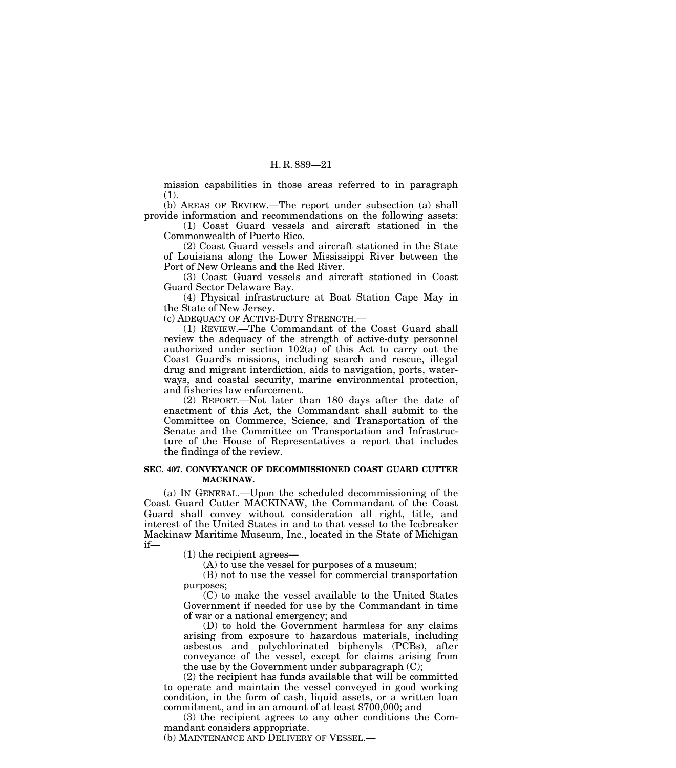mission capabilities in those areas referred to in paragraph (1).

(b) AREAS OF REVIEW.—The report under subsection (a) shall provide information and recommendations on the following assets:

(1) Coast Guard vessels and aircraft stationed in the Commonwealth of Puerto Rico.

(2) Coast Guard vessels and aircraft stationed in the State of Louisiana along the Lower Mississippi River between the Port of New Orleans and the Red River.

(3) Coast Guard vessels and aircraft stationed in Coast Guard Sector Delaware Bay.

(4) Physical infrastructure at Boat Station Cape May in the State of New Jersey.

(c) ADEQUACY OF ACTIVE-DUTY STRENGTH.—

(1) REVIEW.—The Commandant of the Coast Guard shall review the adequacy of the strength of active-duty personnel authorized under section 102(a) of this Act to carry out the Coast Guard's missions, including search and rescue, illegal drug and migrant interdiction, aids to navigation, ports, waterways, and coastal security, marine environmental protection, and fisheries law enforcement.

(2) REPORT.—Not later than 180 days after the date of enactment of this Act, the Commandant shall submit to the Committee on Commerce, Science, and Transportation of the Senate and the Committee on Transportation and Infrastructure of the House of Representatives a report that includes the findings of the review.

**SEC. 407. CONVEYANCE OF DECOMMISSIONED COAST GUARD CUTTER MACKINAW.**

(a) IN GENERAL.—Upon the scheduled decommissioning of the Coast Guard Cutter MACKINAW, the Commandant of the Coast Guard shall convey without consideration all right, title, and interest of the United States in and to that vessel to the Icebreaker Mackinaw Maritime Museum, Inc., located in the State of Michigan if—

(1) the recipient agrees—

(A) to use the vessel for purposes of a museum;

(B) not to use the vessel for commercial transportation purposes;

(C) to make the vessel available to the United States Government if needed for use by the Commandant in time of war or a national emergency; and

(D) to hold the Government harmless for any claims arising from exposure to hazardous materials, including asbestos and polychlorinated biphenyls (PCBs), after conveyance of the vessel, except for claims arising from the use by the Government under subparagraph (C);

(2) the recipient has funds available that will be committed to operate and maintain the vessel conveyed in good working condition, in the form of cash, liquid assets, or a written loan commitment, and in an amount of at least $700,000; and

(3) the recipient agrees to any other conditions the Commandant considers appropriate.

(b) MAINTENANCE AND DELIVERY OF VESSEL.—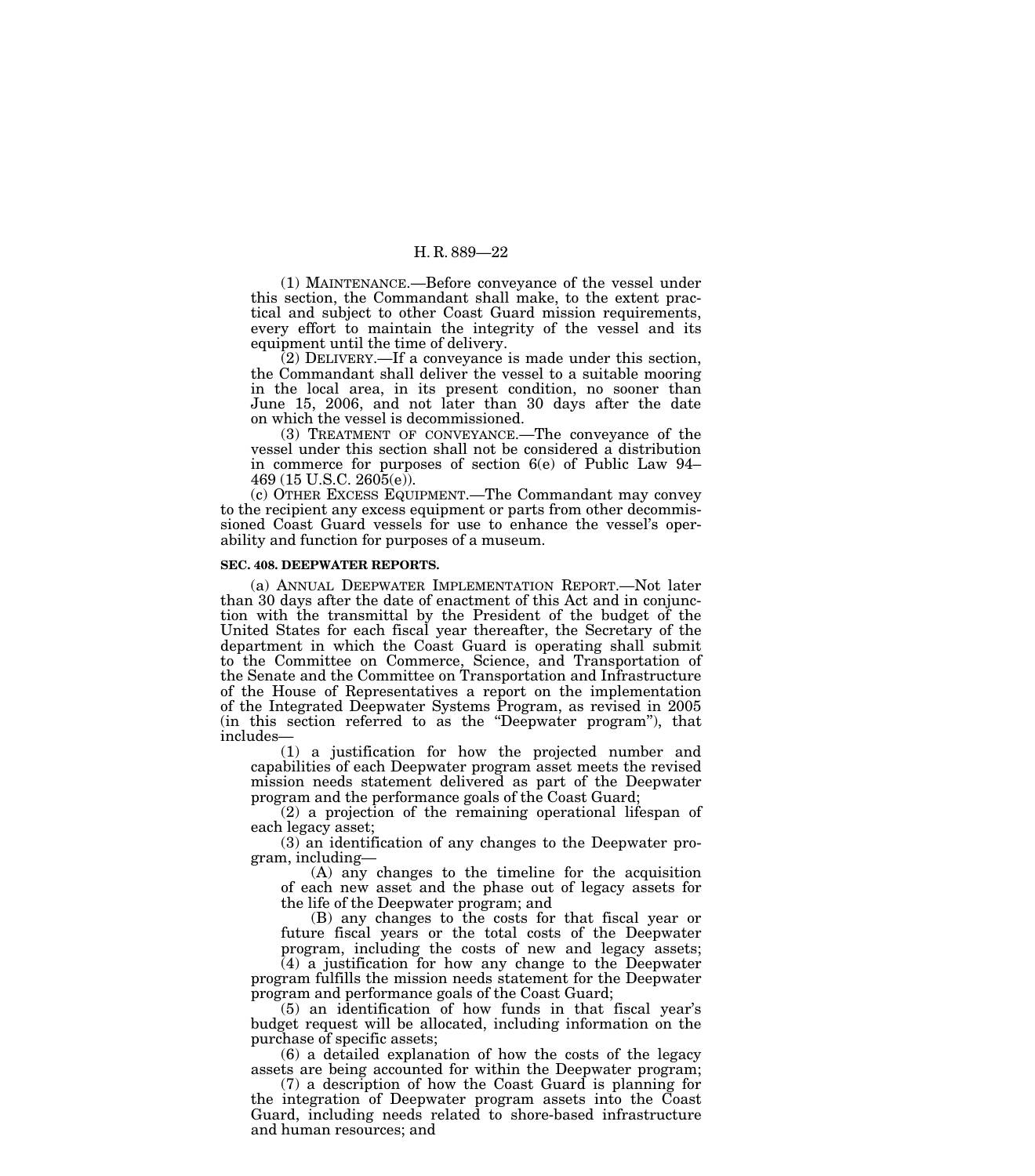(1) MAINTENANCE.—Before conveyance of the vessel under this section, the Commandant shall make, to the extent practical and subject to other Coast Guard mission requirements, every effort to maintain the integrity of the vessel and its equipment until the time of delivery.

(2) DELIVERY.—If a conveyance is made under this section, the Commandant shall deliver the vessel to a suitable mooring in the local area, in its present condition, no sooner than June 15, 2006, and not later than 30 days after the date on which the vessel is decommissioned.

(3) TREATMENT OF CONVEYANCE.—The conveyance of the vessel under this section shall not be considered a distribution in commerce for purposes of section 6(e) of Public Law 94–469 (15 U.S.C. 2605(e)).

(c) OTHER EXCESS EQUIPMENT.—The Commandant may convey to the recipient any excess equipment or parts from other decommissioned Coast Guard vessels for use to enhance the vessel's operability and function for purposes of a museum.

**SEC. 408. DEEPWATER REPORTS.**

(a) ANNUAL DEEPWATER IMPLEMENTATION REPORT.—Not later than 30 days after the date of enactment of this Act and in conjunction with the transmittal by the President of the budget of the United States for each fiscal year thereafter, the Secretary of the department in which the Coast Guard is operating shall submit to the Committee on Commerce, Science, and Transportation of the Senate and the Committee on Transportation and Infrastructure of the House of Representatives a report on the implementation of the Integrated Deepwater Systems Program, as revised in 2005 (in this section referred to as the "Deepwater program"), that includes—

(1) a justification for how the projected number and capabilities of each Deepwater program asset meets the revised mission needs statement delivered as part of the Deepwater program and the performance goals of the Coast Guard;

(2) a projection of the remaining operational lifespan of each legacy asset;

(3) an identification of any changes to the Deepwater program, including—

(A) any changes to the timeline for the acquisition of each new asset and the phase out of legacy assets for the life of the Deepwater program; and

(B) any changes to the costs for that fiscal year or future fiscal years or the total costs of the Deepwater program, including the costs of new and legacy assets;

(4) a justification for how any change to the Deepwater program fulfills the mission needs statement for the Deepwater program and performance goals of the Coast Guard;

(5) an identification of how funds in that fiscal year's budget request will be allocated, including information on the purchase of specific assets;

(6) a detailed explanation of how the costs of the legacy assets are being accounted for within the Deepwater program;

(7) a description of how the Coast Guard is planning for the integration of Deepwater program assets into the Coast Guard, including needs related to shore-based infrastructure and human resources; and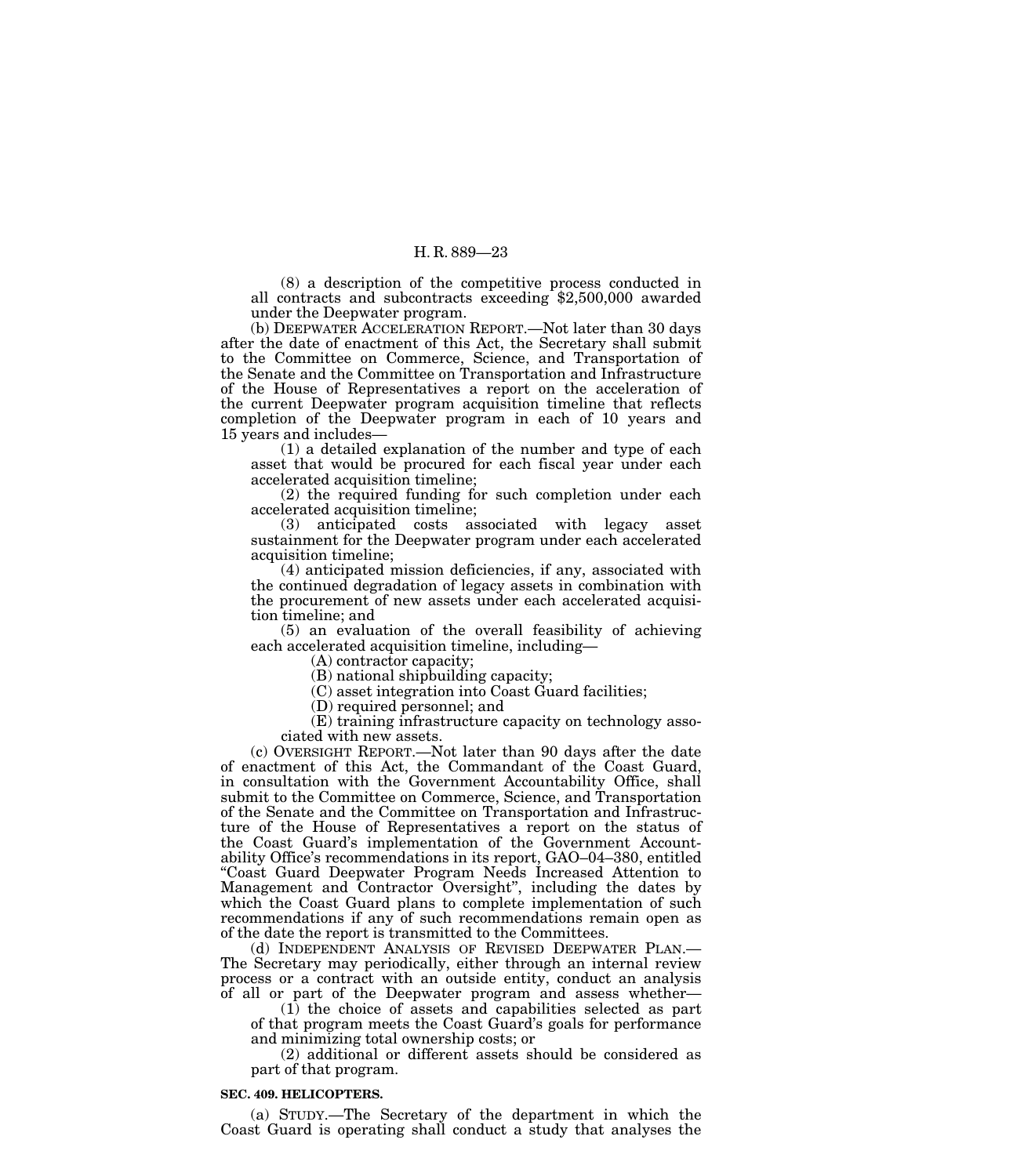(8) a description of the competitive process conducted in all contracts and subcontracts exceeding $2,500,000 awarded under the Deepwater program.

(b) DEEPWATER ACCELERATION REPORT.—Not later than 30 days after the date of enactment of this Act, the Secretary shall submit to the Committee on Commerce, Science, and Transportation of the Senate and the Committee on Transportation and Infrastructure of the House of Representatives a report on the acceleration of the current Deepwater program acquisition timeline that reflects completion of the Deepwater program in each of 10 years and 15 years and includes—

(1) a detailed explanation of the number and type of each asset that would be procured for each fiscal year under each accelerated acquisition timeline;

(2) the required funding for such completion under each accelerated acquisition timeline;

(3) anticipated costs associated with legacy asset sustainment for the Deepwater program under each accelerated acquisition timeline;

(4) anticipated mission deficiencies, if any, associated with the continued degradation of legacy assets in combination with the procurement of new assets under each accelerated acquisition timeline; and

(5) an evaluation of the overall feasibility of achieving each accelerated acquisition timeline, including—

(A) contractor capacity;

(B) national shipbuilding capacity;

(C) asset integration into Coast Guard facilities;

(D) required personnel; and

(E) training infrastructure capacity on technology associated with new assets.

(c) OVERSIGHT REPORT.—Not later than 90 days after the date of enactment of this Act, the Commandant of the Coast Guard, in consultation with the Government Accountability Office, shall submit to the Committee on Commerce, Science, and Transportation of the Senate and the Committee on Transportation and Infrastructure of the House of Representatives a report on the status of the Coast Guard's implementation of the Government Accountability Office's recommendations in its report, GAO–04–380, entitled "Coast Guard Deepwater Program Needs Increased Attention to Management and Contractor Oversight", including the dates by which the Coast Guard plans to complete implementation of such recommendations if any of such recommendations remain open as of the date the report is transmitted to the Committees.

(d) INDEPENDENT ANALYSIS OF REVISED DEEPWATER PLAN.—The Secretary may periodically, either through an internal review process or a contract with an outside entity, conduct an analysis of all or part of the Deepwater program and assess whether—

(1) the choice of assets and capabilities selected as part of that program meets the Coast Guard's goals for performance and minimizing total ownership costs; or

(2) additional or different assets should be considered as part of that program.

**SEC. 409. HELICOPTERS.**

(a) STUDY.—The Secretary of the department in which the Coast Guard is operating shall conduct a study that analyses the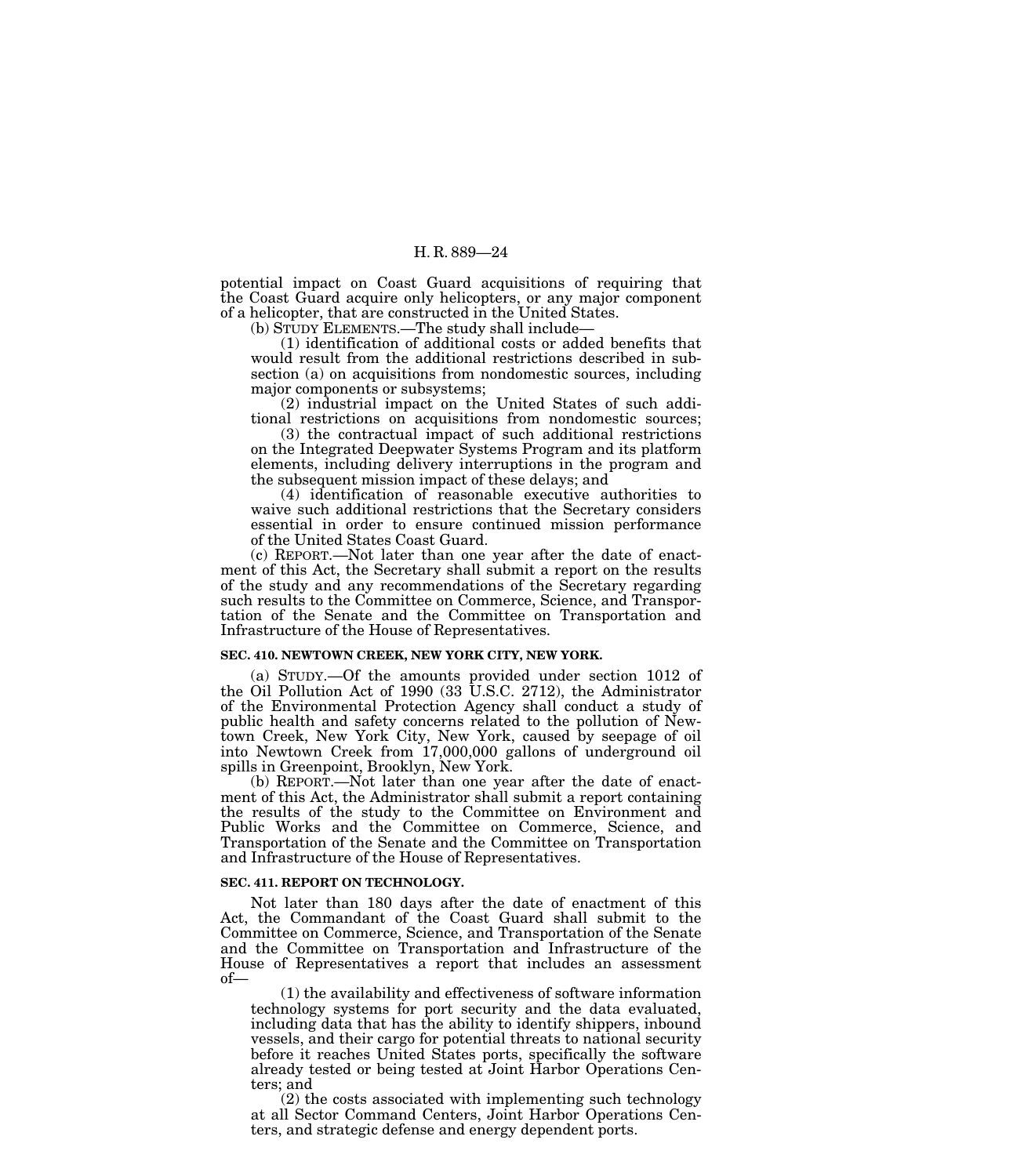potential impact on Coast Guard acquisitions of requiring that the Coast Guard acquire only helicopters, or any major component of a helicopter, that are constructed in the United States.

(b) STUDY ELEMENTS.—The study shall include—

(1) identification of additional costs or added benefits that would result from the additional restrictions described in subsection (a) on acquisitions from nondomestic sources, including major components or subsystems;

(2) industrial impact on the United States of such additional restrictions on acquisitions from nondomestic sources;

(3) the contractual impact of such additional restrictions on the Integrated Deepwater Systems Program and its platform elements, including delivery interruptions in the program and the subsequent mission impact of these delays; and

(4) identification of reasonable executive authorities to waive such additional restrictions that the Secretary considers essential in order to ensure continued mission performance of the United States Coast Guard.

(c) REPORT.—Not later than one year after the date of enactment of this Act, the Secretary shall submit a report on the results of the study and any recommendations of the Secretary regarding such results to the Committee on Commerce, Science, and Transportation of the Senate and the Committee on Transportation and Infrastructure of the House of Representatives.

**SEC. 410. NEWTOWN CREEK, NEW YORK CITY, NEW YORK.**

(a) STUDY.—Of the amounts provided under section 1012 of the Oil Pollution Act of 1990 (33 U.S.C. 2712), the Administrator of the Environmental Protection Agency shall conduct a study of public health and safety concerns related to the pollution of Newtown Creek, New York City, New York, caused by seepage of oil into Newtown Creek from 17,000,000 gallons of underground oil spills in Greenpoint, Brooklyn, New York.

(b) REPORT.—Not later than one year after the date of enactment of this Act, the Administrator shall submit a report containing the results of the study to the Committee on Environment and Public Works and the Committee on Commerce, Science, and Transportation of the Senate and the Committee on Transportation and Infrastructure of the House of Representatives.

**SEC. 411. REPORT ON TECHNOLOGY.**

Not later than 180 days after the date of enactment of this Act, the Commandant of the Coast Guard shall submit to the Committee on Commerce, Science, and Transportation of the Senate and the Committee on Transportation and Infrastructure of the House of Representatives a report that includes an assessment of—

(1) the availability and effectiveness of software information technology systems for port security and the data evaluated, including data that has the ability to identify shippers, inbound vessels, and their cargo for potential threats to national security before it reaches United States ports, specifically the software already tested or being tested at Joint Harbor Operations Centers; and

(2) the costs associated with implementing such technology at all Sector Command Centers, Joint Harbor Operations Centers, and strategic defense and energy dependent ports.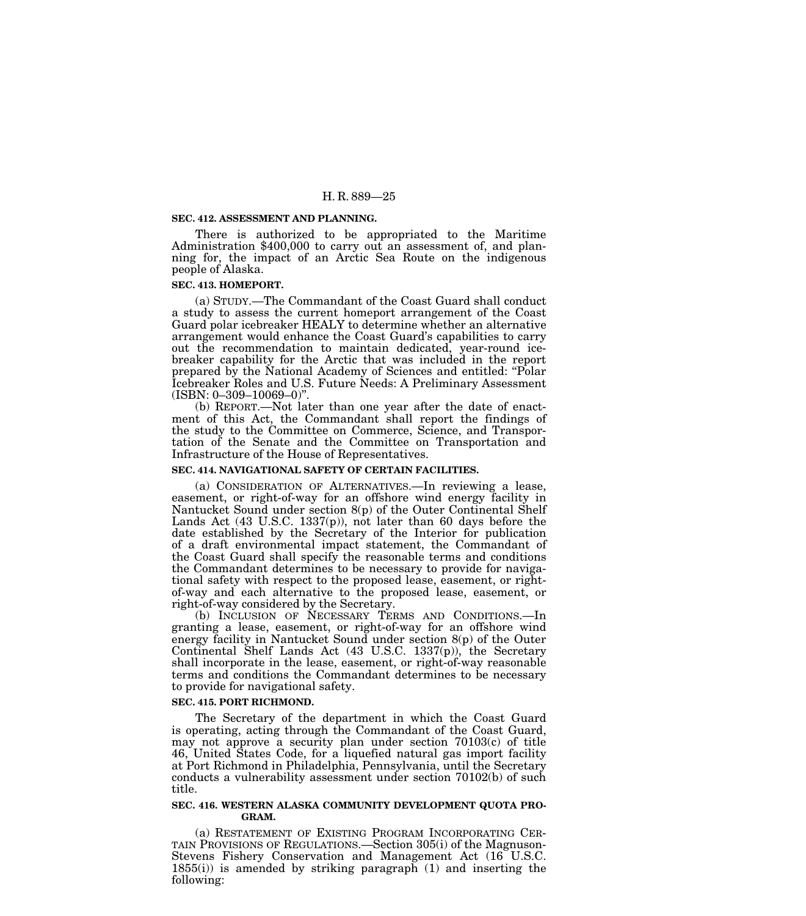**SEC. 412. ASSESSMENT AND PLANNING.**

There is authorized to be appropriated to the Maritime Administration $400,000 to carry out an assessment of, and planning for, the impact of an Arctic Sea Route on the indigenous people of Alaska.

**SEC. 413. HOMEPORT.**

(a) STUDY.—The Commandant of the Coast Guard shall conduct a study to assess the current homeport arrangement of the Coast Guard polar icebreaker HEALY to determine whether an alternative arrangement would enhance the Coast Guard's capabilities to carry out the recommendation to maintain dedicated, year-round icebreaker capability for the Arctic that was included in the report prepared by the National Academy of Sciences and entitled: "Polar Icebreaker Roles and U.S. Future Needs: A Preliminary Assessment (ISBN: 0–309–10069–0)".

(b) REPORT.—Not later than one year after the date of enactment of this Act, the Commandant shall report the findings of the study to the Committee on Commerce, Science, and Transportation of the Senate and the Committee on Transportation and Infrastructure of the House of Representatives.

**SEC. 414. NAVIGATIONAL SAFETY OF CERTAIN FACILITIES.**

(a) CONSIDERATION OF ALTERNATIVES.—In reviewing a lease, easement, or right-of-way for an offshore wind energy facility in Nantucket Sound under section 8(p) of the Outer Continental Shelf Lands Act (43 U.S.C. 1337(p)), not later than 60 days before the date established by the Secretary of the Interior for publication of a draft environmental impact statement, the Commandant of the Coast Guard shall specify the reasonable terms and conditions the Commandant determines to be necessary to provide for navigational safety with respect to the proposed lease, easement, or right-of-way and each alternative to the proposed lease, easement, or right-of-way considered by the Secretary.

(b) INCLUSION OF NECESSARY TERMS AND CONDITIONS.—In granting a lease, easement, or right-of-way for an offshore wind energy facility in Nantucket Sound under section 8(p) of the Outer Continental Shelf Lands Act (43 U.S.C. 1337(p)), the Secretary shall incorporate in the lease, easement, or right-of-way reasonable terms and conditions the Commandant determines to be necessary to provide for navigational safety.

**SEC. 415. PORT RICHMOND.**

The Secretary of the department in which the Coast Guard is operating, acting through the Commandant of the Coast Guard, may not approve a security plan under section 70103(c) of title 46, United States Code, for a liquefied natural gas import facility at Port Richmond in Philadelphia, Pennsylvania, until the Secretary conducts a vulnerability assessment under section 70102(b) of such title.

**SEC. 416. WESTERN ALASKA COMMUNITY DEVELOPMENT QUOTA PROGRAM.**

(a) RESTATEMENT OF EXISTING PROGRAM INCORPORATING CERTAIN PROVISIONS OF REGULATIONS.—Section 305(i) of the Magnuson-Stevens Fishery Conservation and Management Act (16 U.S.C. 1855(i)) is amended by striking paragraph (1) and inserting the following: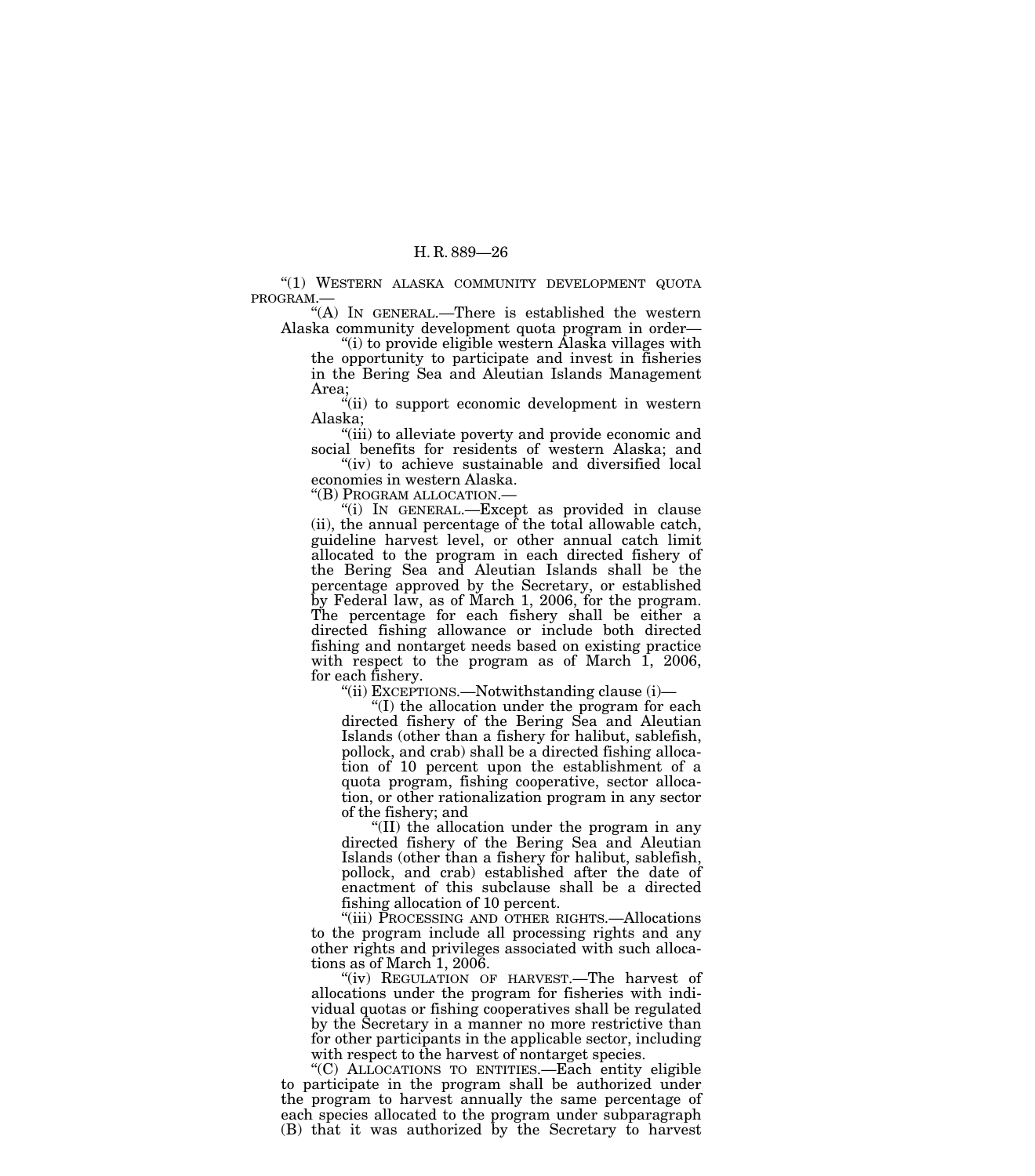"(1) WESTERN ALASKA COMMUNITY DEVELOPMENT QUOTA PROGRAM.—

"(A) IN GENERAL.—There is established the western Alaska community development quota program in order—

"(i) to provide eligible western Alaska villages with the opportunity to participate and invest in fisheries in the Bering Sea and Aleutian Islands Management Area;

"(ii) to support economic development in western Alaska;

"(iii) to alleviate poverty and provide economic and social benefits for residents of western Alaska; and

"(iv) to achieve sustainable and diversified local economies in western Alaska.

"(B) PROGRAM ALLOCATION.—

"(i) IN GENERAL.—Except as provided in clause (ii), the annual percentage of the total allowable catch, guideline harvest level, or other annual catch limit allocated to the program in each directed fishery of the Bering Sea and Aleutian Islands shall be the percentage approved by the Secretary, or established by Federal law, as of March 1, 2006, for the program. The percentage for each fishery shall be either a directed fishing allowance or include both directed fishing and nontarget needs based on existing practice with respect to the program as of March 1, 2006, for each fishery.

"(ii) EXCEPTIONS.—Notwithstanding clause (i)—

"(I) the allocation under the program for each directed fishery of the Bering Sea and Aleutian Islands (other than a fishery for halibut, sablefish, pollock, and crab) shall be a directed fishing allocation of 10 percent upon the establishment of a quota program, fishing cooperative, sector allocation, or other rationalization program in any sector of the fishery; and

"(II) the allocation under the program in any directed fishery of the Bering Sea and Aleutian Islands (other than a fishery for halibut, sablefish, pollock, and crab) established after the date of enactment of this subclause shall be a directed fishing allocation of 10 percent.

"(iii) PROCESSING AND OTHER RIGHTS.—Allocations to the program include all processing rights and any other rights and privileges associated with such allocations as of March 1, 2006.

"(iv) REGULATION OF HARVEST.—The harvest of allocations under the program for fisheries with individual quotas or fishing cooperatives shall be regulated by the Secretary in a manner no more restrictive than for other participants in the applicable sector, including with respect to the harvest of nontarget species.

"(C) ALLOCATIONS TO ENTITIES.—Each entity eligible to participate in the program shall be authorized under the program to harvest annually the same percentage of each species allocated to the program under subparagraph (B) that it was authorized by the Secretary to harvest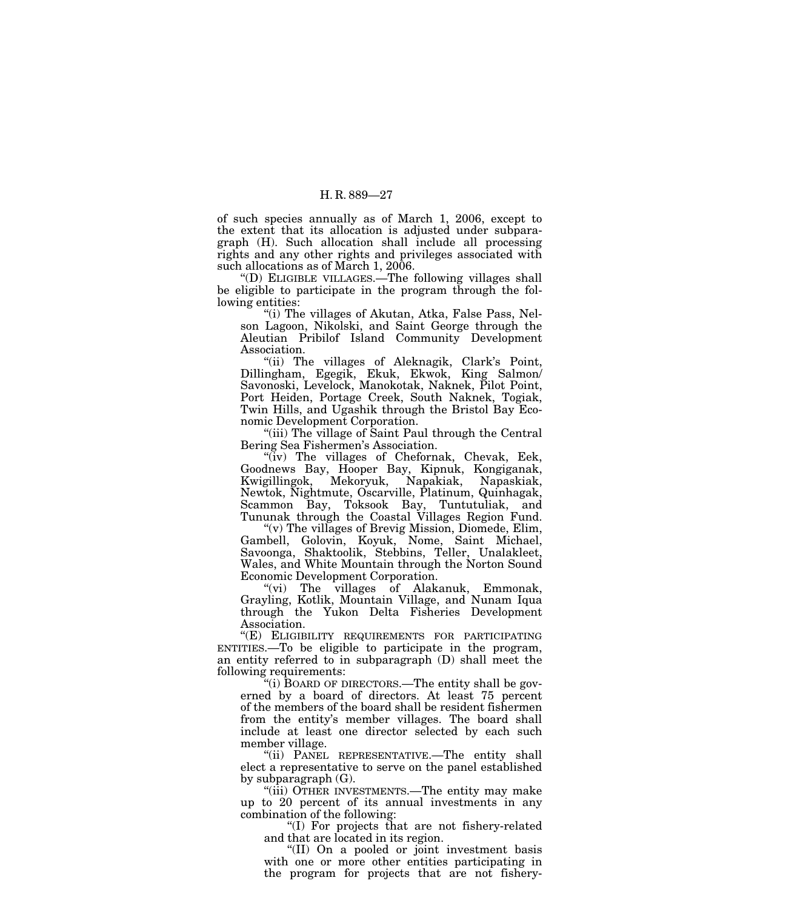of such species annually as of March 1, 2006, except to the extent that its allocation is adjusted under subparagraph (H). Such allocation shall include all processing rights and any other rights and privileges associated with such allocations as of March 1, 2006.

"(D) ELIGIBLE VILLAGES.—The following villages shall be eligible to participate in the program through the following entities:

"(i) The villages of Akutan, Atka, False Pass, Nelson Lagoon, Nikolski, and Saint George through the Aleutian Pribilof Island Community Development Association.

"(ii) The villages of Aleknagik, Clark's Point, Dillingham, Egegik, Ekuk, Ekwok, King Salmon/Savonoski, Levelock, Manokotak, Naknek, Pilot Point, Port Heiden, Portage Creek, South Naknek, Togiak, Twin Hills, and Ugashik through the Bristol Bay Economic Development Corporation.

"(iii) The village of Saint Paul through the Central Bering Sea Fishermen's Association.

"(iv) The villages of Chefornak, Chevak, Eek, Goodnews Bay, Hooper Bay, Kipnuk, Kongiganak, Kwigillingok, Mekoryuk, Napakiak, Napaskiak, Newtok, Nightmute, Oscarville, Platinum, Quinhagak, Scammon Bay, Toksook Bay, Tuntutuliak, and Tununak through the Coastal Villages Region Fund.

"(v) The villages of Brevig Mission, Diomede, Elim, Gambell, Golovin, Koyuk, Nome, Saint Michael, Savoonga, Shaktoolik, Stebbins, Teller, Unalakleet, Wales, and White Mountain through the Norton Sound Economic Development Corporation.

"(vi) The villages of Alakanuk, Emmonak, Grayling, Kotlik, Mountain Village, and Nunam Iqua through the Yukon Delta Fisheries Development Association.

"(E) ELIGIBILITY REQUIREMENTS FOR PARTICIPATING ENTITIES.—To be eligible to participate in the program, an entity referred to in subparagraph (D) shall meet the following requirements:

"(i) BOARD OF DIRECTORS.—The entity shall be governed by a board of directors. At least 75 percent of the members of the board shall be resident fishermen from the entity's member villages. The board shall include at least one director selected by each such member village.

"(ii) PANEL REPRESENTATIVE.—The entity shall elect a representative to serve on the panel established by subparagraph (G).

"(iii) OTHER INVESTMENTS.—The entity may make up to 20 percent of its annual investments in any combination of the following:

"(I) For projects that are not fishery-related and that are located in its region.

"(II) On a pooled or joint investment basis with one or more other entities participating in the program for projects that are not fishery-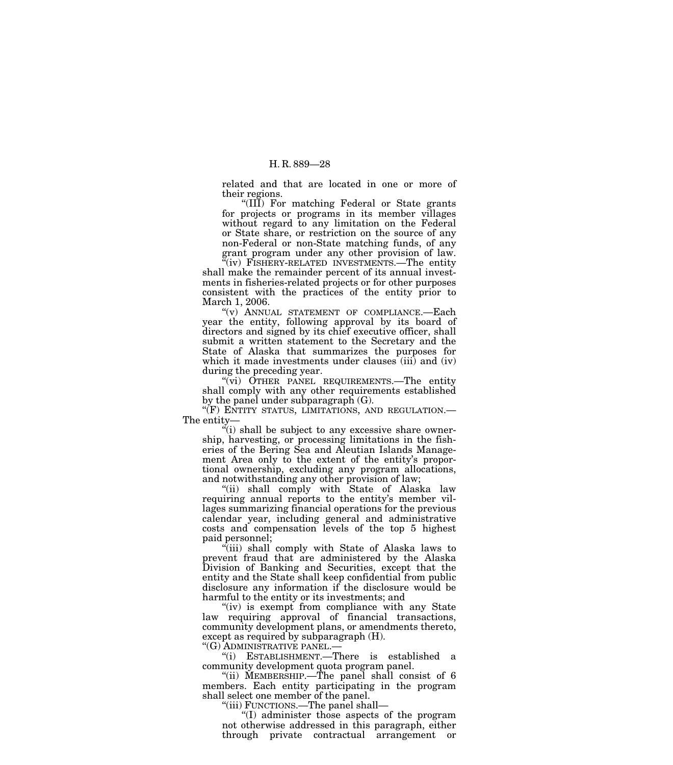related and that are located in one or more of their regions.

"(III) For matching Federal or State grants for projects or programs in its member villages without regard to any limitation on the Federal or State share, or restriction on the source of any non-Federal or non-State matching funds, of any grant program under any other provision of law.

"(iv) FISHERY-RELATED INVESTMENTS.—The entity shall make the remainder percent of its annual investments in fisheries-related projects or for other purposes consistent with the practices of the entity prior to March 1, 2006.

"(v) ANNUAL STATEMENT OF COMPLIANCE.—Each year the entity, following approval by its board of directors and signed by its chief executive officer, shall submit a written statement to the Secretary and the State of Alaska that summarizes the purposes for which it made investments under clauses (iii) and (iv) during the preceding year.

"(vi) OTHER PANEL REQUIREMENTS.—The entity shall comply with any other requirements established by the panel under subparagraph (G).

"(F) ENTITY STATUS, LIMITATIONS, AND REGULATION.—The entity—

"(i) shall be subject to any excessive share ownership, harvesting, or processing limitations in the fisheries of the Bering Sea and Aleutian Islands Management Area only to the extent of the entity's proportional ownership, excluding any program allocations, and notwithstanding any other provision of law;

"(ii) shall comply with State of Alaska law requiring annual reports to the entity's member villages summarizing financial operations for the previous calendar year, including general and administrative costs and compensation levels of the top 5 highest paid personnel;

"(iii) shall comply with State of Alaska laws to prevent fraud that are administered by the Alaska Division of Banking and Securities, except that the entity and the State shall keep confidential from public disclosure any information if the disclosure would be harmful to the entity or its investments; and

"(iv) is exempt from compliance with any State law requiring approval of financial transactions, community development plans, or amendments thereto, except as required by subparagraph (H).

"(G) ADMINISTRATIVE PANEL.—

"(i) ESTABLISHMENT.—There is established a community development quota program panel.

"(ii) MEMBERSHIP.—The panel shall consist of 6 members. Each entity participating in the program shall select one member of the panel.

"(iii) FUNCTIONS.—The panel shall—

"(I) administer those aspects of the program not otherwise addressed in this paragraph, either through private contractual arrangement or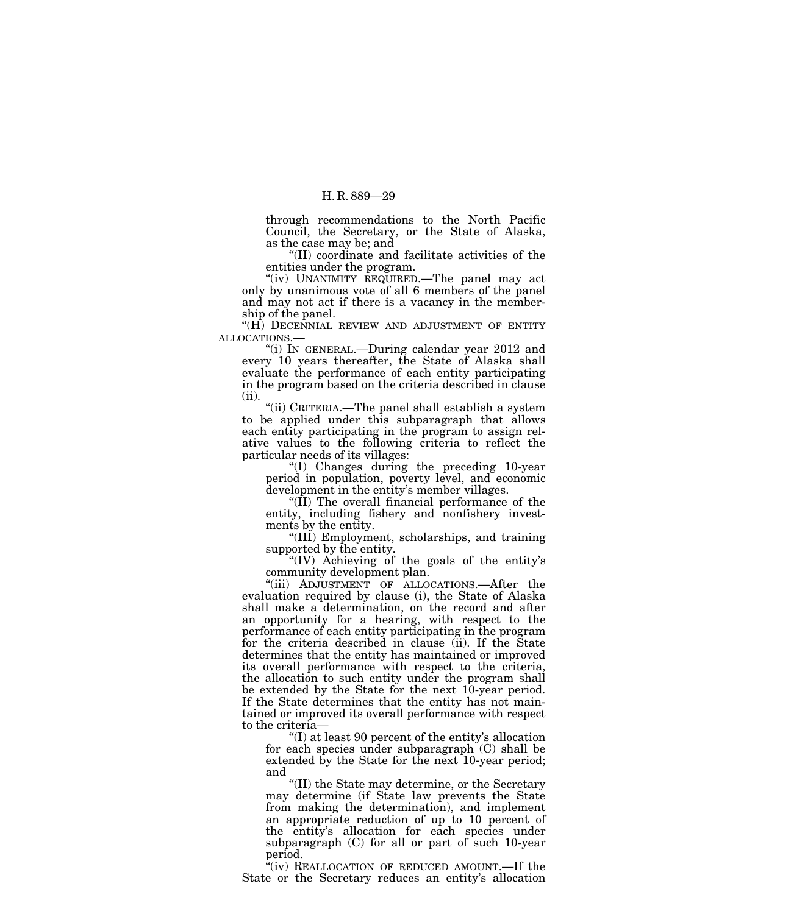through recommendations to the North Pacific Council, the Secretary, or the State of Alaska, as the case may be; and

"(II) coordinate and facilitate activities of the entities under the program.

"(iv) UNANIMITY REQUIRED.—The panel may act only by unanimous vote of all 6 members of the panel and may not act if there is a vacancy in the membership of the panel.

"(H) DECENNIAL REVIEW AND ADJUSTMENT OF ENTITY ALLOCATIONS.—

"(i) IN GENERAL.—During calendar year 2012 and every 10 years thereafter, the State of Alaska shall evaluate the performance of each entity participating in the program based on the criteria described in clause (ii).

"(ii) CRITERIA.—The panel shall establish a system to be applied under this subparagraph that allows each entity participating in the program to assign relative values to the following criteria to reflect the particular needs of its villages:

"(I) Changes during the preceding 10-year period in population, poverty level, and economic development in the entity's member villages.

"(II) The overall financial performance of the entity, including fishery and nonfishery investments by the entity.

"(III) Employment, scholarships, and training supported by the entity.

"(IV) Achieving of the goals of the entity's community development plan.

"(iii) ADJUSTMENT OF ALLOCATIONS.—After the evaluation required by clause (i), the State of Alaska shall make a determination, on the record and after an opportunity for a hearing, with respect to the performance of each entity participating in the program for the criteria described in clause (ii). If the State determines that the entity has maintained or improved its overall performance with respect to the criteria, the allocation to such entity under the program shall be extended by the State for the next 10-year period. If the State determines that the entity has not maintained or improved its overall performance with respect to the criteria—

"(I) at least 90 percent of the entity's allocation for each species under subparagraph (C) shall be extended by the State for the next 10-year period; and

"(II) the State may determine, or the Secretary may determine (if State law prevents the State from making the determination), and implement an appropriate reduction of up to 10 percent of the entity's allocation for each species under subparagraph (C) for all or part of such 10-year period.

"(iv) REALLOCATION OF REDUCED AMOUNT.—If the State or the Secretary reduces an entity's allocation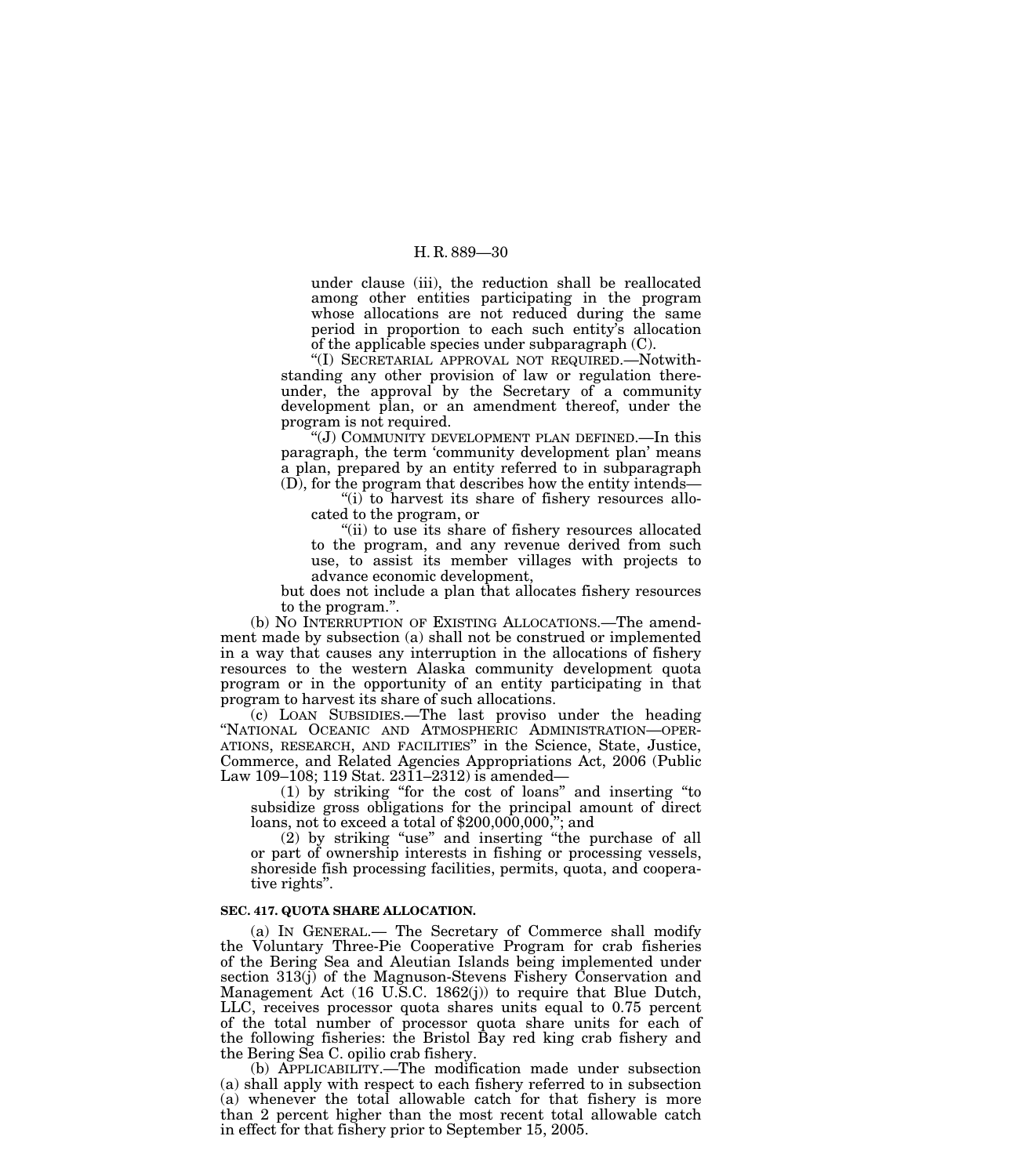under clause (iii), the reduction shall be reallocated among other entities participating in the program whose allocations are not reduced during the same period in proportion to each such entity's allocation of the applicable species under subparagraph (C).

"(I) SECRETARIAL APPROVAL NOT REQUIRED.—Notwithstanding any other provision of law or regulation thereunder, the approval by the Secretary of a community development plan, or an amendment thereof, under the program is not required.

"(J) COMMUNITY DEVELOPMENT PLAN DEFINED.—In this paragraph, the term 'community development plan' means a plan, prepared by an entity referred to in subparagraph (D), for the program that describes how the entity intends—

"(i) to harvest its share of fishery resources allocated to the program, or

"(ii) to use its share of fishery resources allocated to the program, and any revenue derived from such use, to assist its member villages with projects to advance economic development,

but does not include a plan that allocates fishery resources to the program.".

(b) NO INTERRUPTION OF EXISTING ALLOCATIONS.—The amendment made by subsection (a) shall not be construed or implemented in a way that causes any interruption in the allocations of fishery resources to the western Alaska community development quota program or in the opportunity of an entity participating in that program to harvest its share of such allocations.

(c) LOAN SUBSIDIES.—The last proviso under the heading "NATIONAL OCEANIC AND ATMOSPHERIC ADMINISTRATION—OPERATIONS, RESEARCH, AND FACILITIES" in the Science, State, Justice, Commerce, and Related Agencies Appropriations Act, 2006 (Public Law 109–108; 119 Stat. 2311–2312) is amended—

(1) by striking "for the cost of loans" and inserting "to subsidize gross obligations for the principal amount of direct loans, not to exceed a total of $200,000,000,"; and

(2) by striking "use" and inserting "the purchase of all or part of ownership interests in fishing or processing vessels, shoreside fish processing facilities, permits, quota, and cooperative rights".

**SEC. 417. QUOTA SHARE ALLOCATION.**

(a) IN GENERAL.— The Secretary of Commerce shall modify the Voluntary Three-Pie Cooperative Program for crab fisheries of the Bering Sea and Aleutian Islands being implemented under section 313(j) of the Magnuson-Stevens Fishery Conservation and Management Act (16 U.S.C. 1862(j)) to require that Blue Dutch, LLC, receives processor quota shares units equal to 0.75 percent of the total number of processor quota share units for each of the following fisheries: the Bristol Bay red king crab fishery and the Bering Sea C. opilio crab fishery.

(b) APPLICABILITY.—The modification made under subsection (a) shall apply with respect to each fishery referred to in subsection (a) whenever the total allowable catch for that fishery is more than 2 percent higher than the most recent total allowable catch in effect for that fishery prior to September 15, 2005.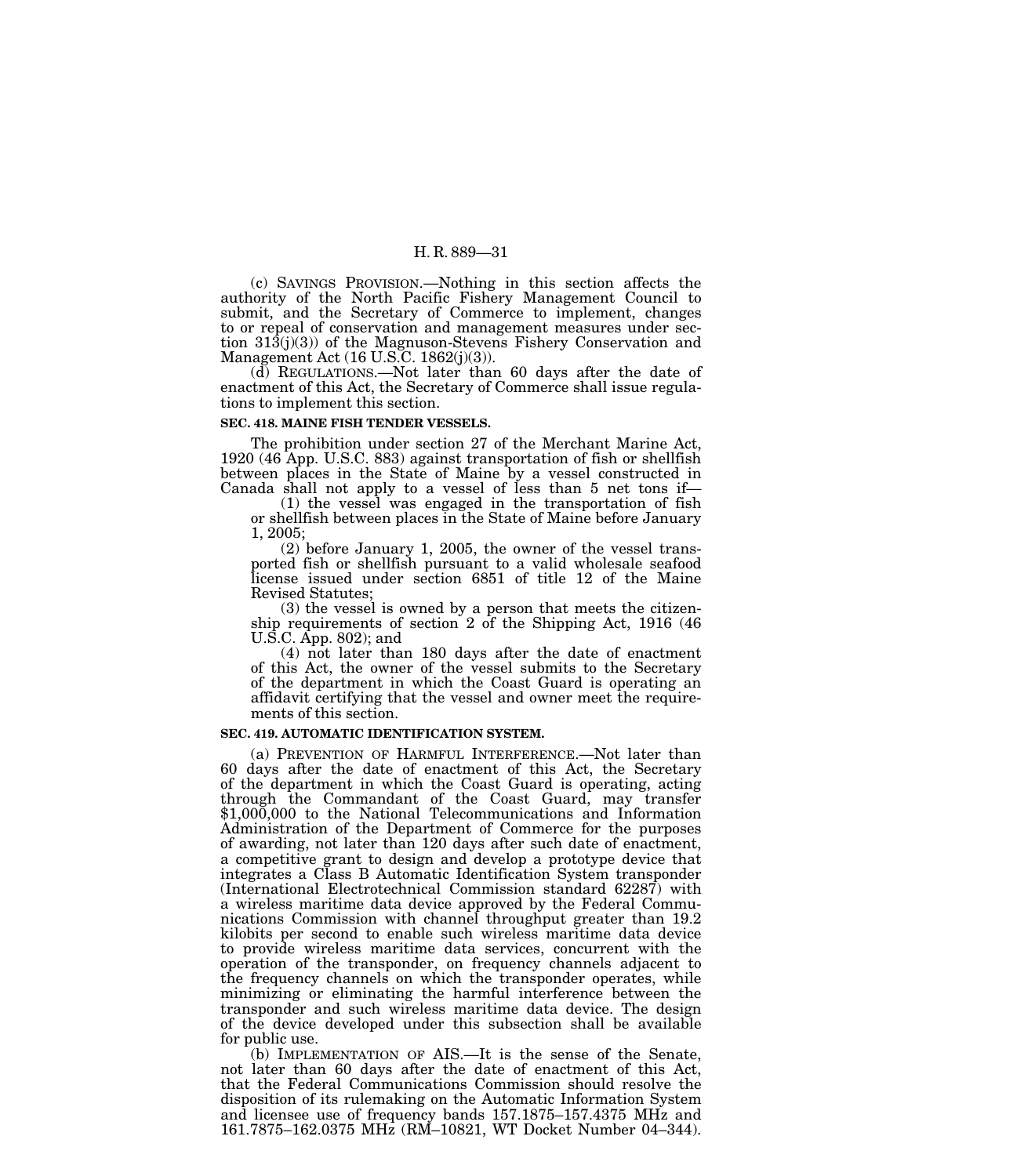(c) SAVINGS PROVISION.—Nothing in this section affects the authority of the North Pacific Fishery Management Council to submit, and the Secretary of Commerce to implement, changes to or repeal of conservation and management measures under section 313(j)(3)) of the Magnuson-Stevens Fishery Conservation and Management Act (16 U.S.C. 1862(j)(3)).

(d) REGULATIONS.—Not later than 60 days after the date of enactment of this Act, the Secretary of Commerce shall issue regulations to implement this section.

**SEC. 418. MAINE FISH TENDER VESSELS.**

The prohibition under section 27 of the Merchant Marine Act, 1920 (46 App. U.S.C. 883) against transportation of fish or shellfish between places in the State of Maine by a vessel constructed in Canada shall not apply to a vessel of less than 5 net tons if—

(1) the vessel was engaged in the transportation of fish or shellfish between places in the State of Maine before January 1, 2005;

(2) before January 1, 2005, the owner of the vessel transported fish or shellfish pursuant to a valid wholesale seafood license issued under section 6851 of title 12 of the Maine Revised Statutes;

(3) the vessel is owned by a person that meets the citizenship requirements of section 2 of the Shipping Act, 1916 (46 U.S.C. App. 802); and

(4) not later than 180 days after the date of enactment of this Act, the owner of the vessel submits to the Secretary of the department in which the Coast Guard is operating an affidavit certifying that the vessel and owner meet the requirements of this section.

**SEC. 419. AUTOMATIC IDENTIFICATION SYSTEM.**

(a) PREVENTION OF HARMFUL INTERFERENCE.—Not later than 60 days after the date of enactment of this Act, the Secretary of the department in which the Coast Guard is operating, acting through the Commandant of the Coast Guard, may transfer $1,000,000 to the National Telecommunications and Information Administration of the Department of Commerce for the purposes of awarding, not later than 120 days after such date of enactment, a competitive grant to design and develop a prototype device that integrates a Class B Automatic Identification System transponder (International Electrotechnical Commission standard 62287) with a wireless maritime data device approved by the Federal Communications Commission with channel throughput greater than 19.2 kilobits per second to enable such wireless maritime data device to provide wireless maritime data services, concurrent with the operation of the transponder, on frequency channels adjacent to the frequency channels on which the transponder operates, while minimizing or eliminating the harmful interference between the transponder and such wireless maritime data device. The design of the device developed under this subsection shall be available for public use.

(b) IMPLEMENTATION OF AIS.—It is the sense of the Senate, not later than 60 days after the date of enactment of this Act, that the Federal Communications Commission should resolve the disposition of its rulemaking on the Automatic Information System and licensee use of frequency bands 157.1875–157.4375 MHz and 161.7875–162.0375 MHz (RM–10821, WT Docket Number 04–344).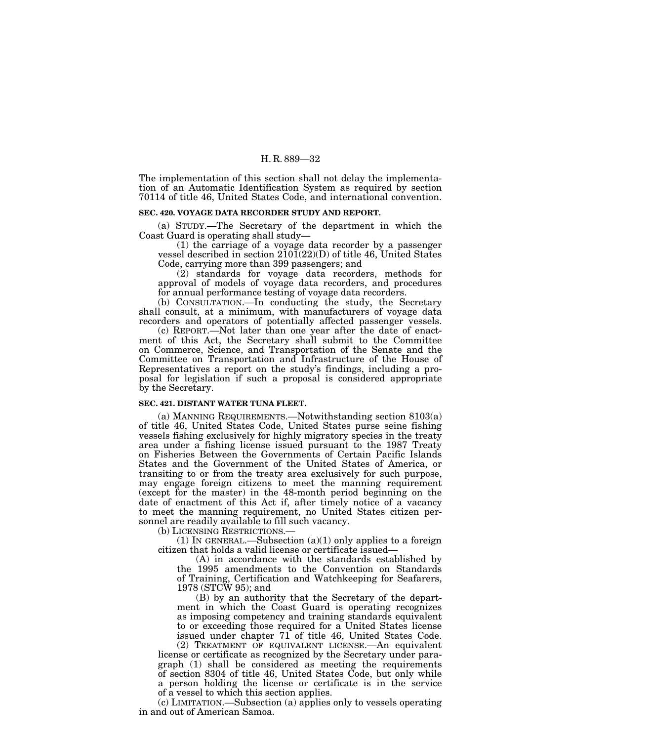The implementation of this section shall not delay the implementation of an Automatic Identification System as required by section 70114 of title 46, United States Code, and international convention.

### SEC. 420. VOYAGE DATA RECORDER STUDY AND REPORT.

(a) STUDY.—The Secretary of the department in which the Coast Guard is operating shall study—

(1) the carriage of a voyage data recorder by a passenger vessel described in section 2101(22)(D) of title 46, United States Code, carrying more than 399 passengers; and

(2) standards for voyage data recorders, methods for approval of models of voyage data recorders, and procedures for annual performance testing of voyage data recorders.

(b) CONSULTATION.—In conducting the study, the Secretary shall consult, at a minimum, with manufacturers of voyage data recorders and operators of potentially affected passenger vessels.

(c) REPORT.—Not later than one year after the date of enactment of this Act, the Secretary shall submit to the Committee on Commerce, Science, and Transportation of the Senate and the Committee on Transportation and Infrastructure of the House of Representatives a report on the study's findings, including a proposal for legislation if such a proposal is considered appropriate by the Secretary.

### SEC. 421. DISTANT WATER TUNA FLEET.

(a) MANNING REQUIREMENTS.—Notwithstanding section 8103(a) of title 46, United States Code, United States purse seine fishing vessels fishing exclusively for highly migratory species in the treaty area under a fishing license issued pursuant to the 1987 Treaty on Fisheries Between the Governments of Certain Pacific Islands States and the Government of the United States of America, or transiting to or from the treaty area exclusively for such purpose, may engage foreign citizens to meet the manning requirement (except for the master) in the 48-month period beginning on the date of enactment of this Act if, after timely notice of a vacancy to meet the manning requirement, no United States citizen personnel are readily available to fill such vacancy.

(b) LICENSING RESTRICTIONS.—

(1) IN GENERAL.—Subsection (a)(1) only applies to a foreign citizen that holds a valid license or certificate issued—

(A) in accordance with the standards established by the 1995 amendments to the Convention on Standards of Training, Certification and Watchkeeping for Seafarers, 1978 (STCW 95); and

(B) by an authority that the Secretary of the department in which the Coast Guard is operating recognizes as imposing competency and training standards equivalent to or exceeding those required for a United States license issued under chapter 71 of title 46, United States Code.

(2) TREATMENT OF EQUIVALENT LICENSE.—An equivalent license or certificate as recognized by the Secretary under paragraph (1) shall be considered as meeting the requirements of section 8304 of title 46, United States Code, but only while a person holding the license or certificate is in the service of a vessel to which this section applies.

(c) LIMITATION.—Subsection (a) applies only to vessels operating in and out of American Samoa.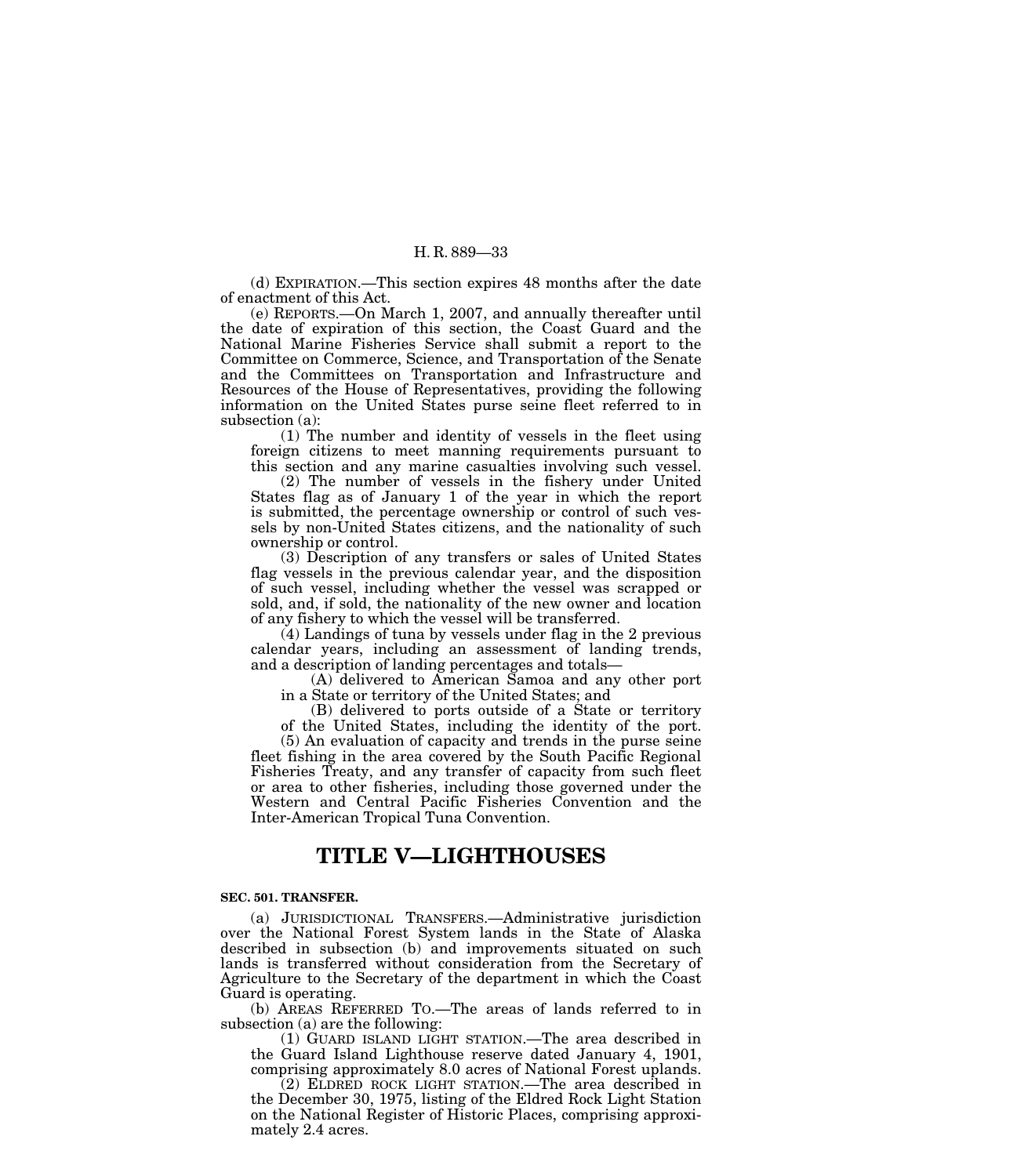(d) EXPIRATION.—This section expires 48 months after the date of enactment of this Act.

(e) REPORTS.—On March 1, 2007, and annually thereafter until the date of expiration of this section, the Coast Guard and the National Marine Fisheries Service shall submit a report to the Committee on Commerce, Science, and Transportation of the Senate and the Committees on Transportation and Infrastructure and Resources of the House of Representatives, providing the following information on the United States purse seine fleet referred to in subsection (a):

(1) The number and identity of vessels in the fleet using foreign citizens to meet manning requirements pursuant to this section and any marine casualties involving such vessel.

(2) The number of vessels in the fishery under United States flag as of January 1 of the year in which the report is submitted, the percentage ownership or control of such vessels by non-United States citizens, and the nationality of such ownership or control.

(3) Description of any transfers or sales of United States flag vessels in the previous calendar year, and the disposition of such vessel, including whether the vessel was scrapped or sold, and, if sold, the nationality of the new owner and location of any fishery to which the vessel will be transferred.

(4) Landings of tuna by vessels under flag in the 2 previous calendar years, including an assessment of landing trends, and a description of landing percentages and totals—

(A) delivered to American Samoa and any other port in a State or territory of the United States; and

(B) delivered to ports outside of a State or territory of the United States, including the identity of the port.

(5) An evaluation of capacity and trends in the purse seine fleet fishing in the area covered by the South Pacific Regional Fisheries Treaty, and any transfer of capacity from such fleet or area to other fisheries, including those governed under the Western and Central Pacific Fisheries Convention and the Inter-American Tropical Tuna Convention.

# TITLE V—LIGHTHOUSES

**SEC. 501. TRANSFER.**

(a) JURISDICTIONAL TRANSFERS.—Administrative jurisdiction over the National Forest System lands in the State of Alaska described in subsection (b) and improvements situated on such lands is transferred without consideration from the Secretary of Agriculture to the Secretary of the department in which the Coast Guard is operating.

(b) AREAS REFERRED TO.—The areas of lands referred to in subsection (a) are the following:

(1) GUARD ISLAND LIGHT STATION.—The area described in the Guard Island Lighthouse reserve dated January 4, 1901, comprising approximately 8.0 acres of National Forest uplands.

(2) ELDRED ROCK LIGHT STATION.—The area described in the December 30, 1975, listing of the Eldred Rock Light Station on the National Register of Historic Places, comprising approximately 2.4 acres.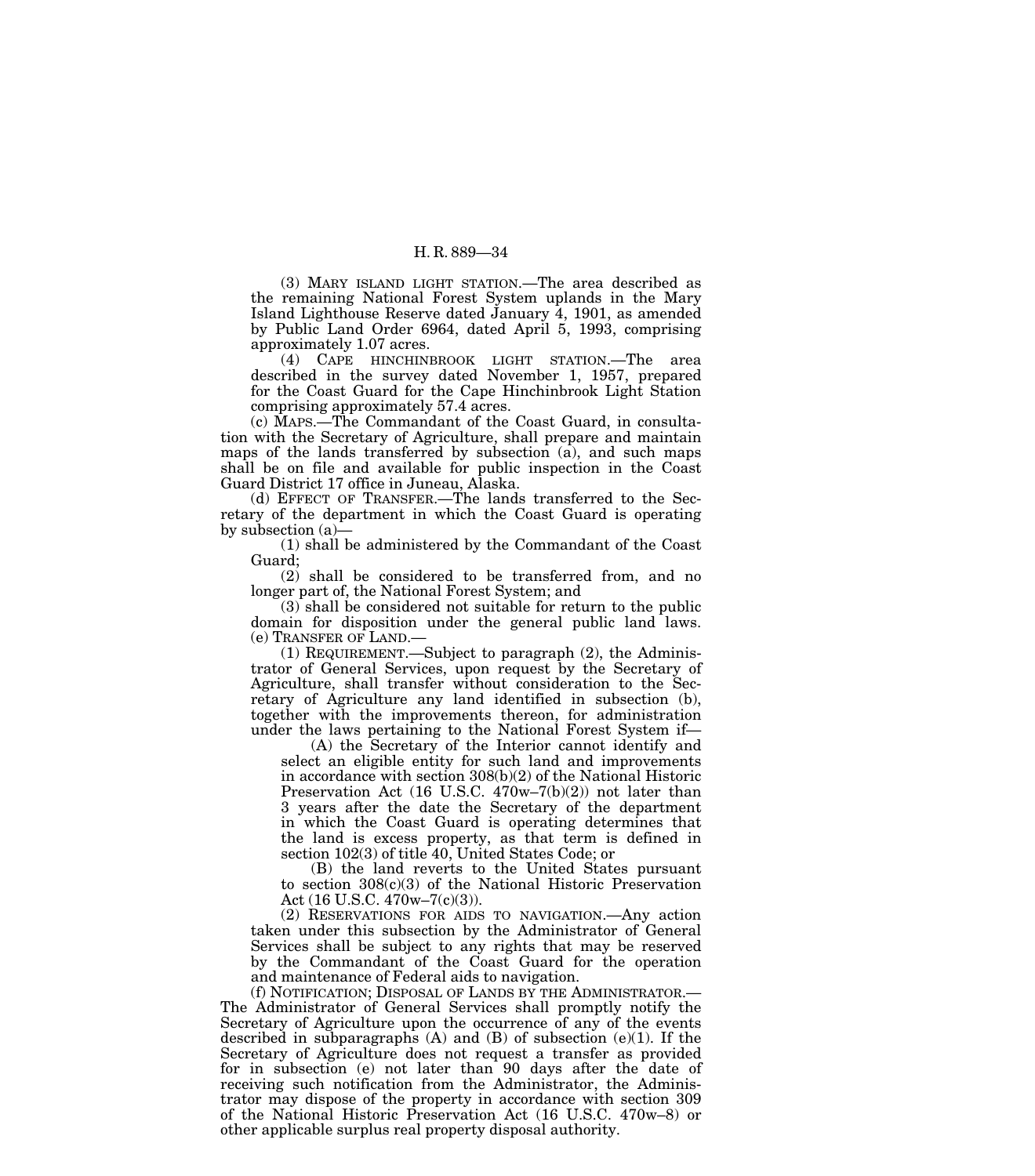(3) MARY ISLAND LIGHT STATION.—The area described as the remaining National Forest System uplands in the Mary Island Lighthouse Reserve dated January 4, 1901, as amended by Public Land Order 6964, dated April 5, 1993, comprising approximately 1.07 acres.

(4) CAPE HINCHINBROOK LIGHT STATION.—The area described in the survey dated November 1, 1957, prepared for the Coast Guard for the Cape Hinchinbrook Light Station comprising approximately 57.4 acres.

(c) MAPS.—The Commandant of the Coast Guard, in consultation with the Secretary of Agriculture, shall prepare and maintain maps of the lands transferred by subsection (a), and such maps shall be on file and available for public inspection in the Coast Guard District 17 office in Juneau, Alaska.

(d) EFFECT OF TRANSFER.—The lands transferred to the Secretary of the department in which the Coast Guard is operating by subsection (a)—

(1) shall be administered by the Commandant of the Coast Guard;

(2) shall be considered to be transferred from, and no longer part of, the National Forest System; and

(3) shall be considered not suitable for return to the public domain for disposition under the general public land laws.

(e) TRANSFER OF LAND.—

(1) REQUIREMENT.—Subject to paragraph (2), the Administrator of General Services, upon request by the Secretary of Agriculture, shall transfer without consideration to the Secretary of Agriculture any land identified in subsection (b), together with the improvements thereon, for administration under the laws pertaining to the National Forest System if—

(A) the Secretary of the Interior cannot identify and select an eligible entity for such land and improvements in accordance with section 308(b)(2) of the National Historic Preservation Act (16 U.S.C. 470w–7(b)(2)) not later than 3 years after the date the Secretary of the department in which the Coast Guard is operating determines that the land is excess property, as that term is defined in section 102(3) of title 40, United States Code; or

(B) the land reverts to the United States pursuant to section 308(c)(3) of the National Historic Preservation Act (16 U.S.C. 470w–7(c)(3)).

(2) RESERVATIONS FOR AIDS TO NAVIGATION.—Any action taken under this subsection by the Administrator of General Services shall be subject to any rights that may be reserved by the Commandant of the Coast Guard for the operation and maintenance of Federal aids to navigation.

(f) NOTIFICATION; DISPOSAL OF LANDS BY THE ADMINISTRATOR.—The Administrator of General Services shall promptly notify the Secretary of Agriculture upon the occurrence of any of the events described in subparagraphs (A) and (B) of subsection (e)(1). If the Secretary of Agriculture does not request a transfer as provided for in subsection (e) not later than 90 days after the date of receiving such notification from the Administrator, the Administrator may dispose of the property in accordance with section 309 of the National Historic Preservation Act (16 U.S.C. 470w–8) or other applicable surplus real property disposal authority.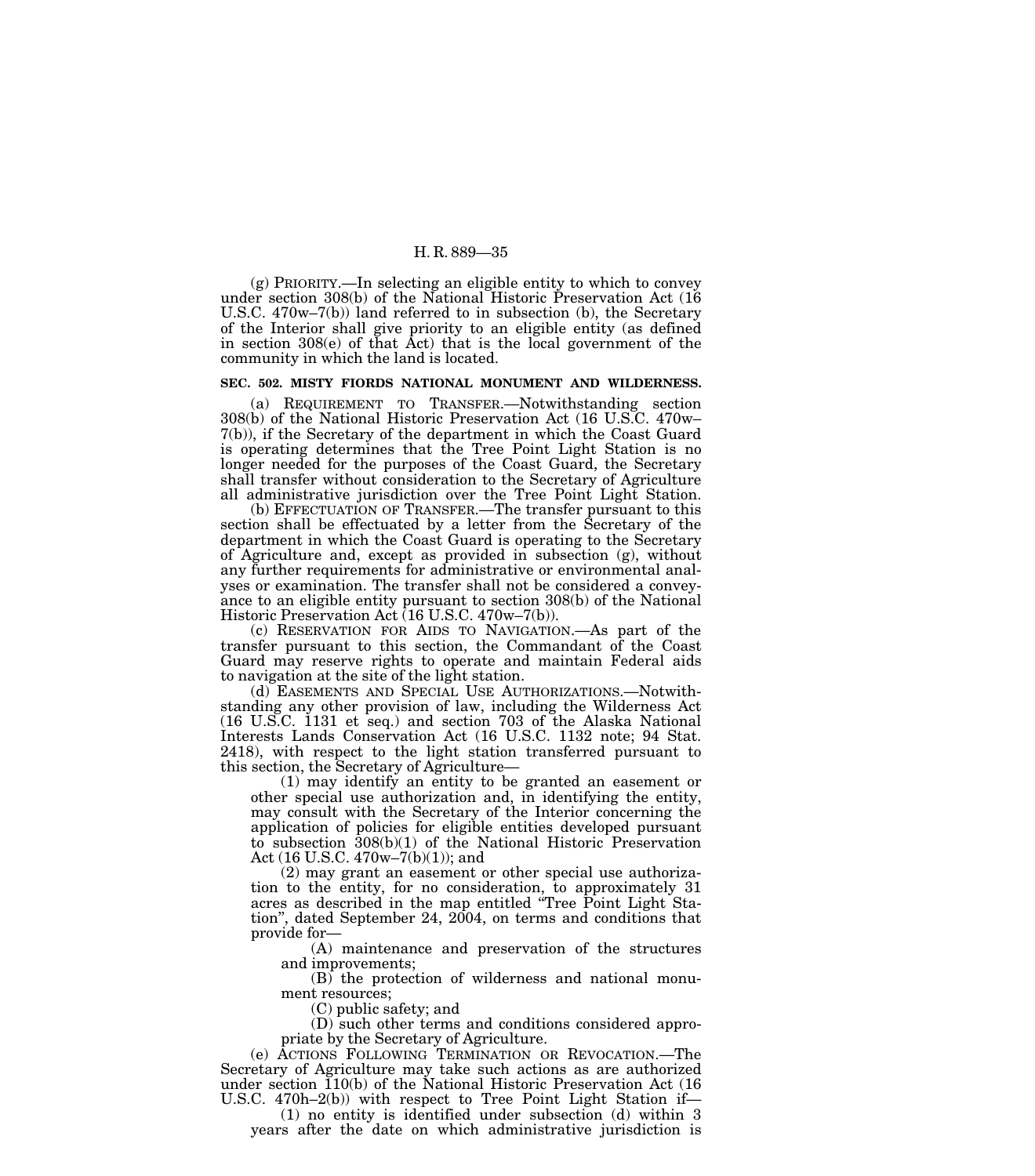(g) PRIORITY.—In selecting an eligible entity to which to convey under section 308(b) of the National Historic Preservation Act (16 U.S.C. 470w–7(b)) land referred to in subsection (b), the Secretary of the Interior shall give priority to an eligible entity (as defined in section 308(e) of that Act) that is the local government of the community in which the land is located.

**SEC. 502. MISTY FIORDS NATIONAL MONUMENT AND WILDERNESS.**

(a) REQUIREMENT TO TRANSFER.—Notwithstanding section 308(b) of the National Historic Preservation Act (16 U.S.C. 470w–7(b)), if the Secretary of the department in which the Coast Guard is operating determines that the Tree Point Light Station is no longer needed for the purposes of the Coast Guard, the Secretary shall transfer without consideration to the Secretary of Agriculture all administrative jurisdiction over the Tree Point Light Station.

(b) EFFECTUATION OF TRANSFER.—The transfer pursuant to this section shall be effectuated by a letter from the Secretary of the department in which the Coast Guard is operating to the Secretary of Agriculture and, except as provided in subsection (g), without any further requirements for administrative or environmental analyses or examination. The transfer shall not be considered a conveyance to an eligible entity pursuant to section 308(b) of the National Historic Preservation Act (16 U.S.C. 470w–7(b)).

(c) RESERVATION FOR AIDS TO NAVIGATION.—As part of the transfer pursuant to this section, the Commandant of the Coast Guard may reserve rights to operate and maintain Federal aids to navigation at the site of the light station.

(d) EASEMENTS AND SPECIAL USE AUTHORIZATIONS.—Notwithstanding any other provision of law, including the Wilderness Act (16 U.S.C. 1131 et seq.) and section 703 of the Alaska National Interests Lands Conservation Act (16 U.S.C. 1132 note; 94 Stat. 2418), with respect to the light station transferred pursuant to this section, the Secretary of Agriculture—

(1) may identify an entity to be granted an easement or other special use authorization and, in identifying the entity, may consult with the Secretary of the Interior concerning the application of policies for eligible entities developed pursuant to subsection 308(b)(1) of the National Historic Preservation Act (16 U.S.C. 470w–7(b)(1)); and

(2) may grant an easement or other special use authorization to the entity, for no consideration, to approximately 31 acres as described in the map entitled "Tree Point Light Station", dated September 24, 2004, on terms and conditions that provide for—

(A) maintenance and preservation of the structures and improvements;

(B) the protection of wilderness and national monument resources;

(C) public safety; and

(D) such other terms and conditions considered appropriate by the Secretary of Agriculture.

(e) ACTIONS FOLLOWING TERMINATION OR REVOCATION.—The Secretary of Agriculture may take such actions as are authorized under section 110(b) of the National Historic Preservation Act (16 U.S.C. 470h–2(b)) with respect to Tree Point Light Station if—

(1) no entity is identified under subsection (d) within 3 years after the date on which administrative jurisdiction is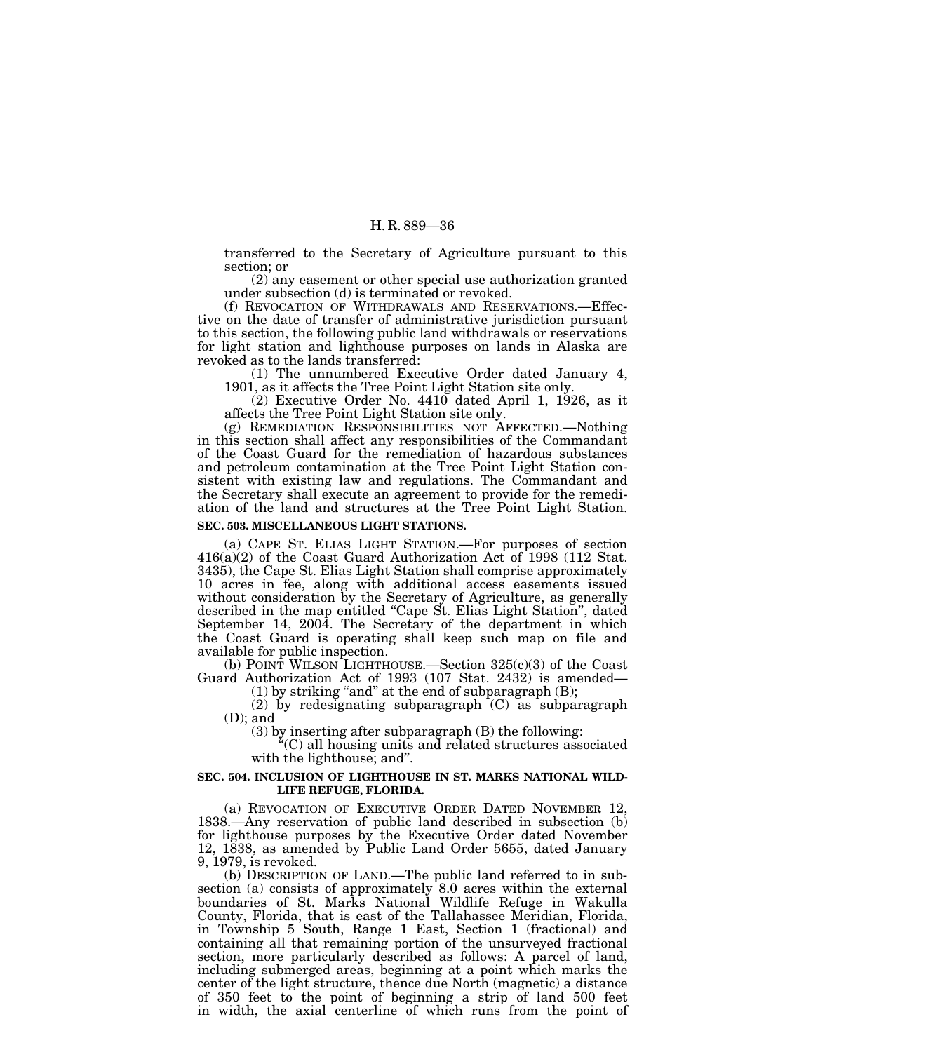transferred to the Secretary of Agriculture pursuant to this section; or

(2) any easement or other special use authorization granted under subsection (d) is terminated or revoked.

(f) REVOCATION OF WITHDRAWALS AND RESERVATIONS.—Effective on the date of transfer of administrative jurisdiction pursuant to this section, the following public land withdrawals or reservations for light station and lighthouse purposes on lands in Alaska are revoked as to the lands transferred:

(1) The unnumbered Executive Order dated January 4, 1901, as it affects the Tree Point Light Station site only.

(2) Executive Order No. 4410 dated April 1, 1926, as it affects the Tree Point Light Station site only.

(g) REMEDIATION RESPONSIBILITIES NOT AFFECTED.—Nothing in this section shall affect any responsibilities of the Commandant of the Coast Guard for the remediation of hazardous substances and petroleum contamination at the Tree Point Light Station consistent with existing law and regulations. The Commandant and the Secretary shall execute an agreement to provide for the remediation of the land and structures at the Tree Point Light Station.

**SEC. 503. MISCELLANEOUS LIGHT STATIONS.**

(a) CAPE ST. ELIAS LIGHT STATION.—For purposes of section 416(a)(2) of the Coast Guard Authorization Act of 1998 (112 Stat. 3435), the Cape St. Elias Light Station shall comprise approximately 10 acres in fee, along with additional access easements issued without consideration by the Secretary of Agriculture, as generally described in the map entitled "Cape St. Elias Light Station", dated September 14, 2004. The Secretary of the department in which the Coast Guard is operating shall keep such map on file and available for public inspection.

(b) POINT WILSON LIGHTHOUSE.—Section 325(c)(3) of the Coast Guard Authorization Act of 1993 (107 Stat. 2432) is amended—

(1) by striking "and" at the end of subparagraph (B);

(2) by redesignating subparagraph (C) as subparagraph (D); and

(3) by inserting after subparagraph (B) the following:

"(C) all housing units and related structures associated with the lighthouse; and".

**SEC. 504. INCLUSION OF LIGHTHOUSE IN ST. MARKS NATIONAL WILDLIFE REFUGE, FLORIDA.**

(a) REVOCATION OF EXECUTIVE ORDER DATED NOVEMBER 12, 1838.—Any reservation of public land described in subsection (b) for lighthouse purposes by the Executive Order dated November 12, 1838, as amended by Public Land Order 5655, dated January 9, 1979, is revoked.

(b) DESCRIPTION OF LAND.—The public land referred to in subsection (a) consists of approximately 8.0 acres within the external boundaries of St. Marks National Wildlife Refuge in Wakulla County, Florida, that is east of the Tallahassee Meridian, Florida, in Township 5 South, Range 1 East, Section 1 (fractional) and containing all that remaining portion of the unsurveyed fractional section, more particularly described as follows: A parcel of land, including submerged areas, beginning at a point which marks the center of the light structure, thence due North (magnetic) a distance of 350 feet to the point of beginning a strip of land 500 feet in width, the axial centerline of which runs from the point of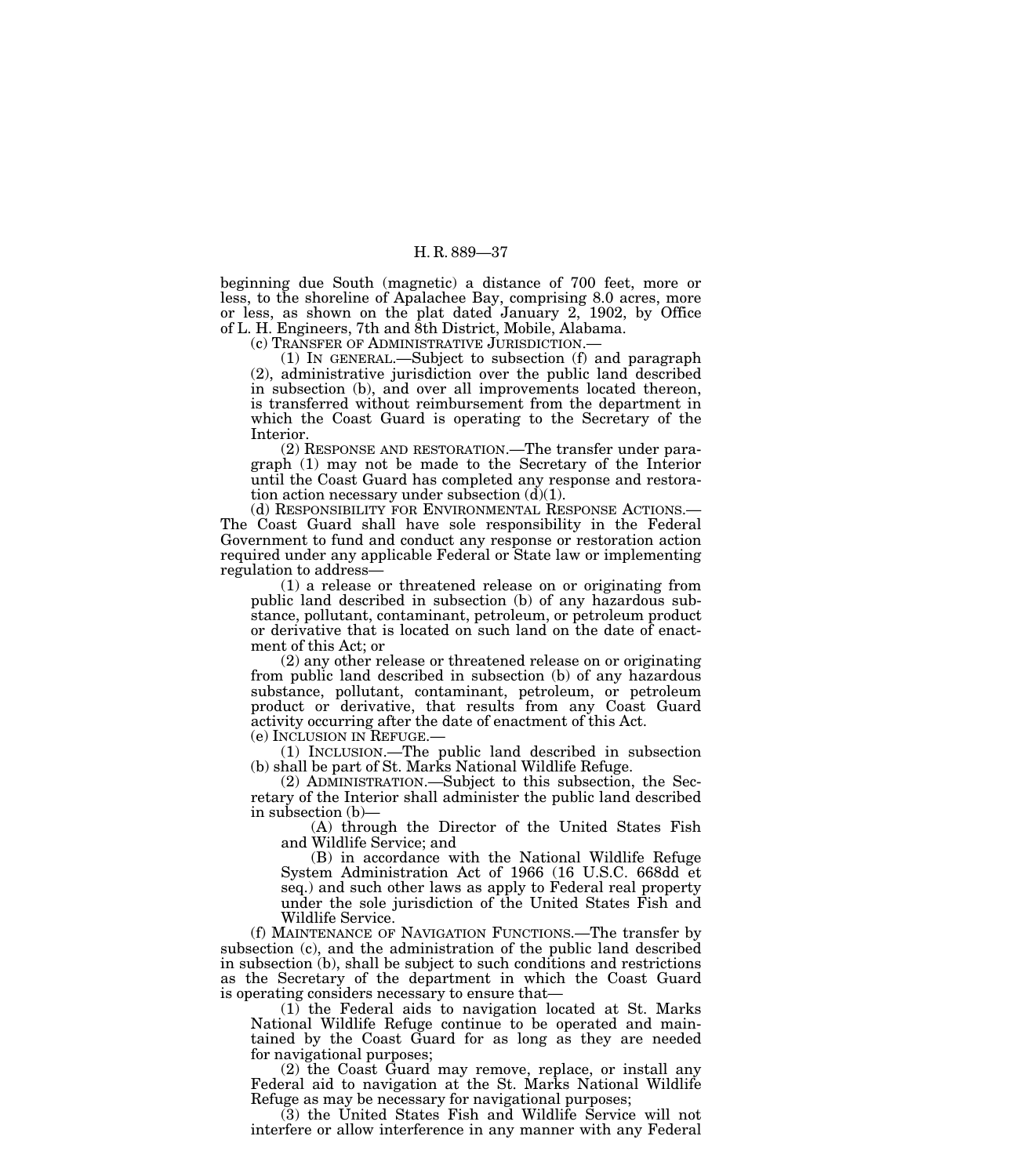beginning due South (magnetic) a distance of 700 feet, more or less, to the shoreline of Apalachee Bay, comprising 8.0 acres, more or less, as shown on the plat dated January 2, 1902, by Office of L. H. Engineers, 7th and 8th District, Mobile, Alabama.

(c) TRANSFER OF ADMINISTRATIVE JURISDICTION.—

(1) IN GENERAL.—Subject to subsection (f) and paragraph (2), administrative jurisdiction over the public land described in subsection (b), and over all improvements located thereon, is transferred without reimbursement from the department in which the Coast Guard is operating to the Secretary of the Interior.

(2) RESPONSE AND RESTORATION.—The transfer under paragraph (1) may not be made to the Secretary of the Interior until the Coast Guard has completed any response and restoration action necessary under subsection (d)(1).

(d) RESPONSIBILITY FOR ENVIRONMENTAL RESPONSE ACTIONS.—The Coast Guard shall have sole responsibility in the Federal Government to fund and conduct any response or restoration action required under any applicable Federal or State law or implementing regulation to address—

(1) a release or threatened release on or originating from public land described in subsection (b) of any hazardous substance, pollutant, contaminant, petroleum, or petroleum product or derivative that is located on such land on the date of enactment of this Act; or

(2) any other release or threatened release on or originating from public land described in subsection (b) of any hazardous substance, pollutant, contaminant, petroleum, or petroleum product or derivative, that results from any Coast Guard activity occurring after the date of enactment of this Act.

(e) INCLUSION IN REFUGE.—

(1) INCLUSION.—The public land described in subsection (b) shall be part of St. Marks National Wildlife Refuge.

(2) ADMINISTRATION.—Subject to this subsection, the Secretary of the Interior shall administer the public land described in subsection (b)—

(A) through the Director of the United States Fish and Wildlife Service; and

(B) in accordance with the National Wildlife Refuge System Administration Act of 1966 (16 U.S.C. 668dd et seq.) and such other laws as apply to Federal real property under the sole jurisdiction of the United States Fish and Wildlife Service.

(f) MAINTENANCE OF NAVIGATION FUNCTIONS.—The transfer by subsection (c), and the administration of the public land described in subsection (b), shall be subject to such conditions and restrictions as the Secretary of the department in which the Coast Guard is operating considers necessary to ensure that—

(1) the Federal aids to navigation located at St. Marks National Wildlife Refuge continue to be operated and maintained by the Coast Guard for as long as they are needed for navigational purposes;

(2) the Coast Guard may remove, replace, or install any Federal aid to navigation at the St. Marks National Wildlife Refuge as may be necessary for navigational purposes;

(3) the United States Fish and Wildlife Service will not interfere or allow interference in any manner with any Federal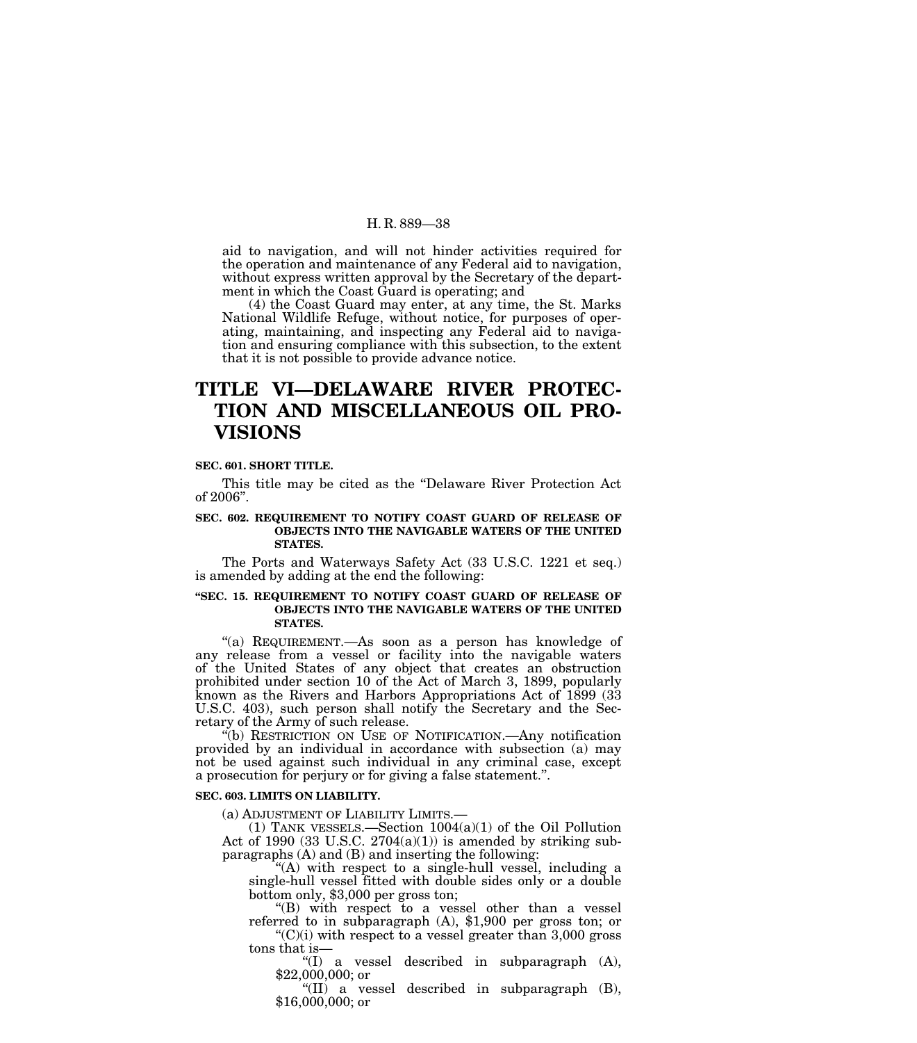aid to navigation, and will not hinder activities required for the operation and maintenance of any Federal aid to navigation, without express written approval by the Secretary of the department in which the Coast Guard is operating; and

(4) the Coast Guard may enter, at any time, the St. Marks National Wildlife Refuge, without notice, for purposes of operating, maintaining, and inspecting any Federal aid to navigation and ensuring compliance with this subsection, to the extent that it is not possible to provide advance notice.

# TITLE VI—DELAWARE RIVER PROTECTION AND MISCELLANEOUS OIL PROVISIONS

**SEC. 601. SHORT TITLE.**

This title may be cited as the "Delaware River Protection Act of 2006".

**SEC. 602. REQUIREMENT TO NOTIFY COAST GUARD OF RELEASE OF OBJECTS INTO THE NAVIGABLE WATERS OF THE UNITED STATES.**

The Ports and Waterways Safety Act (33 U.S.C. 1221 et seq.) is amended by adding at the end the following:

**"SEC. 15. REQUIREMENT TO NOTIFY COAST GUARD OF RELEASE OF OBJECTS INTO THE NAVIGABLE WATERS OF THE UNITED STATES.**

"(a) REQUIREMENT.—As soon as a person has knowledge of any release from a vessel or facility into the navigable waters of the United States of any object that creates an obstruction prohibited under section 10 of the Act of March 3, 1899, popularly known as the Rivers and Harbors Appropriations Act of 1899 (33 U.S.C. 403), such person shall notify the Secretary and the Secretary of the Army of such release.

"(b) RESTRICTION ON USE OF NOTIFICATION.—Any notification provided by an individual in accordance with subsection (a) may not be used against such individual in any criminal case, except a prosecution for perjury or for giving a false statement.".

**SEC. 603. LIMITS ON LIABILITY.**

(a) ADJUSTMENT OF LIABILITY LIMITS.—

(1) TANK VESSELS.—Section 1004(a)(1) of the Oil Pollution Act of 1990 (33 U.S.C. 2704(a)(1)) is amended by striking subparagraphs (A) and (B) and inserting the following:

"(A) with respect to a single-hull vessel, including a single-hull vessel fitted with double sides only or a double bottom only, $3,000 per gross ton;

"(B) with respect to a vessel other than a vessel referred to in subparagraph (A), $1,900 per gross ton; or

"(C)(i) with respect to a vessel greater than 3,000 gross tons that is—

"(I) a vessel described in subparagraph (A), $22,000,000; or

"(II) a vessel described in subparagraph (B), $16,000,000; or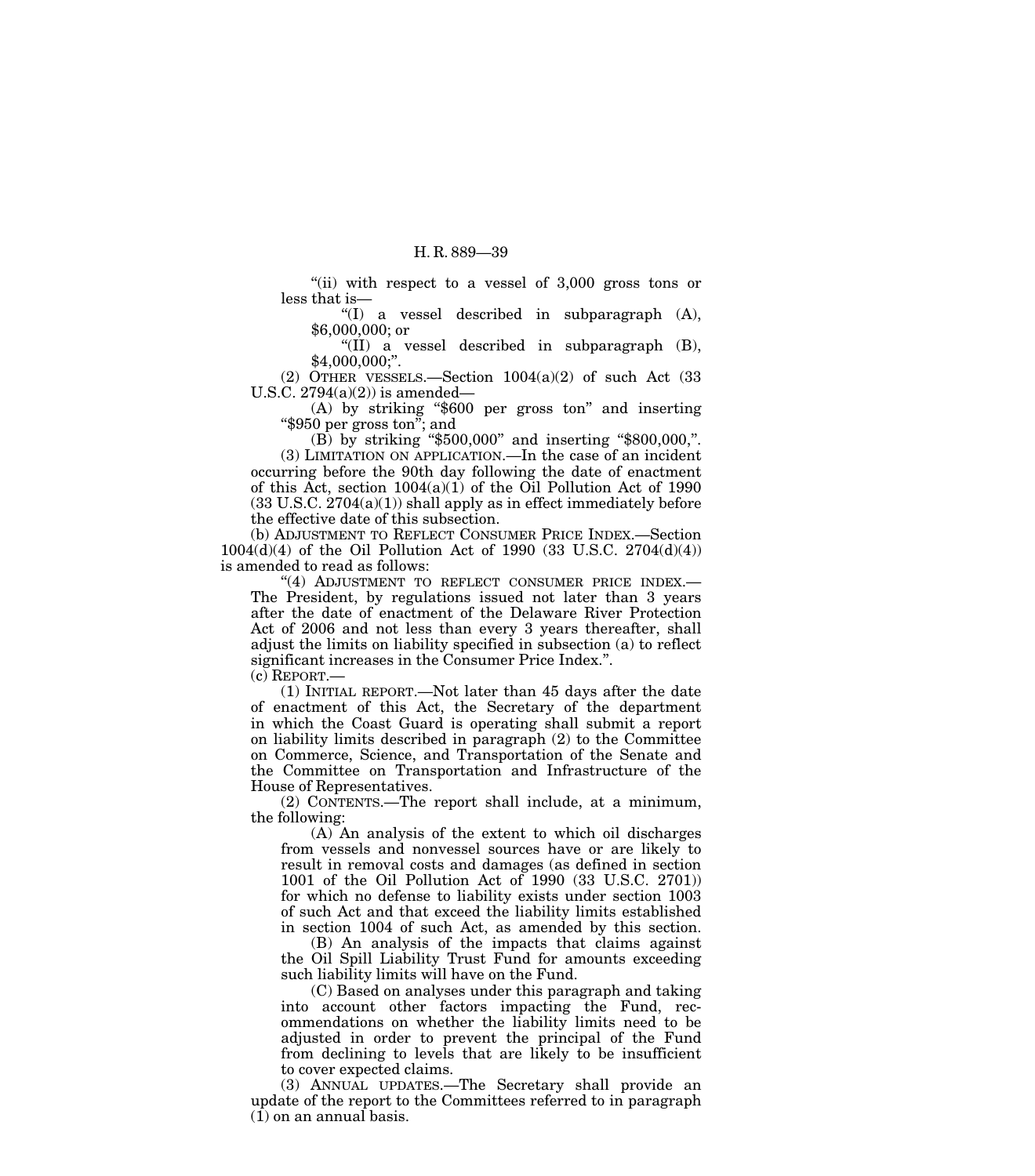"(ii) with respect to a vessel of 3,000 gross tons or less that is—

"(I) a vessel described in subparagraph (A), $6,000,000; or

"(II) a vessel described in subparagraph (B), $4,000,000;".

(2) OTHER VESSELS.—Section 1004(a)(2) of such Act (33 U.S.C. 2794(a)(2)) is amended—

(A) by striking "$600 per gross ton" and inserting "$950 per gross ton"; and

(B) by striking "$500,000" and inserting "$800,000,".

(3) LIMITATION ON APPLICATION.—In the case of an incident occurring before the 90th day following the date of enactment of this Act, section 1004(a)(1) of the Oil Pollution Act of 1990 (33 U.S.C. 2704(a)(1)) shall apply as in effect immediately before the effective date of this subsection.

(b) ADJUSTMENT TO REFLECT CONSUMER PRICE INDEX.—Section 1004(d)(4) of the Oil Pollution Act of 1990 (33 U.S.C. 2704(d)(4)) is amended to read as follows:

"(4) ADJUSTMENT TO REFLECT CONSUMER PRICE INDEX.—The President, by regulations issued not later than 3 years after the date of enactment of the Delaware River Protection Act of 2006 and not less than every 3 years thereafter, shall adjust the limits on liability specified in subsection (a) to reflect significant increases in the Consumer Price Index.".

(c) REPORT.—

(1) INITIAL REPORT.—Not later than 45 days after the date of enactment of this Act, the Secretary of the department in which the Coast Guard is operating shall submit a report on liability limits described in paragraph (2) to the Committee on Commerce, Science, and Transportation of the Senate and the Committee on Transportation and Infrastructure of the House of Representatives.

(2) CONTENTS.—The report shall include, at a minimum, the following:

(A) An analysis of the extent to which oil discharges from vessels and nonvessel sources have or are likely to result in removal costs and damages (as defined in section 1001 of the Oil Pollution Act of 1990 (33 U.S.C. 2701)) for which no defense to liability exists under section 1003 of such Act and that exceed the liability limits established in section 1004 of such Act, as amended by this section.

(B) An analysis of the impacts that claims against the Oil Spill Liability Trust Fund for amounts exceeding such liability limits will have on the Fund.

(C) Based on analyses under this paragraph and taking into account other factors impacting the Fund, recommendations on whether the liability limits need to be adjusted in order to prevent the principal of the Fund from declining to levels that are likely to be insufficient to cover expected claims.

(3) ANNUAL UPDATES.—The Secretary shall provide an update of the report to the Committees referred to in paragraph (1) on an annual basis.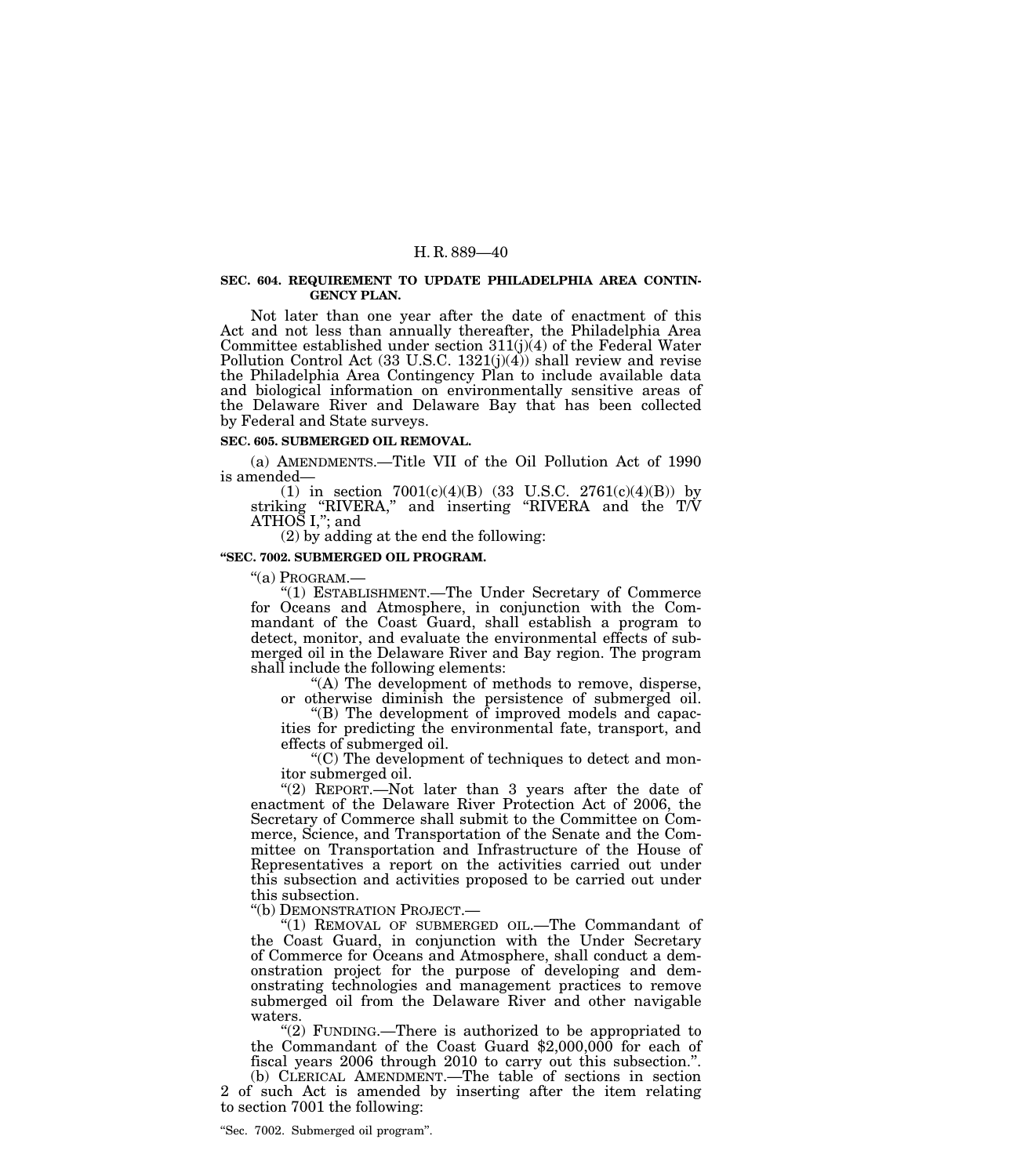**SEC. 604. REQUIREMENT TO UPDATE PHILADELPHIA AREA CONTINGENCY PLAN.**

Not later than one year after the date of enactment of this Act and not less than annually thereafter, the Philadelphia Area Committee established under section 311(j)(4) of the Federal Water Pollution Control Act (33 U.S.C. 1321(j)(4)) shall review and revise the Philadelphia Area Contingency Plan to include available data and biological information on environmentally sensitive areas of the Delaware River and Delaware Bay that has been collected by Federal and State surveys.

**SEC. 605. SUBMERGED OIL REMOVAL.**

(a) AMENDMENTS.—Title VII of the Oil Pollution Act of 1990 is amended—

(1) in section 7001(c)(4)(B) (33 U.S.C. 2761(c)(4)(B)) by striking "RIVERA," and inserting "RIVERA and the T/V ATHOS I,"; and

(2) by adding at the end the following:

**"SEC. 7002. SUBMERGED OIL PROGRAM.**

"(a) PROGRAM.—

"(1) ESTABLISHMENT.—The Under Secretary of Commerce for Oceans and Atmosphere, in conjunction with the Commandant of the Coast Guard, shall establish a program to detect, monitor, and evaluate the environmental effects of submerged oil in the Delaware River and Bay region. The program shall include the following elements:

"(A) The development of methods to remove, disperse, or otherwise diminish the persistence of submerged oil.

"(B) The development of improved models and capacities for predicting the environmental fate, transport, and effects of submerged oil.

"(C) The development of techniques to detect and monitor submerged oil.

"(2) REPORT.—Not later than 3 years after the date of enactment of the Delaware River Protection Act of 2006, the Secretary of Commerce shall submit to the Committee on Commerce, Science, and Transportation of the Senate and the Committee on Transportation and Infrastructure of the House of Representatives a report on the activities carried out under this subsection and activities proposed to be carried out under this subsection.

"(b) DEMONSTRATION PROJECT.—

"(1) REMOVAL OF SUBMERGED OIL.—The Commandant of the Coast Guard, in conjunction with the Under Secretary of Commerce for Oceans and Atmosphere, shall conduct a demonstration project for the purpose of developing and demonstrating technologies and management practices to remove submerged oil from the Delaware River and other navigable waters.

"(2) FUNDING.—There is authorized to be appropriated to the Commandant of the Coast Guard $2,000,000 for each of fiscal years 2006 through 2010 to carry out this subsection.".

(b) CLERICAL AMENDMENT.—The table of sections in section 2 of such Act is amended by inserting after the item relating to section 7001 the following:

"Sec. 7002. Submerged oil program".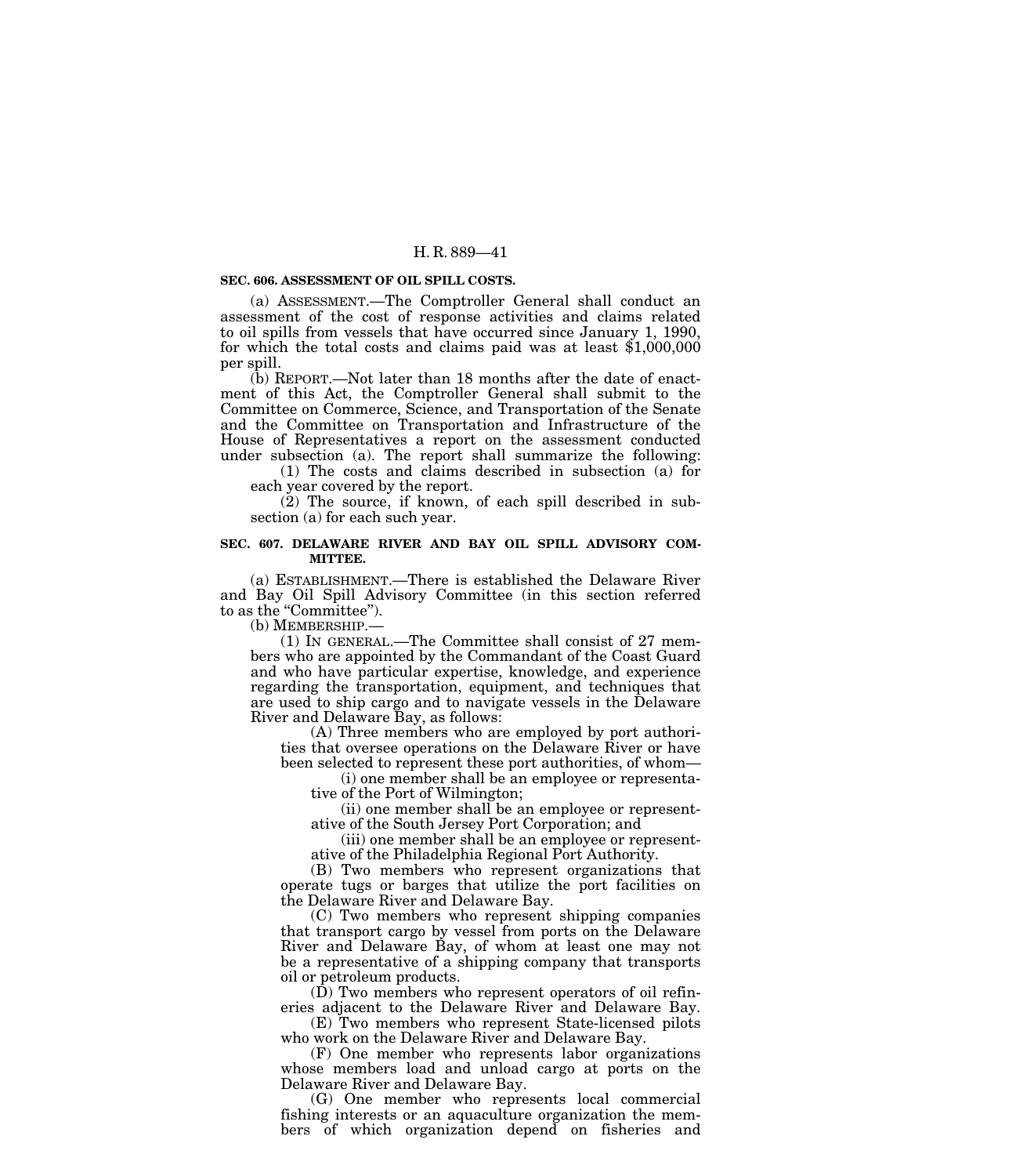**SEC. 606. ASSESSMENT OF OIL SPILL COSTS.**

(a) ASSESSMENT.—The Comptroller General shall conduct an assessment of the cost of response activities and claims related to oil spills from vessels that have occurred since January 1, 1990, for which the total costs and claims paid was at least $1,000,000 per spill.

(b) REPORT.—Not later than 18 months after the date of enactment of this Act, the Comptroller General shall submit to the Committee on Commerce, Science, and Transportation of the Senate and the Committee on Transportation and Infrastructure of the House of Representatives a report on the assessment conducted under subsection (a). The report shall summarize the following:

(1) The costs and claims described in subsection (a) for each year covered by the report.

(2) The source, if known, of each spill described in subsection (a) for each such year.

**SEC. 607. DELAWARE RIVER AND BAY OIL SPILL ADVISORY COMMITTEE.**

(a) ESTABLISHMENT.—There is established the Delaware River and Bay Oil Spill Advisory Committee (in this section referred to as the "Committee").

(b) MEMBERSHIP.—

(1) IN GENERAL.—The Committee shall consist of 27 members who are appointed by the Commandant of the Coast Guard and who have particular expertise, knowledge, and experience regarding the transportation, equipment, and techniques that are used to ship cargo and to navigate vessels in the Delaware River and Delaware Bay, as follows:

(A) Three members who are employed by port authorities that oversee operations on the Delaware River or have been selected to represent these port authorities, of whom—

(i) one member shall be an employee or representative of the Port of Wilmington;

(ii) one member shall be an employee or representative of the South Jersey Port Corporation; and

(iii) one member shall be an employee or representative of the Philadelphia Regional Port Authority.

(B) Two members who represent organizations that operate tugs or barges that utilize the port facilities on the Delaware River and Delaware Bay.

(C) Two members who represent shipping companies that transport cargo by vessel from ports on the Delaware River and Delaware Bay, of whom at least one may not be a representative of a shipping company that transports oil or petroleum products.

(D) Two members who represent operators of oil refineries adjacent to the Delaware River and Delaware Bay.

(E) Two members who represent State-licensed pilots who work on the Delaware River and Delaware Bay.

(F) One member who represents labor organizations whose members load and unload cargo at ports on the Delaware River and Delaware Bay.

(G) One member who represents local commercial fishing interests or an aquaculture organization the members of which organization depend on fisheries and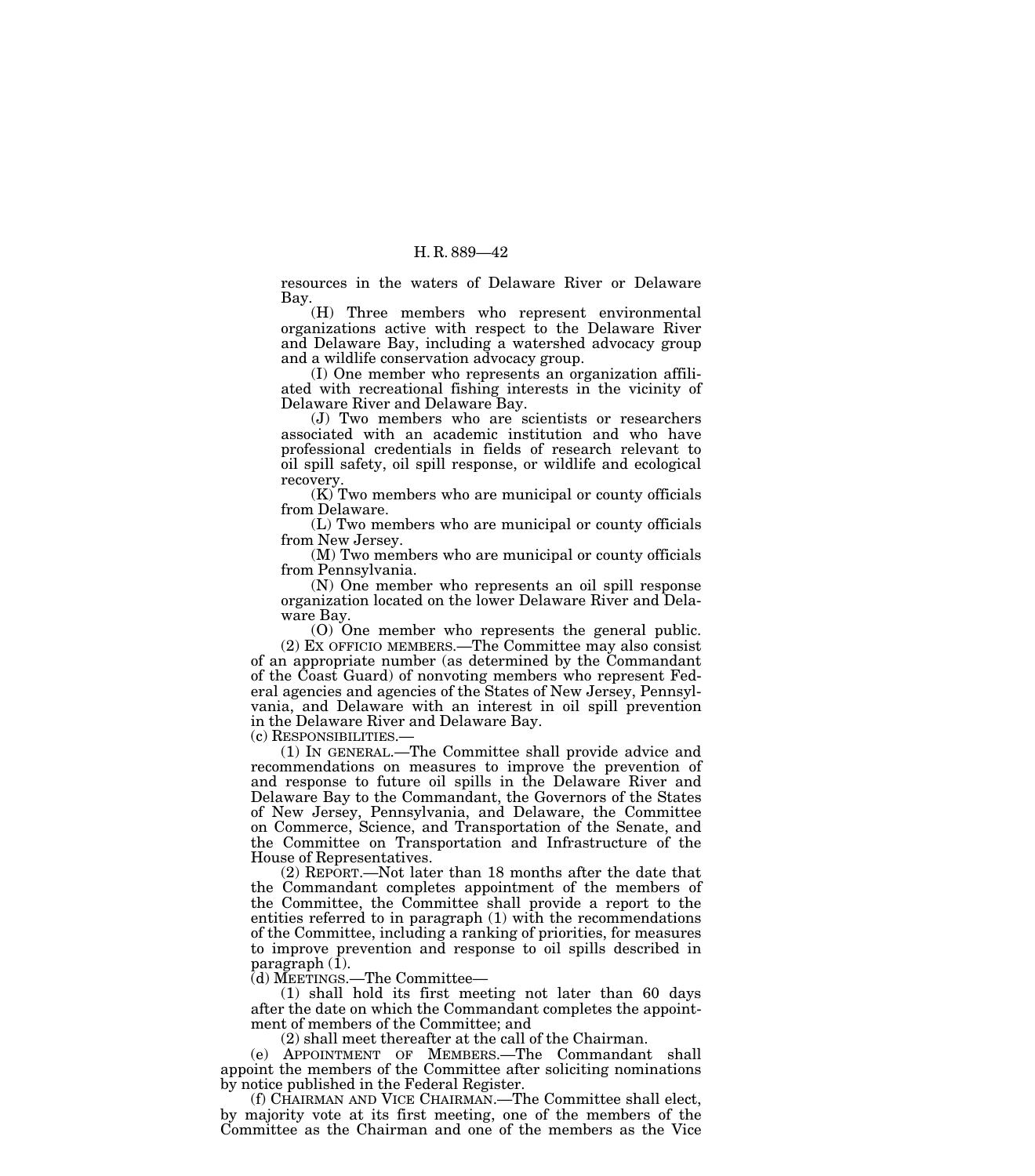resources in the waters of Delaware River or Delaware Bay.

(H) Three members who represent environmental organizations active with respect to the Delaware River and Delaware Bay, including a watershed advocacy group and a wildlife conservation advocacy group.

(I) One member who represents an organization affiliated with recreational fishing interests in the vicinity of Delaware River and Delaware Bay.

(J) Two members who are scientists or researchers associated with an academic institution and who have professional credentials in fields of research relevant to oil spill safety, oil spill response, or wildlife and ecological recovery.

(K) Two members who are municipal or county officials from Delaware.

(L) Two members who are municipal or county officials from New Jersey.

(M) Two members who are municipal or county officials from Pennsylvania.

(N) One member who represents an oil spill response organization located on the lower Delaware River and Delaware Bay.

(O) One member who represents the general public.

(2) EX OFFICIO MEMBERS.—The Committee may also consist of an appropriate number (as determined by the Commandant of the Coast Guard) of nonvoting members who represent Federal agencies and agencies of the States of New Jersey, Pennsylvania, and Delaware with an interest in oil spill prevention in the Delaware River and Delaware Bay.

(c) RESPONSIBILITIES.—

(1) IN GENERAL.—The Committee shall provide advice and recommendations on measures to improve the prevention of and response to future oil spills in the Delaware River and Delaware Bay to the Commandant, the Governors of the States of New Jersey, Pennsylvania, and Delaware, the Committee on Commerce, Science, and Transportation of the Senate, and the Committee on Transportation and Infrastructure of the House of Representatives.

(2) REPORT.—Not later than 18 months after the date that the Commandant completes appointment of the members of the Committee, the Committee shall provide a report to the entities referred to in paragraph (1) with the recommendations of the Committee, including a ranking of priorities, for measures to improve prevention and response to oil spills described in paragraph (1).

(d) MEETINGS.—The Committee—

(1) shall hold its first meeting not later than 60 days after the date on which the Commandant completes the appointment of members of the Committee; and

(2) shall meet thereafter at the call of the Chairman.

(e) APPOINTMENT OF MEMBERS.—The Commandant shall appoint the members of the Committee after soliciting nominations by notice published in the Federal Register.

(f) CHAIRMAN AND VICE CHAIRMAN.—The Committee shall elect, by majority vote at its first meeting, one of the members of the Committee as the Chairman and one of the members as the Vice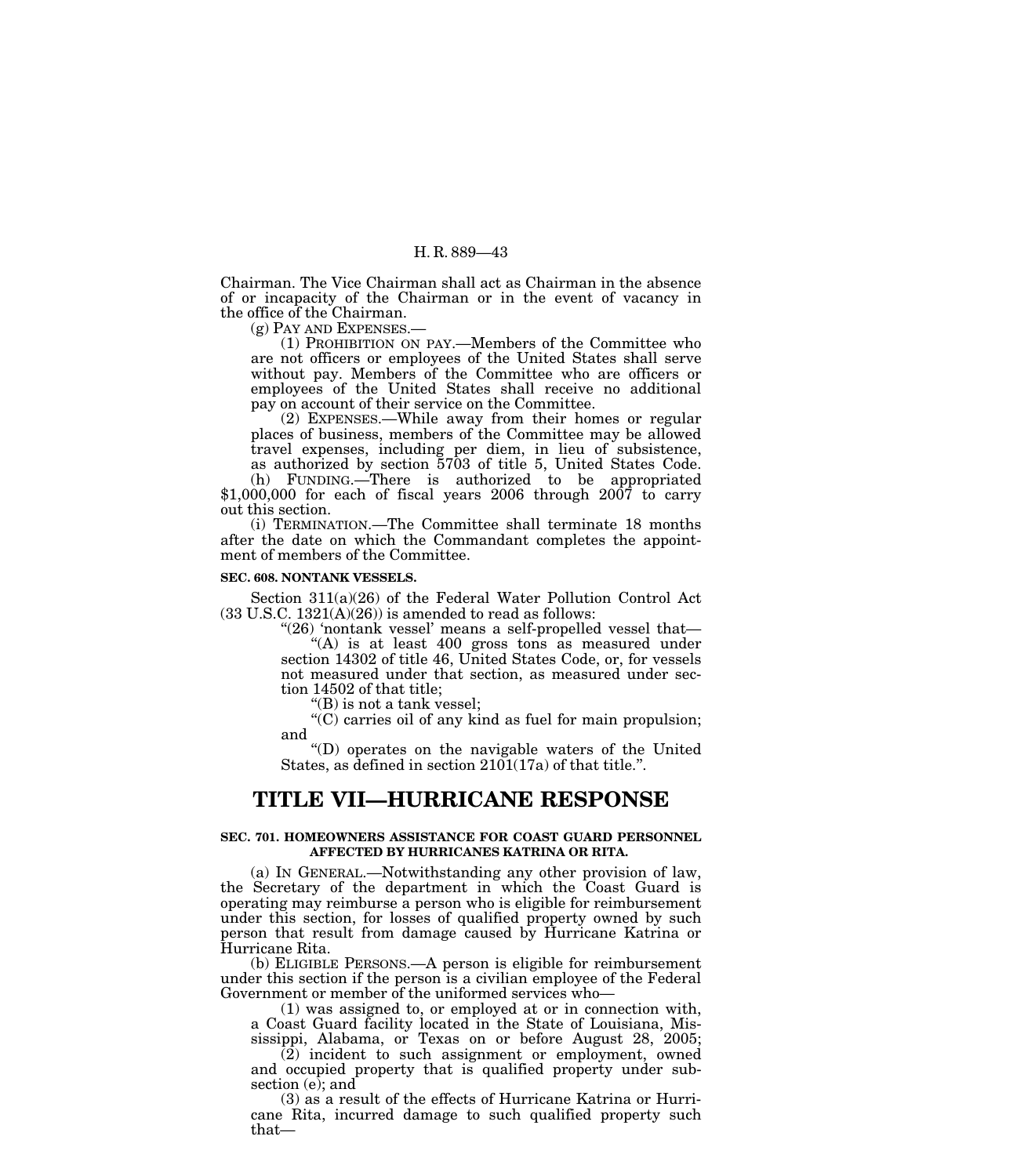Chairman. The Vice Chairman shall act as Chairman in the absence of or incapacity of the Chairman or in the event of vacancy in the office of the Chairman.

(g) PAY AND EXPENSES.—

(1) PROHIBITION ON PAY.—Members of the Committee who are not officers or employees of the United States shall serve without pay. Members of the Committee who are officers or employees of the United States shall receive no additional pay on account of their service on the Committee.

(2) EXPENSES.—While away from their homes or regular places of business, members of the Committee may be allowed travel expenses, including per diem, in lieu of subsistence, as authorized by section 5703 of title 5, United States Code.

(h) FUNDING.—There is authorized to be appropriated $1,000,000 for each of fiscal years 2006 through 2007 to carry out this section.

(i) TERMINATION.—The Committee shall terminate 18 months after the date on which the Commandant completes the appointment of members of the Committee.

**SEC. 608. NONTANK VESSELS.**

Section 311(a)(26) of the Federal Water Pollution Control Act (33 U.S.C. 1321(A)(26)) is amended to read as follows:

"(26) 'nontank vessel' means a self-propelled vessel that—

"(A) is at least 400 gross tons as measured under section 14302 of title 46, United States Code, or, for vessels not measured under that section, as measured under section 14502 of that title;

"(B) is not a tank vessel;

"(C) carries oil of any kind as fuel for main propulsion; and

"(D) operates on the navigable waters of the United States, as defined in section 2101(17a) of that title.".

# TITLE VII—HURRICANE RESPONSE

**SEC. 701. HOMEOWNERS ASSISTANCE FOR COAST GUARD PERSONNEL AFFECTED BY HURRICANES KATRINA OR RITA.**

(a) IN GENERAL.—Notwithstanding any other provision of law, the Secretary of the department in which the Coast Guard is operating may reimburse a person who is eligible for reimbursement under this section, for losses of qualified property owned by such person that result from damage caused by Hurricane Katrina or Hurricane Rita.

(b) ELIGIBLE PERSONS.—A person is eligible for reimbursement under this section if the person is a civilian employee of the Federal Government or member of the uniformed services who—

(1) was assigned to, or employed at or in connection with, a Coast Guard facility located in the State of Louisiana, Mississippi, Alabama, or Texas on or before August 28, 2005;

(2) incident to such assignment or employment, owned and occupied property that is qualified property under subsection (e); and

(3) as a result of the effects of Hurricane Katrina or Hurricane Rita, incurred damage to such qualified property such that—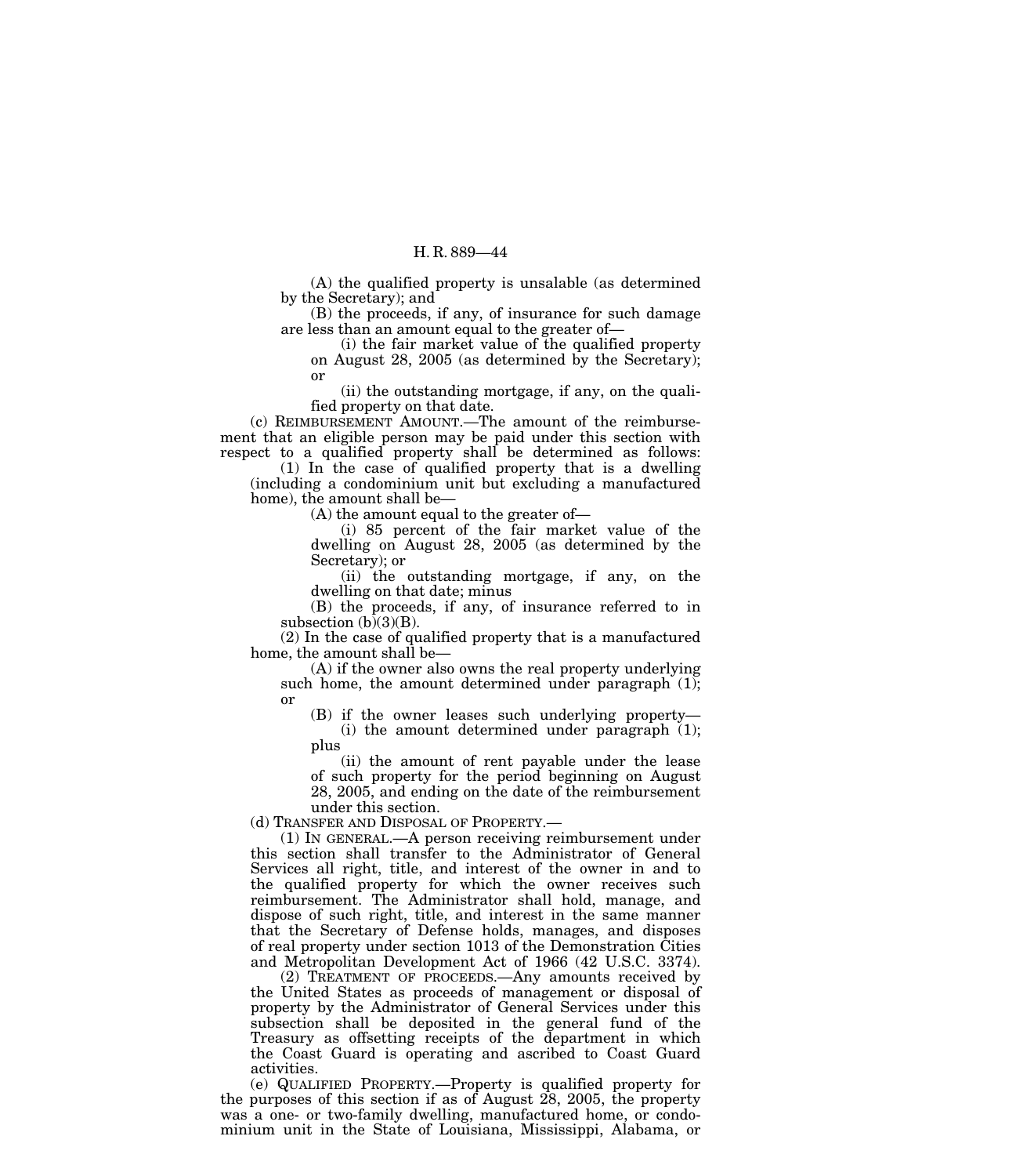(A) the qualified property is unsalable (as determined by the Secretary); and

(B) the proceeds, if any, of insurance for such damage are less than an amount equal to the greater of—

(i) the fair market value of the qualified property on August 28, 2005 (as determined by the Secretary); or

(ii) the outstanding mortgage, if any, on the qualified property on that date.

(c) REIMBURSEMENT AMOUNT.—The amount of the reimbursement that an eligible person may be paid under this section with respect to a qualified property shall be determined as follows:

(1) In the case of qualified property that is a dwelling (including a condominium unit but excluding a manufactured home), the amount shall be—

(A) the amount equal to the greater of—

(i) 85 percent of the fair market value of the dwelling on August 28, 2005 (as determined by the Secretary); or

(ii) the outstanding mortgage, if any, on the dwelling on that date; minus

(B) the proceeds, if any, of insurance referred to in subsection (b)(3)(B).

(2) In the case of qualified property that is a manufactured home, the amount shall be—

(A) if the owner also owns the real property underlying such home, the amount determined under paragraph (1); or

(B) if the owner leases such underlying property—

(i) the amount determined under paragraph (1); plus

(ii) the amount of rent payable under the lease of such property for the period beginning on August 28, 2005, and ending on the date of the reimbursement under this section.

(d) TRANSFER AND DISPOSAL OF PROPERTY.—

(1) IN GENERAL.—A person receiving reimbursement under this section shall transfer to the Administrator of General Services all right, title, and interest of the owner in and to the qualified property for which the owner receives such reimbursement. The Administrator shall hold, manage, and dispose of such right, title, and interest in the same manner that the Secretary of Defense holds, manages, and disposes of real property under section 1013 of the Demonstration Cities and Metropolitan Development Act of 1966 (42 U.S.C. 3374).

(2) TREATMENT OF PROCEEDS.—Any amounts received by the United States as proceeds of management or disposal of property by the Administrator of General Services under this subsection shall be deposited in the general fund of the Treasury as offsetting receipts of the department in which the Coast Guard is operating and ascribed to Coast Guard activities.

(e) QUALIFIED PROPERTY.—Property is qualified property for the purposes of this section if as of August 28, 2005, the property was a one- or two-family dwelling, manufactured home, or condominium unit in the State of Louisiana, Mississippi, Alabama, or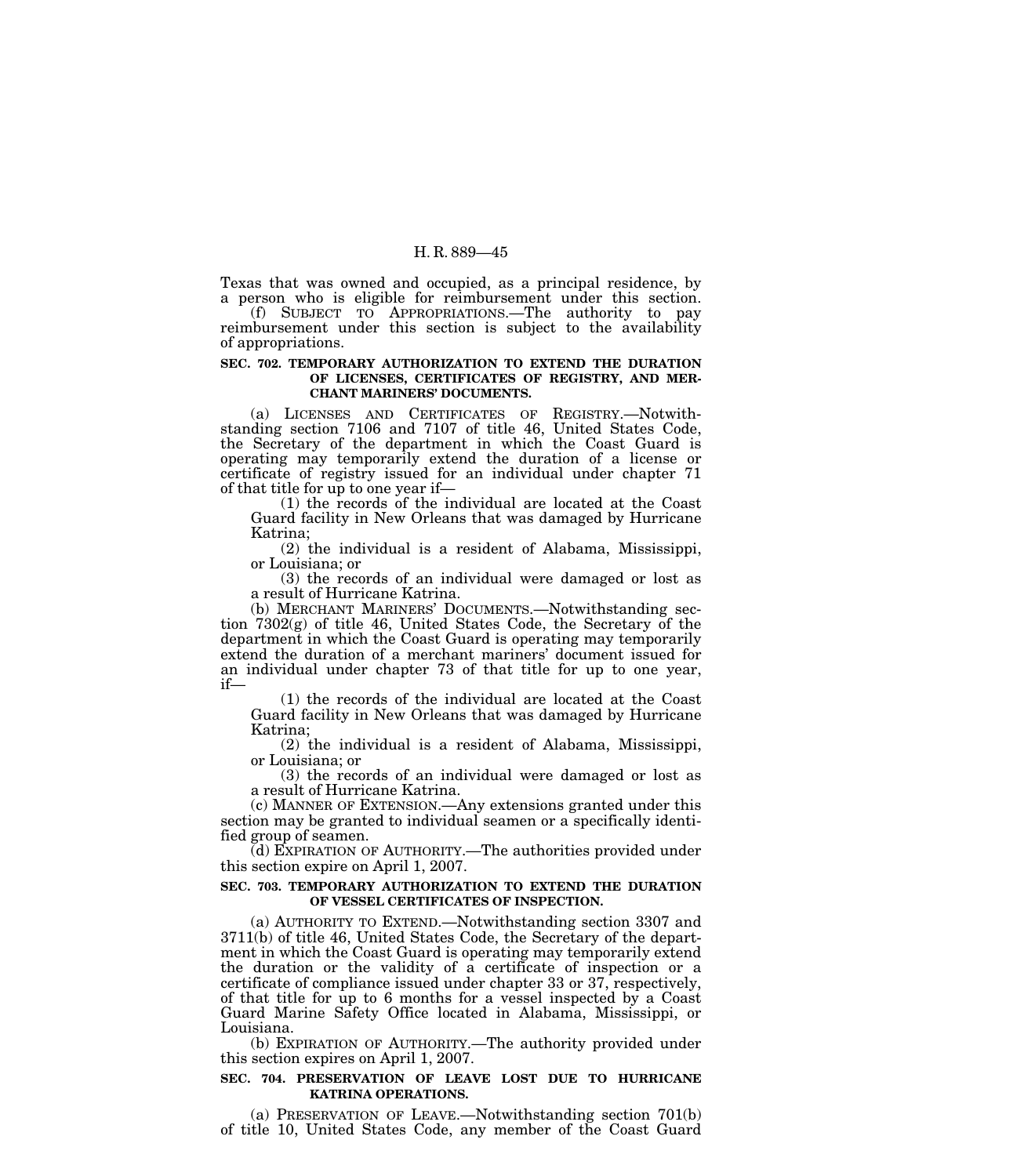Texas that was owned and occupied, as a principal residence, by a person who is eligible for reimbursement under this section.

(f) SUBJECT TO APPROPRIATIONS.—The authority to pay reimbursement under this section is subject to the availability of appropriations.

**SEC. 702. TEMPORARY AUTHORIZATION TO EXTEND THE DURATION OF LICENSES, CERTIFICATES OF REGISTRY, AND MERCHANT MARINERS' DOCUMENTS.**

(a) LICENSES AND CERTIFICATES OF REGISTRY.—Notwithstanding section 7106 and 7107 of title 46, United States Code, the Secretary of the department in which the Coast Guard is operating may temporarily extend the duration of a license or certificate of registry issued for an individual under chapter 71 of that title for up to one year if—

(1) the records of the individual are located at the Coast Guard facility in New Orleans that was damaged by Hurricane Katrina;

(2) the individual is a resident of Alabama, Mississippi, or Louisiana; or

(3) the records of an individual were damaged or lost as a result of Hurricane Katrina.

(b) MERCHANT MARINERS' DOCUMENTS.—Notwithstanding section 7302(g) of title 46, United States Code, the Secretary of the department in which the Coast Guard is operating may temporarily extend the duration of a merchant mariners' document issued for an individual under chapter 73 of that title for up to one year, if—

(1) the records of the individual are located at the Coast Guard facility in New Orleans that was damaged by Hurricane Katrina;

(2) the individual is a resident of Alabama, Mississippi, or Louisiana; or

(3) the records of an individual were damaged or lost as a result of Hurricane Katrina.

(c) MANNER OF EXTENSION.—Any extensions granted under this section may be granted to individual seamen or a specifically identified group of seamen.

(d) EXPIRATION OF AUTHORITY.—The authorities provided under this section expire on April 1, 2007.

**SEC. 703. TEMPORARY AUTHORIZATION TO EXTEND THE DURATION OF VESSEL CERTIFICATES OF INSPECTION.**

(a) AUTHORITY TO EXTEND.—Notwithstanding section 3307 and 3711(b) of title 46, United States Code, the Secretary of the department in which the Coast Guard is operating may temporarily extend the duration or the validity of a certificate of inspection or a certificate of compliance issued under chapter 33 or 37, respectively, of that title for up to 6 months for a vessel inspected by a Coast Guard Marine Safety Office located in Alabama, Mississippi, or Louisiana.

(b) EXPIRATION OF AUTHORITY.—The authority provided under this section expires on April 1, 2007.

**SEC. 704. PRESERVATION OF LEAVE LOST DUE TO HURRICANE KATRINA OPERATIONS.**

(a) PRESERVATION OF LEAVE.—Notwithstanding section 701(b) of title 10, United States Code, any member of the Coast Guard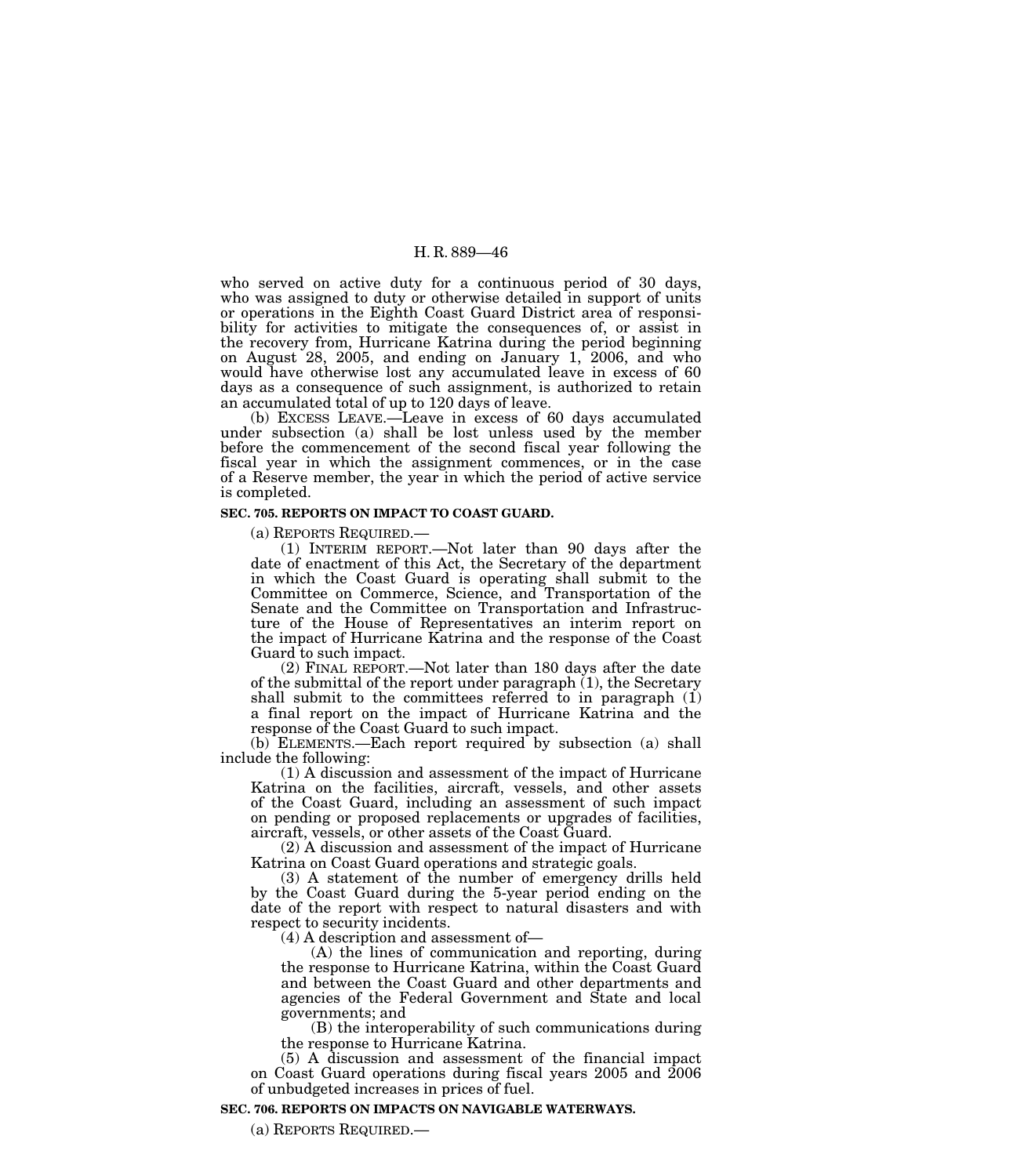who served on active duty for a continuous period of 30 days, who was assigned to duty or otherwise detailed in support of units or operations in the Eighth Coast Guard District area of responsibility for activities to mitigate the consequences of, or assist in the recovery from, Hurricane Katrina during the period beginning on August 28, 2005, and ending on January 1, 2006, and who would have otherwise lost any accumulated leave in excess of 60 days as a consequence of such assignment, is authorized to retain an accumulated total of up to 120 days of leave.

(b) EXCESS LEAVE.—Leave in excess of 60 days accumulated under subsection (a) shall be lost unless used by the member before the commencement of the second fiscal year following the fiscal year in which the assignment commences, or in the case of a Reserve member, the year in which the period of active service is completed.

**SEC. 705. REPORTS ON IMPACT TO COAST GUARD.**

(a) REPORTS REQUIRED.—

(1) INTERIM REPORT.—Not later than 90 days after the date of enactment of this Act, the Secretary of the department in which the Coast Guard is operating shall submit to the Committee on Commerce, Science, and Transportation of the Senate and the Committee on Transportation and Infrastructure of the House of Representatives an interim report on the impact of Hurricane Katrina and the response of the Coast Guard to such impact.

(2) FINAL REPORT.—Not later than 180 days after the date of the submittal of the report under paragraph (1), the Secretary shall submit to the committees referred to in paragraph (1) a final report on the impact of Hurricane Katrina and the response of the Coast Guard to such impact.

(b) ELEMENTS.—Each report required by subsection (a) shall include the following:

(1) A discussion and assessment of the impact of Hurricane Katrina on the facilities, aircraft, vessels, and other assets of the Coast Guard, including an assessment of such impact on pending or proposed replacements or upgrades of facilities, aircraft, vessels, or other assets of the Coast Guard.

(2) A discussion and assessment of the impact of Hurricane Katrina on Coast Guard operations and strategic goals.

(3) A statement of the number of emergency drills held by the Coast Guard during the 5-year period ending on the date of the report with respect to natural disasters and with respect to security incidents.

(4) A description and assessment of—

(A) the lines of communication and reporting, during the response to Hurricane Katrina, within the Coast Guard and between the Coast Guard and other departments and agencies of the Federal Government and State and local governments; and

(B) the interoperability of such communications during the response to Hurricane Katrina.

(5) A discussion and assessment of the financial impact on Coast Guard operations during fiscal years 2005 and 2006 of unbudgeted increases in prices of fuel.

**SEC. 706. REPORTS ON IMPACTS ON NAVIGABLE WATERWAYS.**

(a) REPORTS REQUIRED.—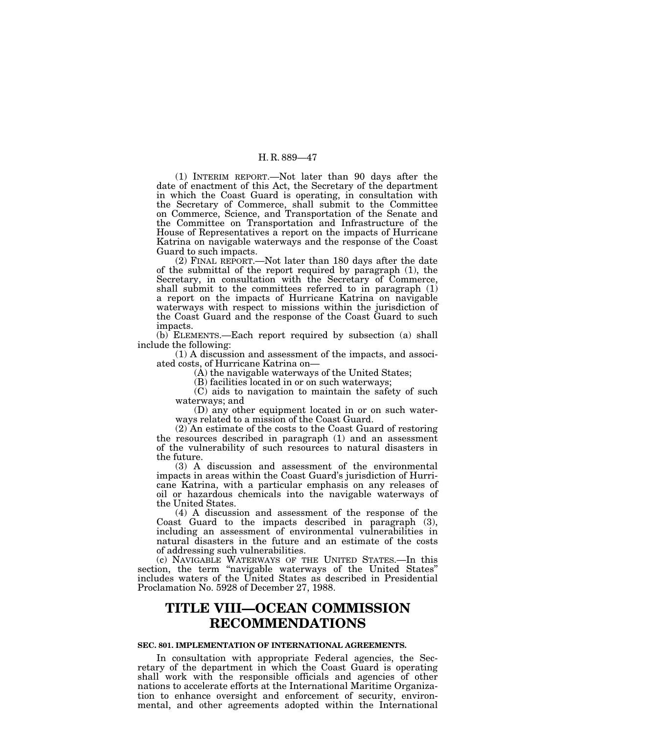(1) INTERIM REPORT.—Not later than 90 days after the date of enactment of this Act, the Secretary of the department in which the Coast Guard is operating, in consultation with the Secretary of Commerce, shall submit to the Committee on Commerce, Science, and Transportation of the Senate and the Committee on Transportation and Infrastructure of the House of Representatives a report on the impacts of Hurricane Katrina on navigable waterways and the response of the Coast Guard to such impacts.

(2) FINAL REPORT.—Not later than 180 days after the date of the submittal of the report required by paragraph (1), the Secretary, in consultation with the Secretary of Commerce, shall submit to the committees referred to in paragraph (1) a report on the impacts of Hurricane Katrina on navigable waterways with respect to missions within the jurisdiction of the Coast Guard and the response of the Coast Guard to such impacts.

(b) ELEMENTS.—Each report required by subsection (a) shall include the following:

(1) A discussion and assessment of the impacts, and associated costs, of Hurricane Katrina on—

(A) the navigable waterways of the United States;

(B) facilities located in or on such waterways;

(C) aids to navigation to maintain the safety of such waterways; and

(D) any other equipment located in or on such waterways related to a mission of the Coast Guard.

(2) An estimate of the costs to the Coast Guard of restoring the resources described in paragraph (1) and an assessment of the vulnerability of such resources to natural disasters in the future.

(3) A discussion and assessment of the environmental impacts in areas within the Coast Guard's jurisdiction of Hurricane Katrina, with a particular emphasis on any releases of oil or hazardous chemicals into the navigable waterways of the United States.

(4) A discussion and assessment of the response of the Coast Guard to the impacts described in paragraph (3), including an assessment of environmental vulnerabilities in natural disasters in the future and an estimate of the costs of addressing such vulnerabilities.

(c) NAVIGABLE WATERWAYS OF THE UNITED STATES.—In this section, the term "navigable waterways of the United States" includes waters of the United States as described in Presidential Proclamation No. 5928 of December 27, 1988.

# TITLE VIII—OCEAN COMMISSION RECOMMENDATIONS

### SEC. 801. IMPLEMENTATION OF INTERNATIONAL AGREEMENTS.

In consultation with appropriate Federal agencies, the Secretary of the department in which the Coast Guard is operating shall work with the responsible officials and agencies of other nations to accelerate efforts at the International Maritime Organization to enhance oversight and enforcement of security, environmental, and other agreements adopted within the International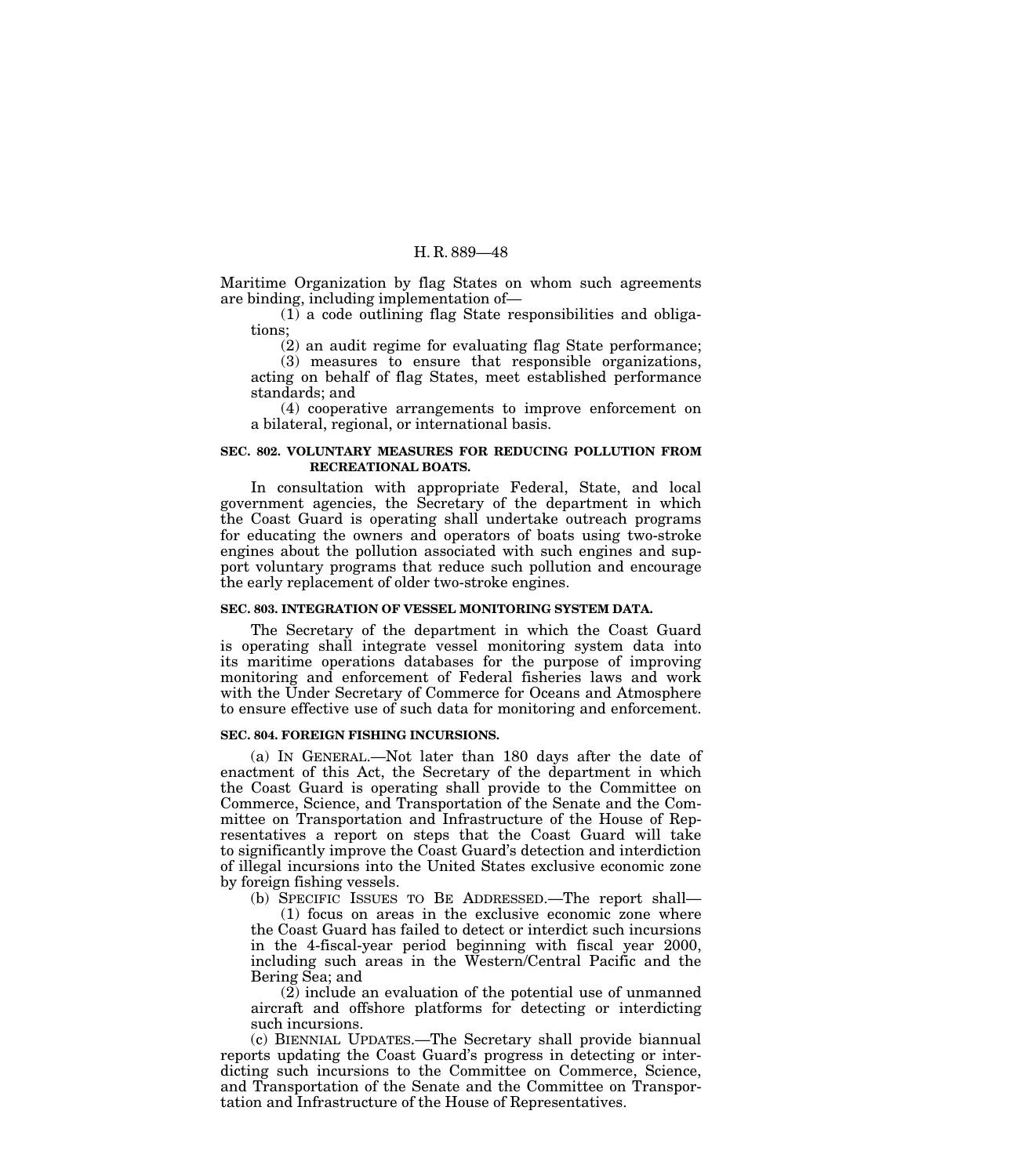Maritime Organization by flag States on whom such agreements are binding, including implementation of—

(1) a code outlining flag State responsibilities and obligations;

(2) an audit regime for evaluating flag State performance;

(3) measures to ensure that responsible organizations, acting on behalf of flag States, meet established performance standards; and

(4) cooperative arrangements to improve enforcement on a bilateral, regional, or international basis.

**SEC. 802. VOLUNTARY MEASURES FOR REDUCING POLLUTION FROM RECREATIONAL BOATS.**

In consultation with appropriate Federal, State, and local government agencies, the Secretary of the department in which the Coast Guard is operating shall undertake outreach programs for educating the owners and operators of boats using two-stroke engines about the pollution associated with such engines and support voluntary programs that reduce such pollution and encourage the early replacement of older two-stroke engines.

**SEC. 803. INTEGRATION OF VESSEL MONITORING SYSTEM DATA.**

The Secretary of the department in which the Coast Guard is operating shall integrate vessel monitoring system data into its maritime operations databases for the purpose of improving monitoring and enforcement of Federal fisheries laws and work with the Under Secretary of Commerce for Oceans and Atmosphere to ensure effective use of such data for monitoring and enforcement.

**SEC. 804. FOREIGN FISHING INCURSIONS.**

(a) IN GENERAL.—Not later than 180 days after the date of enactment of this Act, the Secretary of the department in which the Coast Guard is operating shall provide to the Committee on Commerce, Science, and Transportation of the Senate and the Committee on Transportation and Infrastructure of the House of Representatives a report on steps that the Coast Guard will take to significantly improve the Coast Guard's detection and interdiction of illegal incursions into the United States exclusive economic zone by foreign fishing vessels.

(b) SPECIFIC ISSUES TO BE ADDRESSED.—The report shall—

(1) focus on areas in the exclusive economic zone where the Coast Guard has failed to detect or interdict such incursions in the 4-fiscal-year period beginning with fiscal year 2000, including such areas in the Western/Central Pacific and the Bering Sea; and

(2) include an evaluation of the potential use of unmanned aircraft and offshore platforms for detecting or interdicting such incursions.

(c) BIENNIAL UPDATES.—The Secretary shall provide biannual reports updating the Coast Guard's progress in detecting or interdicting such incursions to the Committee on Commerce, Science, and Transportation of the Senate and the Committee on Transportation and Infrastructure of the House of Representatives.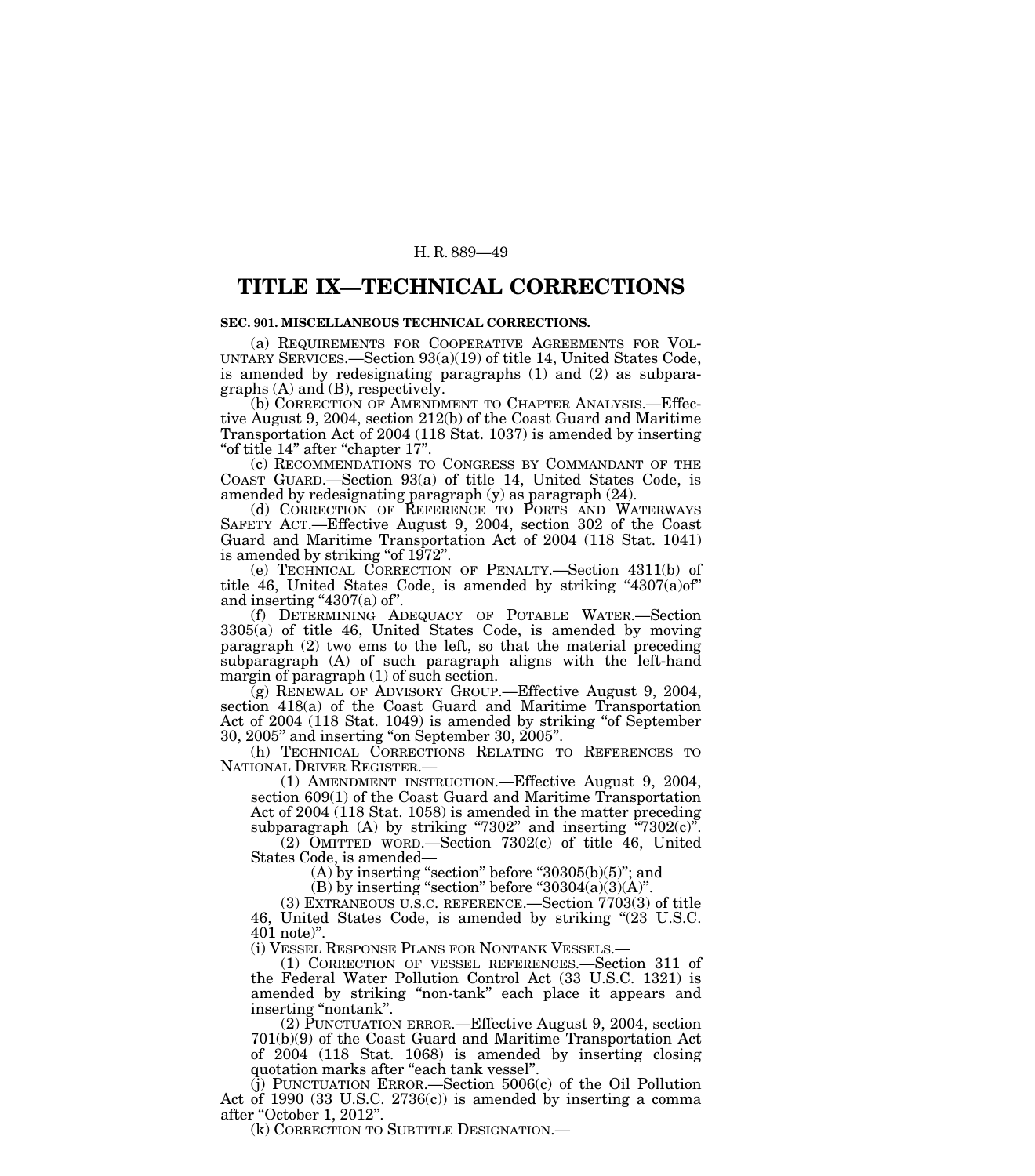# TITLE IX—TECHNICAL CORRECTIONS

**SEC. 901. MISCELLANEOUS TECHNICAL CORRECTIONS.**

(a) REQUIREMENTS FOR COOPERATIVE AGREEMENTS FOR VOLUNTARY SERVICES.—Section 93(a)(19) of title 14, United States Code, is amended by redesignating paragraphs (1) and (2) as subparagraphs (A) and (B), respectively.

(b) CORRECTION OF AMENDMENT TO CHAPTER ANALYSIS.—Effective August 9, 2004, section 212(b) of the Coast Guard and Maritime Transportation Act of 2004 (118 Stat. 1037) is amended by inserting "of title 14" after "chapter 17".

(c) RECOMMENDATIONS TO CONGRESS BY COMMANDANT OF THE COAST GUARD.—Section 93(a) of title 14, United States Code, is amended by redesignating paragraph (y) as paragraph (24).

(d) CORRECTION OF REFERENCE TO PORTS AND WATERWAYS SAFETY ACT.—Effective August 9, 2004, section 302 of the Coast Guard and Maritime Transportation Act of 2004 (118 Stat. 1041) is amended by striking "of 1972".

(e) TECHNICAL CORRECTION OF PENALTY.—Section 4311(b) of title 46, United States Code, is amended by striking "4307(a)of" and inserting "4307(a) of".

(f) DETERMINING ADEQUACY OF POTABLE WATER.—Section 3305(a) of title 46, United States Code, is amended by moving paragraph (2) two ems to the left, so that the material preceding subparagraph (A) of such paragraph aligns with the left-hand margin of paragraph (1) of such section.

(g) RENEWAL OF ADVISORY GROUP.—Effective August 9, 2004, section 418(a) of the Coast Guard and Maritime Transportation Act of 2004 (118 Stat. 1049) is amended by striking "of September 30, 2005" and inserting "on September 30, 2005".

(h) TECHNICAL CORRECTIONS RELATING TO REFERENCES TO NATIONAL DRIVER REGISTER.—

(1) AMENDMENT INSTRUCTION.—Effective August 9, 2004, section 609(1) of the Coast Guard and Maritime Transportation Act of 2004 (118 Stat. 1058) is amended in the matter preceding subparagraph (A) by striking "7302" and inserting "7302(c)".

(2) OMITTED WORD.—Section 7302(c) of title 46, United States Code, is amended—

(A) by inserting "section" before "30305(b)(5)"; and

(B) by inserting "section" before "30304(a)(3)(A)".

(3) EXTRANEOUS U.S.C. REFERENCE.—Section 7703(3) of title 46, United States Code, is amended by striking "(23 U.S.C. 401 note)".

(i) VESSEL RESPONSE PLANS FOR NONTANK VESSELS.—

(1) CORRECTION OF VESSEL REFERENCES.—Section 311 of the Federal Water Pollution Control Act (33 U.S.C. 1321) is amended by striking "non-tank" each place it appears and inserting "nontank".

(2) PUNCTUATION ERROR.—Effective August 9, 2004, section 701(b)(9) of the Coast Guard and Maritime Transportation Act of 2004 (118 Stat. 1068) is amended by inserting closing quotation marks after "each tank vessel".

(j) PUNCTUATION ERROR.—Section 5006(c) of the Oil Pollution Act of 1990 (33 U.S.C. 2736(c)) is amended by inserting a comma after "October 1, 2012".

(k) CORRECTION TO SUBTITLE DESIGNATION.—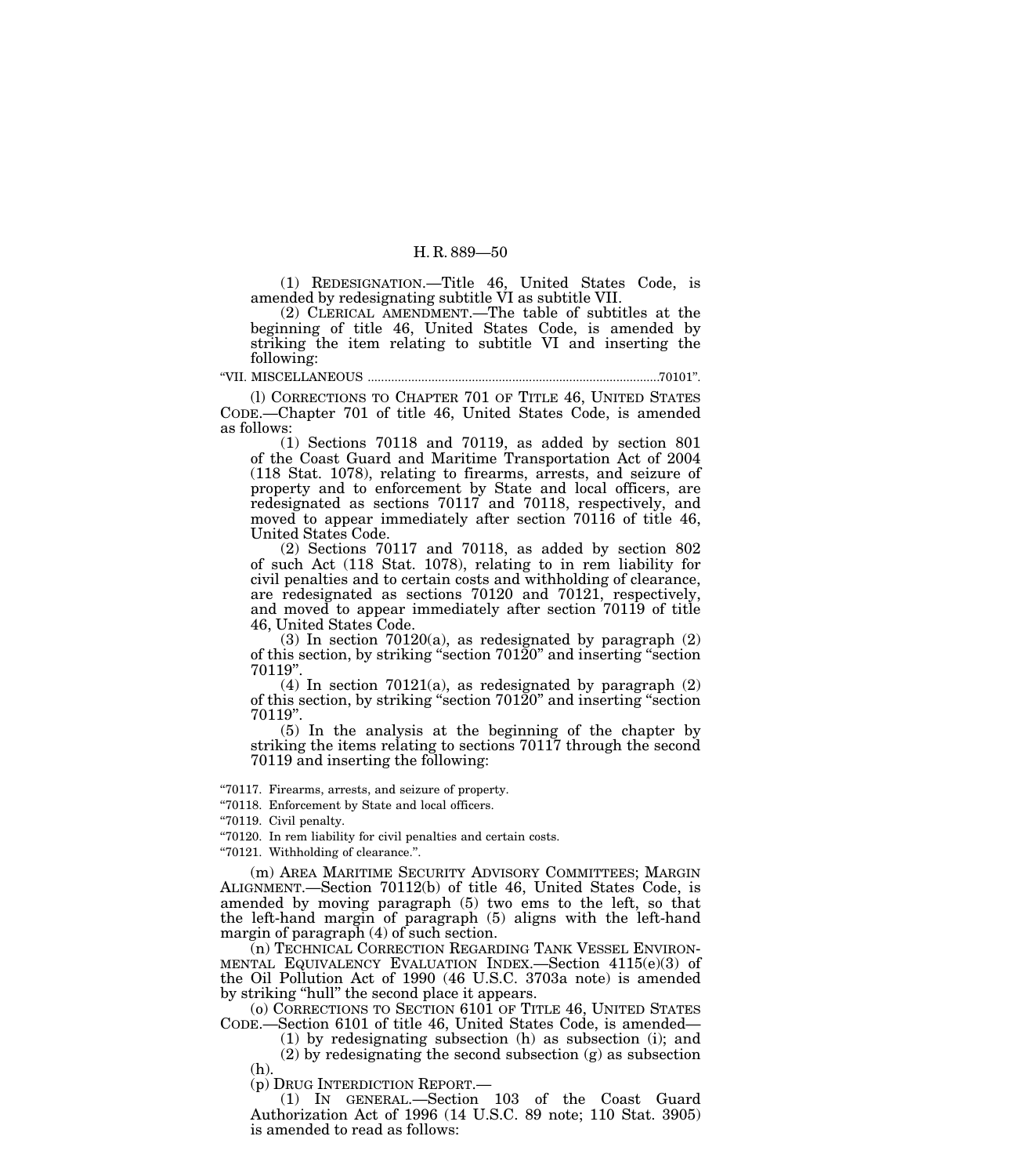(1) REDESIGNATION.—Title 46, United States Code, is amended by redesignating subtitle VI as subtitle VII.

(2) CLERICAL AMENDMENT.—The table of subtitles at the beginning of title 46, United States Code, is amended by striking the item relating to subtitle VI and inserting the following:

"VII. MISCELLANEOUS ........................................................................................70101".

(l) CORRECTIONS TO CHAPTER 701 OF TITLE 46, UNITED STATES CODE.—Chapter 701 of title 46, United States Code, is amended as follows:

(1) Sections 70118 and 70119, as added by section 801 of the Coast Guard and Maritime Transportation Act of 2004 (118 Stat. 1078), relating to firearms, arrests, and seizure of property and to enforcement by State and local officers, are redesignated as sections 70117 and 70118, respectively, and moved to appear immediately after section 70116 of title 46, United States Code.

(2) Sections 70117 and 70118, as added by section 802 of such Act (118 Stat. 1078), relating to in rem liability for civil penalties and to certain costs and withholding of clearance, are redesignated as sections 70120 and 70121, respectively, and moved to appear immediately after section 70119 of title 46, United States Code.

(3) In section 70120(a), as redesignated by paragraph (2) of this section, by striking "section 70120" and inserting "section 70119".

(4) In section 70121(a), as redesignated by paragraph (2) of this section, by striking "section 70120" and inserting "section 70119".

(5) In the analysis at the beginning of the chapter by striking the items relating to sections 70117 through the second 70119 and inserting the following:

"70117. Firearms, arrests, and seizure of property.
"70118. Enforcement by State and local officers.
"70119. Civil penalty.
"70120. In rem liability for civil penalties and certain costs.
"70121. Withholding of clearance.".

(m) AREA MARITIME SECURITY ADVISORY COMMITTEES; MARGIN ALIGNMENT.—Section 70112(b) of title 46, United States Code, is amended by moving paragraph (5) two ems to the left, so that the left-hand margin of paragraph (5) aligns with the left-hand margin of paragraph (4) of such section.

(n) TECHNICAL CORRECTION REGARDING TANK VESSEL ENVIRONMENTAL EQUIVALENCY EVALUATION INDEX.—Section 4115(e)(3) of the Oil Pollution Act of 1990 (46 U.S.C. 3703a note) is amended by striking "hull" the second place it appears.

(o) CORRECTIONS TO SECTION 6101 OF TITLE 46, UNITED STATES CODE.—Section 6101 of title 46, United States Code, is amended—

(1) by redesignating subsection (h) as subsection (i); and

(2) by redesignating the second subsection (g) as subsection (h).

(p) DRUG INTERDICTION REPORT.—

(1) IN GENERAL.—Section 103 of the Coast Guard Authorization Act of 1996 (14 U.S.C. 89 note; 110 Stat. 3905) is amended to read as follows: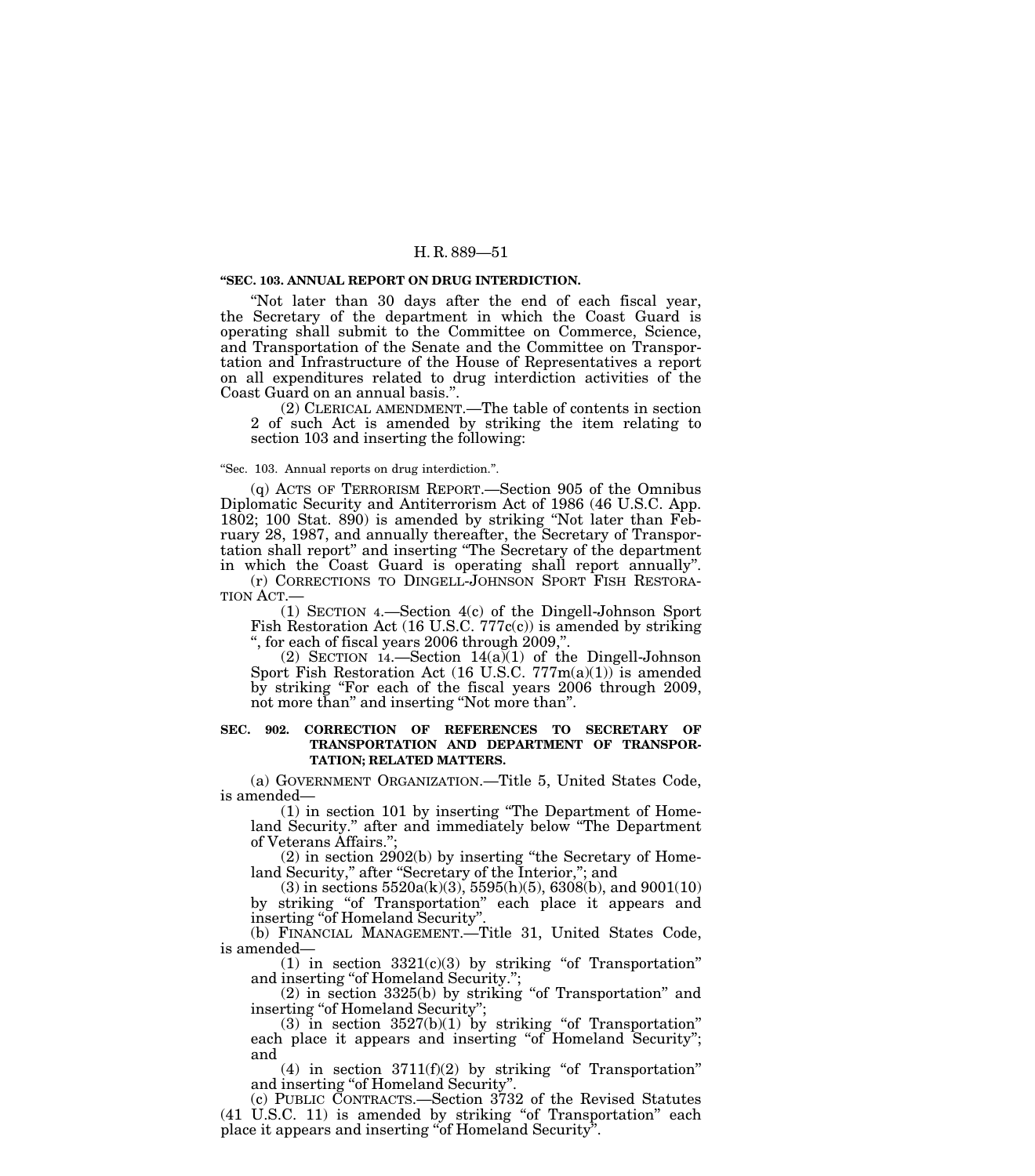**"SEC. 103. ANNUAL REPORT ON DRUG INTERDICTION.**

"Not later than 30 days after the end of each fiscal year, the Secretary of the department in which the Coast Guard is operating shall submit to the Committee on Commerce, Science, and Transportation of the Senate and the Committee on Transportation and Infrastructure of the House of Representatives a report on all expenditures related to drug interdiction activities of the Coast Guard on an annual basis.".

(2) CLERICAL AMENDMENT.—The table of contents in section 2 of such Act is amended by striking the item relating to section 103 and inserting the following:

"Sec. 103. Annual reports on drug interdiction.".

(q) ACTS OF TERRORISM REPORT.—Section 905 of the Omnibus Diplomatic Security and Antiterrorism Act of 1986 (46 U.S.C. App. 1802; 100 Stat. 890) is amended by striking "Not later than February 28, 1987, and annually thereafter, the Secretary of Transportation shall report" and inserting "The Secretary of the department in which the Coast Guard is operating shall report annually".

(r) CORRECTIONS TO DINGELL-JOHNSON SPORT FISH RESTORATION ACT.—

(1) SECTION 4.—Section 4(c) of the Dingell-Johnson Sport Fish Restoration Act (16 U.S.C. 777c(c)) is amended by striking ", for each of fiscal years 2006 through 2009,".

(2) SECTION 14.—Section 14(a)(1) of the Dingell-Johnson Sport Fish Restoration Act (16 U.S.C. 777m(a)(1)) is amended by striking "For each of the fiscal years 2006 through 2009, not more than" and inserting "Not more than".

**SEC. 902. CORRECTION OF REFERENCES TO SECRETARY OF TRANSPORTATION AND DEPARTMENT OF TRANSPORTATION; RELATED MATTERS.**

(a) GOVERNMENT ORGANIZATION.—Title 5, United States Code, is amended—

(1) in section 101 by inserting "The Department of Homeland Security." after and immediately below "The Department of Veterans Affairs.";

(2) in section 2902(b) by inserting "the Secretary of Homeland Security," after "Secretary of the Interior,"; and

(3) in sections 5520a(k)(3), 5595(h)(5), 6308(b), and 9001(10) by striking "of Transportation" each place it appears and inserting "of Homeland Security".

(b) FINANCIAL MANAGEMENT.—Title 31, United States Code, is amended—

(1) in section 3321(c)(3) by striking "of Transportation" and inserting "of Homeland Security.";

(2) in section 3325(b) by striking "of Transportation" and inserting "of Homeland Security";

(3) in section 3527(b)(1) by striking "of Transportation" each place it appears and inserting "of Homeland Security"; and

(4) in section 3711(f)(2) by striking "of Transportation" and inserting "of Homeland Security".

(c) PUBLIC CONTRACTS.—Section 3732 of the Revised Statutes (41 U.S.C. 11) is amended by striking "of Transportation" each place it appears and inserting "of Homeland Security".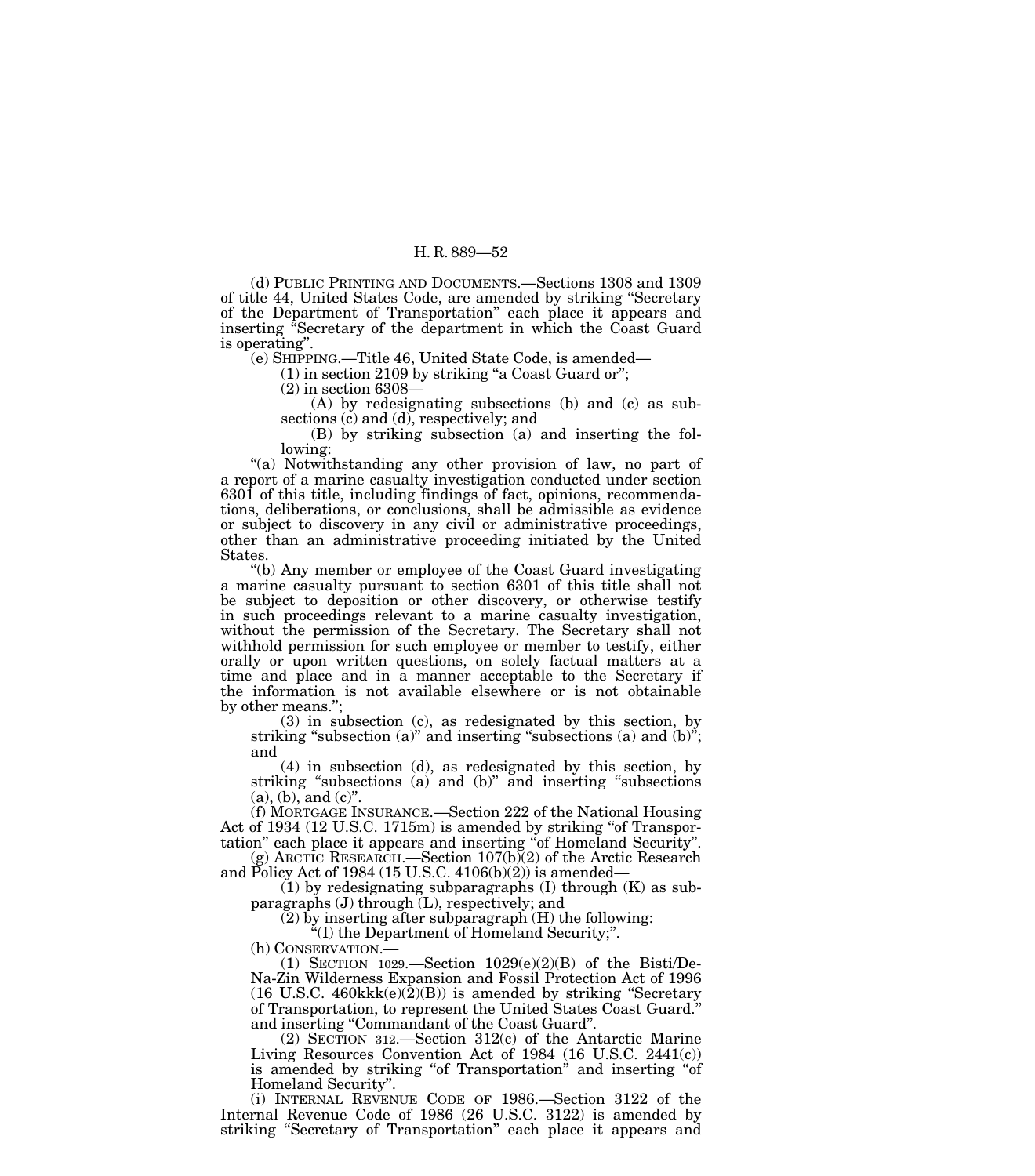(d) PUBLIC PRINTING AND DOCUMENTS.—Sections 1308 and 1309 of title 44, United States Code, are amended by striking "Secretary of the Department of Transportation" each place it appears and inserting "Secretary of the department in which the Coast Guard is operating".

(e) SHIPPING.—Title 46, United State Code, is amended—

(1) in section 2109 by striking "a Coast Guard or";

(2) in section 6308—

(A) by redesignating subsections (b) and (c) as subsections (c) and (d), respectively; and

(B) by striking subsection (a) and inserting the following:

"(a) Notwithstanding any other provision of law, no part of a report of a marine casualty investigation conducted under section 6301 of this title, including findings of fact, opinions, recommendations, deliberations, or conclusions, shall be admissible as evidence or subject to discovery in any civil or administrative proceedings, other than an administrative proceeding initiated by the United States.

"(b) Any member or employee of the Coast Guard investigating a marine casualty pursuant to section 6301 of this title shall not be subject to deposition or other discovery, or otherwise testify in such proceedings relevant to a marine casualty investigation, without the permission of the Secretary. The Secretary shall not withhold permission for such employee or member to testify, either orally or upon written questions, on solely factual matters at a time and place and in a manner acceptable to the Secretary if the information is not available elsewhere or is not obtainable by other means.";

(3) in subsection (c), as redesignated by this section, by striking "subsection (a)" and inserting "subsections (a) and (b)"; and

(4) in subsection (d), as redesignated by this section, by striking "subsections (a) and (b)" and inserting "subsections (a), (b), and (c)".

(f) MORTGAGE INSURANCE.—Section 222 of the National Housing Act of 1934 (12 U.S.C. 1715m) is amended by striking "of Transportation" each place it appears and inserting "of Homeland Security".

(g) ARCTIC RESEARCH.—Section 107(b)(2) of the Arctic Research and Policy Act of 1984 (15 U.S.C. 4106(b)(2)) is amended—

(1) by redesignating subparagraphs (I) through (K) as subparagraphs (J) through (L), respectively; and

(2) by inserting after subparagraph (H) the following:

"(I) the Department of Homeland Security;".

(h) CONSERVATION.—

(1) SECTION 1029.—Section 1029(e)(2)(B) of the Bisti/De-Na-Zin Wilderness Expansion and Fossil Protection Act of 1996 (16 U.S.C. 460kkk(e)(2)(B)) is amended by striking "Secretary of Transportation, to represent the United States Coast Guard." and inserting "Commandant of the Coast Guard".

(2) SECTION 312.—Section 312(c) of the Antarctic Marine Living Resources Convention Act of 1984 (16 U.S.C. 2441(c)) is amended by striking "of Transportation" and inserting "of Homeland Security".

(i) INTERNAL REVENUE CODE OF 1986.—Section 3122 of the Internal Revenue Code of 1986 (26 U.S.C. 3122) is amended by striking "Secretary of Transportation" each place it appears and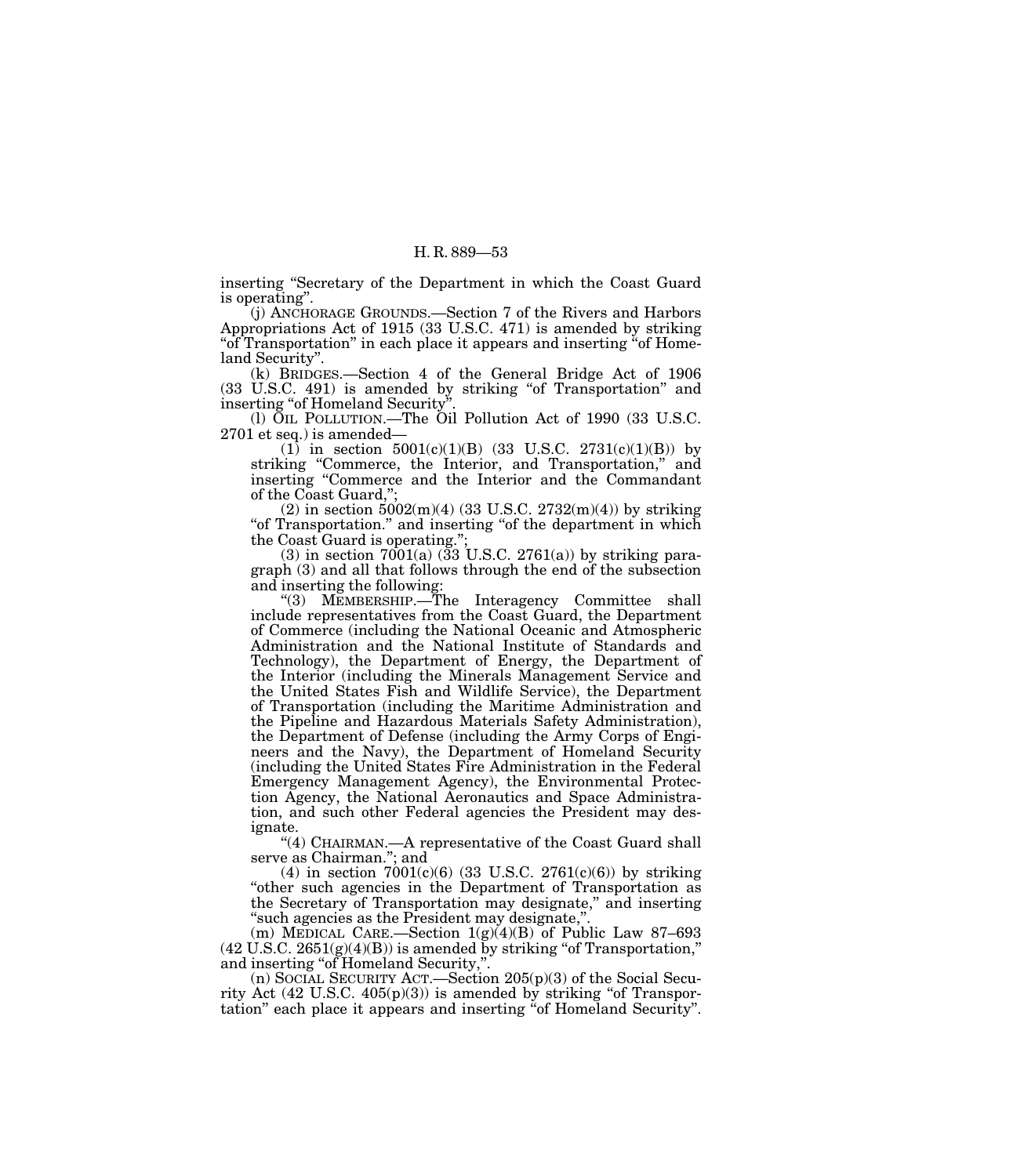inserting "Secretary of the Department in which the Coast Guard is operating".

(j) ANCHORAGE GROUNDS.—Section 7 of the Rivers and Harbors Appropriations Act of 1915 (33 U.S.C. 471) is amended by striking "of Transportation" in each place it appears and inserting "of Homeland Security".

(k) BRIDGES.—Section 4 of the General Bridge Act of 1906 (33 U.S.C. 491) is amended by striking "of Transportation" and inserting "of Homeland Security".

(l) OIL POLLUTION.—The Oil Pollution Act of 1990 (33 U.S.C. 2701 et seq.) is amended—

(1) in section 5001(c)(1)(B) (33 U.S.C. 2731(c)(1)(B)) by striking "Commerce, the Interior, and Transportation," and inserting "Commerce and the Interior and the Commandant of the Coast Guard,";

(2) in section 5002(m)(4) (33 U.S.C. 2732(m)(4)) by striking "of Transportation." and inserting "of the department in which the Coast Guard is operating.";

(3) in section 7001(a) (33 U.S.C. 2761(a)) by striking paragraph (3) and all that follows through the end of the subsection and inserting the following:

"(3) MEMBERSHIP.—The Interagency Committee shall include representatives from the Coast Guard, the Department of Commerce (including the National Oceanic and Atmospheric Administration and the National Institute of Standards and Technology), the Department of Energy, the Department of the Interior (including the Minerals Management Service and the United States Fish and Wildlife Service), the Department of Transportation (including the Maritime Administration and the Pipeline and Hazardous Materials Safety Administration), the Department of Defense (including the Army Corps of Engineers and the Navy), the Department of Homeland Security (including the United States Fire Administration in the Federal Emergency Management Agency), the Environmental Protection Agency, the National Aeronautics and Space Administration, and such other Federal agencies the President may designate.

"(4) CHAIRMAN.—A representative of the Coast Guard shall serve as Chairman."; and

(4) in section 7001(c)(6) (33 U.S.C. 2761(c)(6)) by striking "other such agencies in the Department of Transportation as the Secretary of Transportation may designate," and inserting "such agencies as the President may designate,".

(m) MEDICAL CARE.—Section 1(g)(4)(B) of Public Law 87–693 (42 U.S.C. 2651(g)(4)(B)) is amended by striking "of Transportation," and inserting "of Homeland Security,".

(n) SOCIAL SECURITY ACT.—Section 205(p)(3) of the Social Security Act (42 U.S.C. 405(p)(3)) is amended by striking "of Transportation" each place it appears and inserting "of Homeland Security".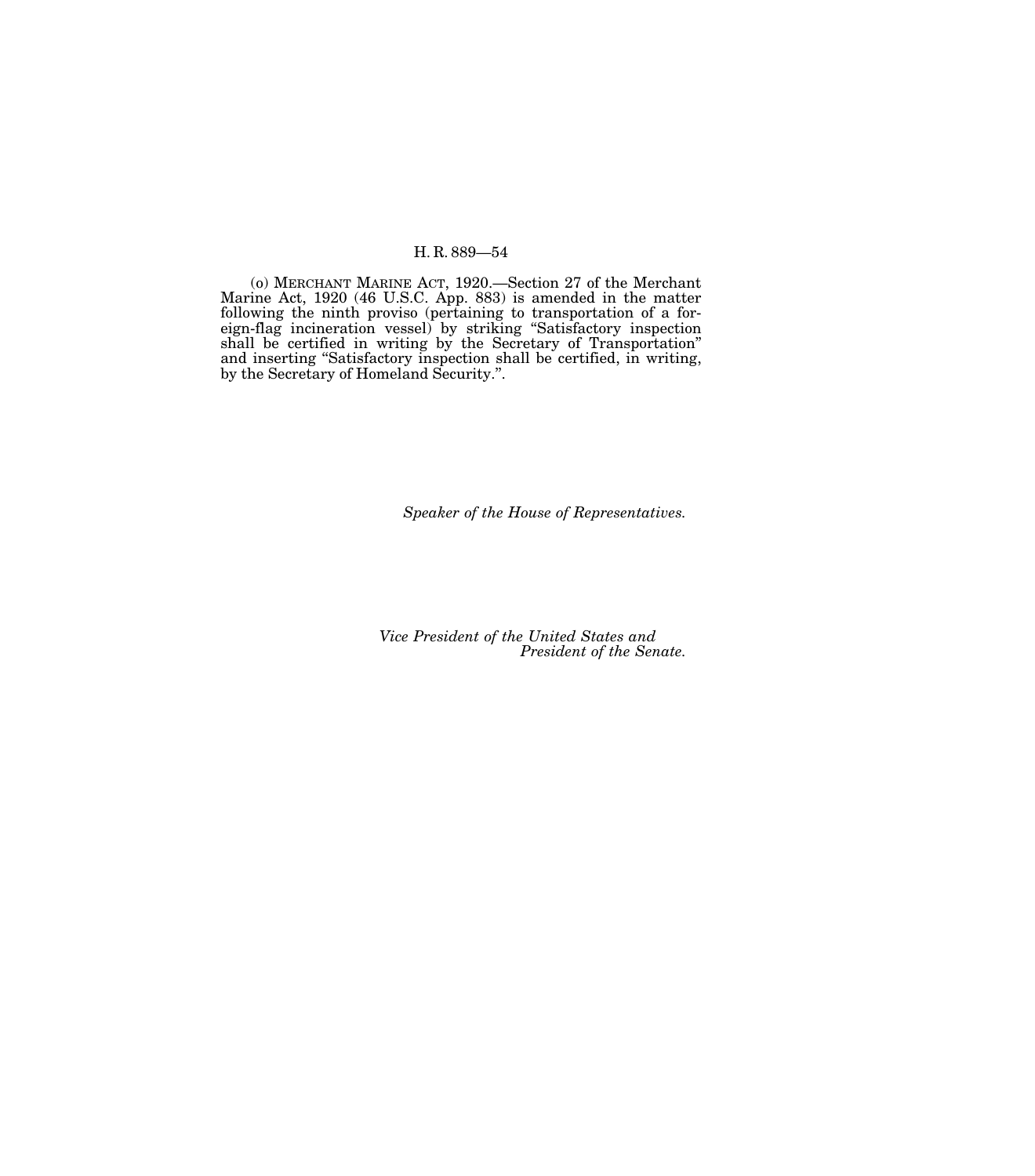(o) MERCHANT MARINE ACT, 1920.—Section 27 of the Merchant Marine Act, 1920 (46 U.S.C. App. 883) is amended in the matter following the ninth proviso (pertaining to transportation of a foreign-flag incineration vessel) by striking "Satisfactory inspection shall be certified in writing by the Secretary of Transportation" and inserting "Satisfactory inspection shall be certified, in writing, by the Secretary of Homeland Security.".

*Speaker of the House of Representatives.*

*Vice President of the United States and President of the Senate.*